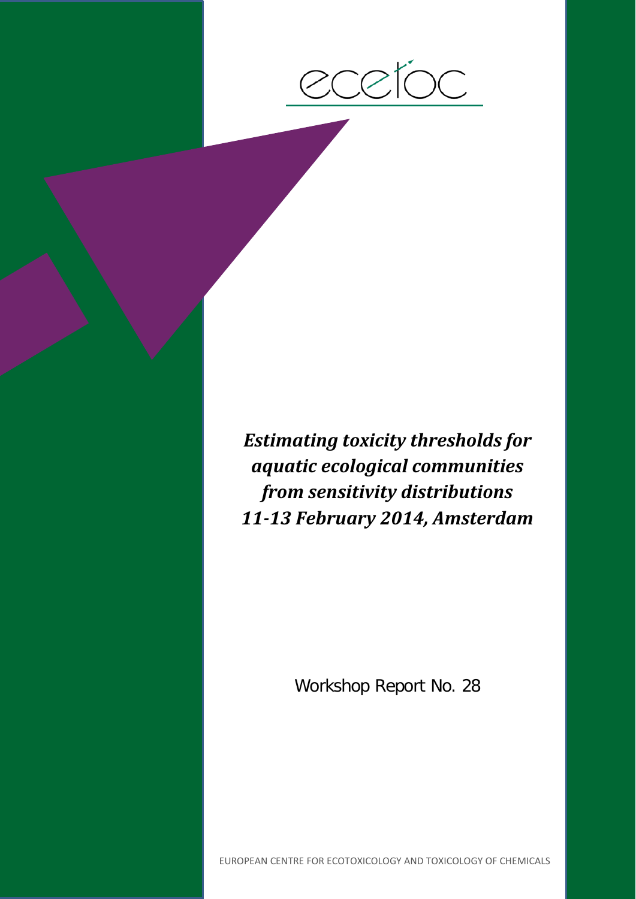ecetoc

# *Estimating toxicity thresholds for aquatic ecological communities from sensitivity distributions 11-13 February 2014, Amsterdam*

Workshop Report No. 28

EUROPEAN CENTRE FOR ECOTOXICOLOGY AND TOXICOLOGY OF CHEMICALS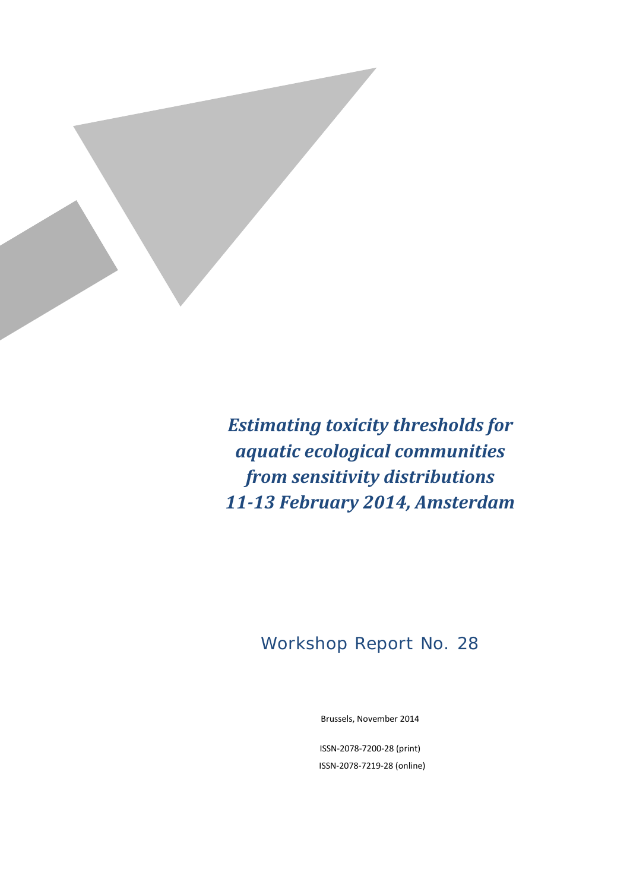# *Estimating toxicity thresholds for aquatic ecological communities from sensitivity distributions 11-13 February 2014, Amsterdam*

## Workshop Report No. 28

Brussels, November 2014

ISSN-2078-7200-28 (print)

ISSN-2078-7219-28 (online)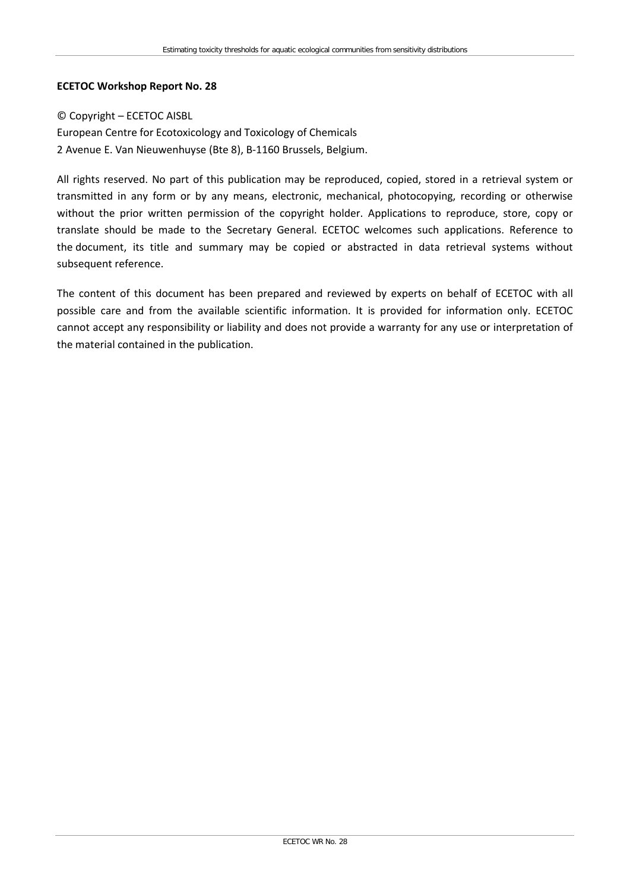**ECETOC Workshop Report No. 28**

© Copyright – ECETOC AISBL
European Centre for Ecotoxicology and Toxicology of Chemicals
2 Avenue E. Van Nieuwenhuyse (Bte 8), B-1160 Brussels, Belgium.

All rights reserved. No part of this publication may be reproduced, copied, stored in a retrieval system or transmitted in any form or by any means, electronic, mechanical, photocopying, recording or otherwise without the prior written permission of the copyright holder. Applications to reproduce, store, copy or translate should be made to the Secretary General. ECETOC welcomes such applications. Reference to the document, its title and summary may be copied or abstracted in data retrieval systems without subsequent reference.

The content of this document has been prepared and reviewed by experts on behalf of ECETOC with all possible care and from the available scientific information. It is provided for information only. ECETOC cannot accept any responsibility or liability and does not provide a warranty for any use or interpretation of the material contained in the publication.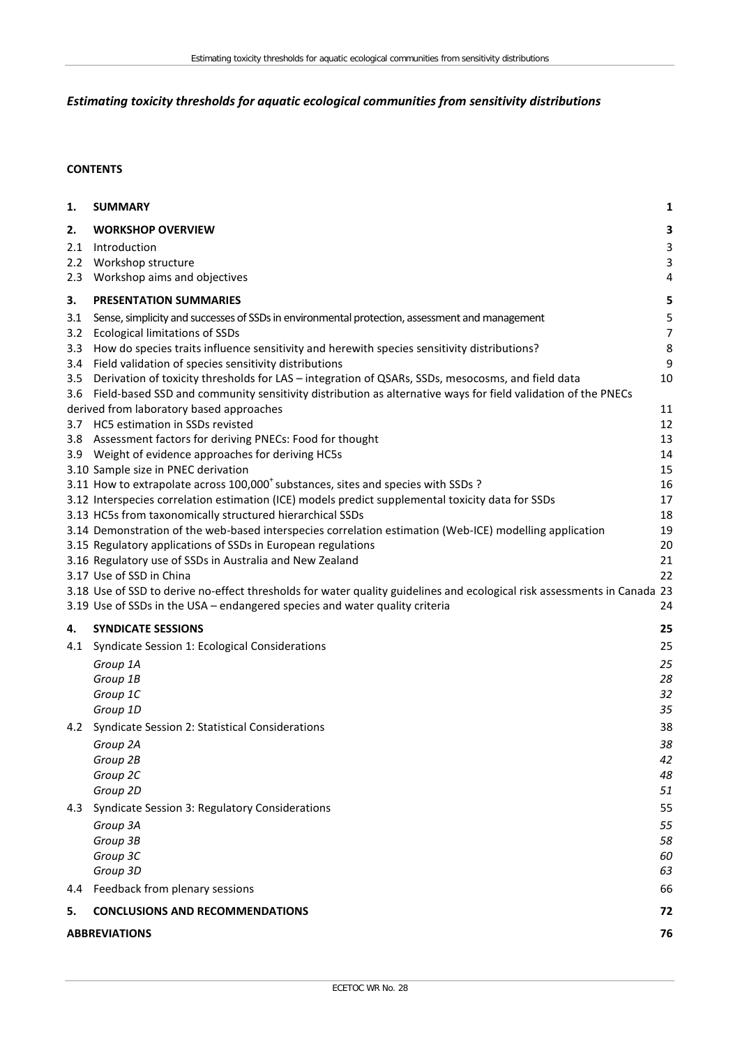## *Estimating toxicity thresholds for aquatic ecological communities from sensitivity distributions*

**CONTENTS**

| | | |
|---|---|---|
| **1.** | **SUMMARY** | **1** |
| **2.** | **WORKSHOP OVERVIEW** | **3** |
| 2.1 | Introduction | 3 |
| 2.2 | Workshop structure | 3 |
| 2.3 | Workshop aims and objectives | 4 |
| **3.** | **PRESENTATION SUMMARIES** | **5** |
| 3.1 | Sense, simplicity and successes of SSDs in environmental protection, assessment and management | 5 |
| 3.2 | Ecological limitations of SSDs | 7 |
| 3.3 | How do species traits influence sensitivity and herewith species sensitivity distributions? | 8 |
| 3.4 | Field validation of species sensitivity distributions | 9 |
| 3.5 | Derivation of toxicity thresholds for LAS – integration of QSARs, SSDs, mesocosms, and field data | 10 |
| 3.6 | Field-based SSD and community sensitivity distribution as alternative ways for field validation of the PNECs derived from laboratory based approaches | 11 |
| 3.7 | HC5 estimation in SSDs revisted | 12 |
| 3.8 | Assessment factors for deriving PNECs: Food for thought | 13 |
| 3.9 | Weight of evidence approaches for deriving HC5s | 14 |
| 3.10 | Sample size in PNEC derivation | 15 |
| 3.11 | How to extrapolate across 100,000[+] substances, sites and species with SSDs ? | 16 |
| 3.12 | Interspecies correlation estimation (ICE) models predict supplemental toxicity data for SSDs | 17 |
| 3.13 | HC5s from taxonomically structured hierarchical SSDs | 18 |
| 3.14 | Demonstration of the web-based interspecies correlation estimation (Web-ICE) modelling application | 19 |
| 3.15 | Regulatory applications of SSDs in European regulations | 20 |
| 3.16 | Regulatory use of SSDs in Australia and New Zealand | 21 |
| 3.17 | Use of SSD in China | 22 |
| 3.18 | Use of SSD to derive no-effect thresholds for water quality guidelines and ecological risk assessments in Canada | 23 |
| 3.19 | Use of SSDs in the USA – endangered species and water quality criteria | 24 |
| **4.** | **SYNDICATE SESSIONS** | **25** |
| 4.1 | Syndicate Session 1: Ecological Considerations | 25 |
| | *Group 1A* | *25* |
| | *Group 1B* | *28* |
| | *Group 1C* | *32* |
| | *Group 1D* | *35* |
| 4.2 | Syndicate Session 2: Statistical Considerations | 38 |
| | *Group 2A* | *38* |
| | *Group 2B* | *42* |
| | *Group 2C* | *48* |
| | *Group 2D* | *51* |
| 4.3 | Syndicate Session 3: Regulatory Considerations | 55 |
| | *Group 3A* | *55* |
| | *Group 3B* | *58* |
| | *Group 3C* | *60* |
| | *Group 3D* | *63* |
| 4.4 | Feedback from plenary sessions | 66 |
| **5.** | **CONCLUSIONS AND RECOMMENDATIONS** | **72** |
| | **ABBREVIATIONS** | **76** |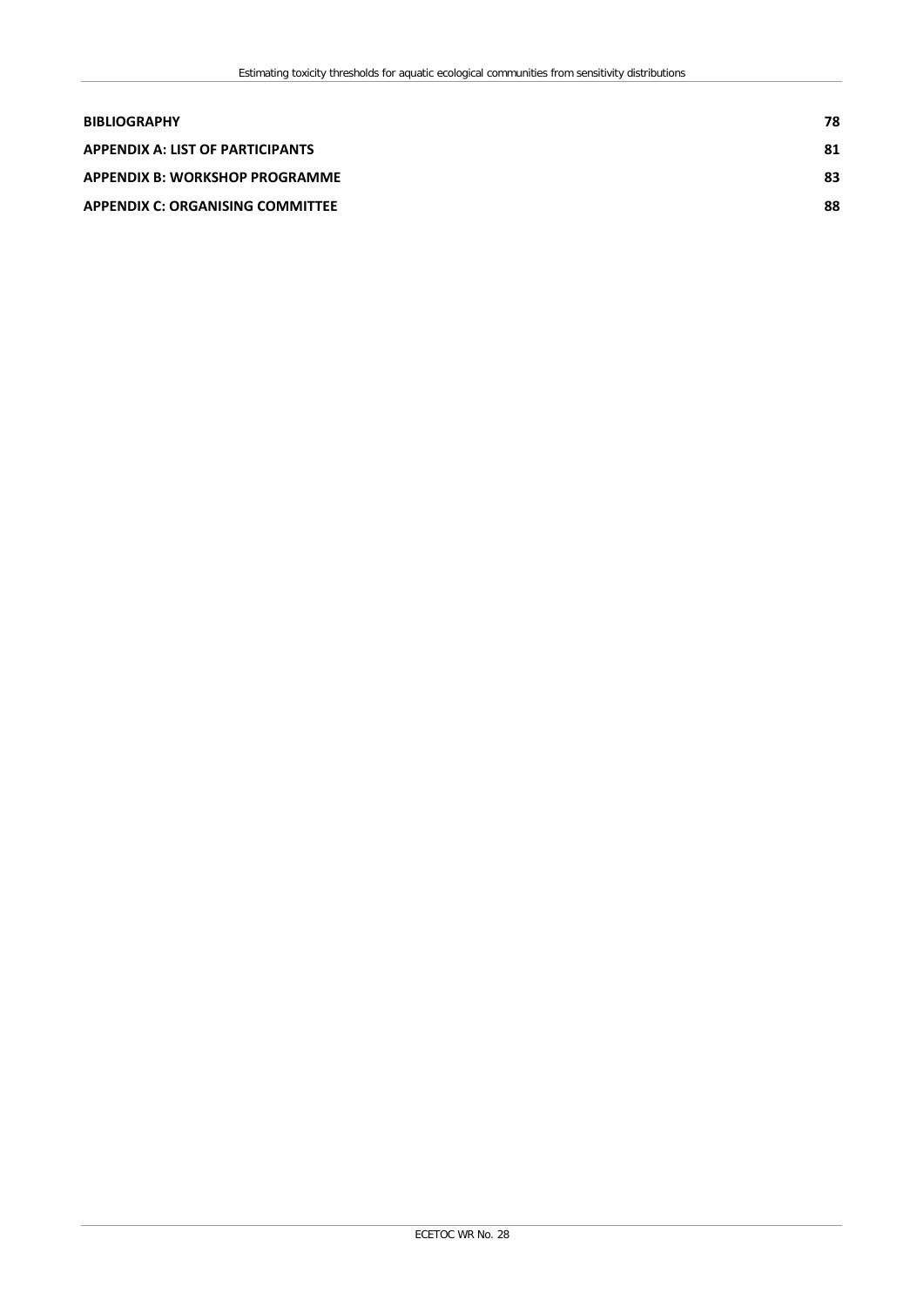**BIBLIOGRAPHY** 78

**APPENDIX A: LIST OF PARTICIPANTS** 81

**APPENDIX B: WORKSHOP PROGRAMME** 83

**APPENDIX C: ORGANISING COMMITTEE** 88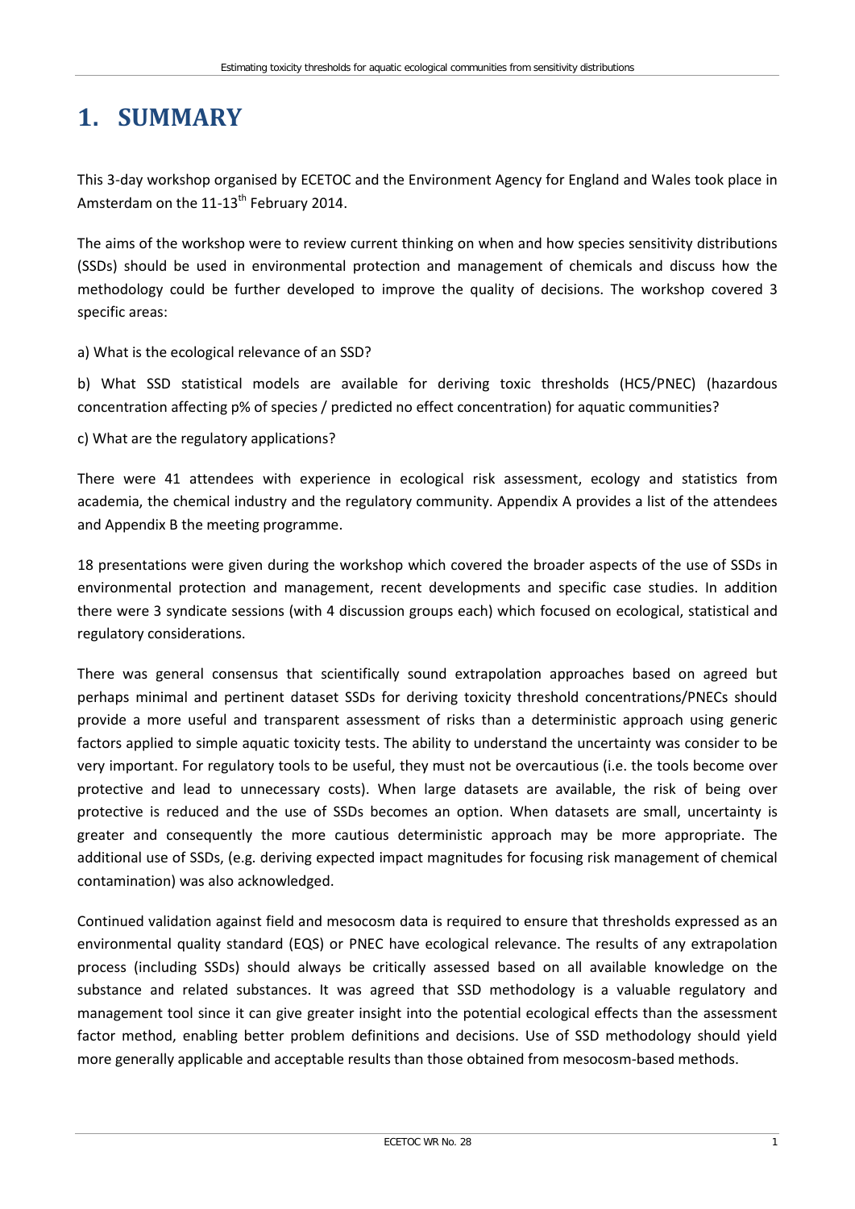# 1. SUMMARY

This 3-day workshop organised by ECETOC and the Environment Agency for England and Wales took place in Amsterdam on the 11-13th February 2014.

The aims of the workshop were to review current thinking on when and how species sensitivity distributions (SSDs) should be used in environmental protection and management of chemicals and discuss how the methodology could be further developed to improve the quality of decisions. The workshop covered 3 specific areas:

a) What is the ecological relevance of an SSD?

b) What SSD statistical models are available for deriving toxic thresholds (HC5/PNEC) (hazardous concentration affecting p% of species / predicted no effect concentration) for aquatic communities?

c) What are the regulatory applications?

There were 41 attendees with experience in ecological risk assessment, ecology and statistics from academia, the chemical industry and the regulatory community. Appendix A provides a list of the attendees and Appendix B the meeting programme.

18 presentations were given during the workshop which covered the broader aspects of the use of SSDs in environmental protection and management, recent developments and specific case studies. In addition there were 3 syndicate sessions (with 4 discussion groups each) which focused on ecological, statistical and regulatory considerations.

There was general consensus that scientifically sound extrapolation approaches based on agreed but perhaps minimal and pertinent dataset SSDs for deriving toxicity threshold concentrations/PNECs should provide a more useful and transparent assessment of risks than a deterministic approach using generic factors applied to simple aquatic toxicity tests. The ability to understand the uncertainty was consider to be very important. For regulatory tools to be useful, they must not be overcautious (i.e. the tools become over protective and lead to unnecessary costs). When large datasets are available, the risk of being over protective is reduced and the use of SSDs becomes an option. When datasets are small, uncertainty is greater and consequently the more cautious deterministic approach may be more appropriate. The additional use of SSDs, (e.g. deriving expected impact magnitudes for focusing risk management of chemical contamination) was also acknowledged.

Continued validation against field and mesocosm data is required to ensure that thresholds expressed as an environmental quality standard (EQS) or PNEC have ecological relevance. The results of any extrapolation process (including SSDs) should always be critically assessed based on all available knowledge on the substance and related substances. It was agreed that SSD methodology is a valuable regulatory and management tool since it can give greater insight into the potential ecological effects than the assessment factor method, enabling better problem definitions and decisions. Use of SSD methodology should yield more generally applicable and acceptable results than those obtained from mesocosm-based methods.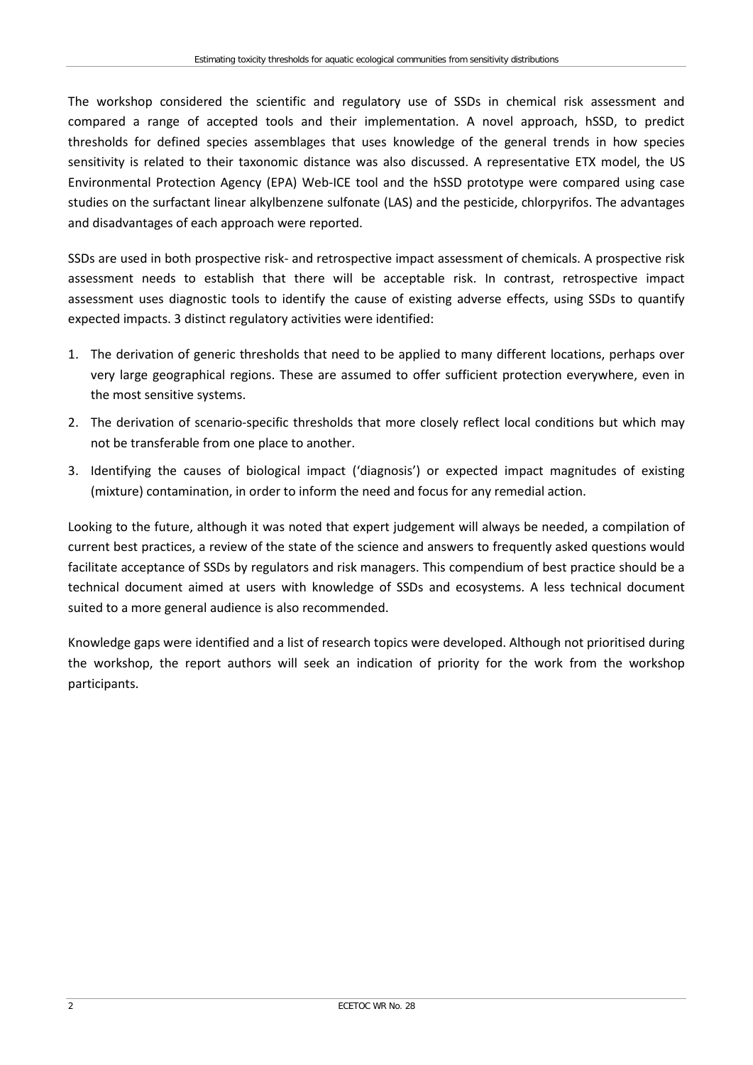The workshop considered the scientific and regulatory use of SSDs in chemical risk assessment and compared a range of accepted tools and their implementation. A novel approach, hSSD, to predict thresholds for defined species assemblages that uses knowledge of the general trends in how species sensitivity is related to their taxonomic distance was also discussed. A representative ETX model, the US Environmental Protection Agency (EPA) Web-ICE tool and the hSSD prototype were compared using case studies on the surfactant linear alkylbenzene sulfonate (LAS) and the pesticide, chlorpyrifos. The advantages and disadvantages of each approach were reported.

SSDs are used in both prospective risk- and retrospective impact assessment of chemicals. A prospective risk assessment needs to establish that there will be acceptable risk. In contrast, retrospective impact assessment uses diagnostic tools to identify the cause of existing adverse effects, using SSDs to quantify expected impacts. 3 distinct regulatory activities were identified:

1. The derivation of generic thresholds that need to be applied to many different locations, perhaps over very large geographical regions. These are assumed to offer sufficient protection everywhere, even in the most sensitive systems.
2. The derivation of scenario-specific thresholds that more closely reflect local conditions but which may not be transferable from one place to another.
3. Identifying the causes of biological impact ('diagnosis') or expected impact magnitudes of existing (mixture) contamination, in order to inform the need and focus for any remedial action.

Looking to the future, although it was noted that expert judgement will always be needed, a compilation of current best practices, a review of the state of the science and answers to frequently asked questions would facilitate acceptance of SSDs by regulators and risk managers. This compendium of best practice should be a technical document aimed at users with knowledge of SSDs and ecosystems. A less technical document suited to a more general audience is also recommended.

Knowledge gaps were identified and a list of research topics were developed. Although not prioritised during the workshop, the report authors will seek an indication of priority for the work from the workshop participants.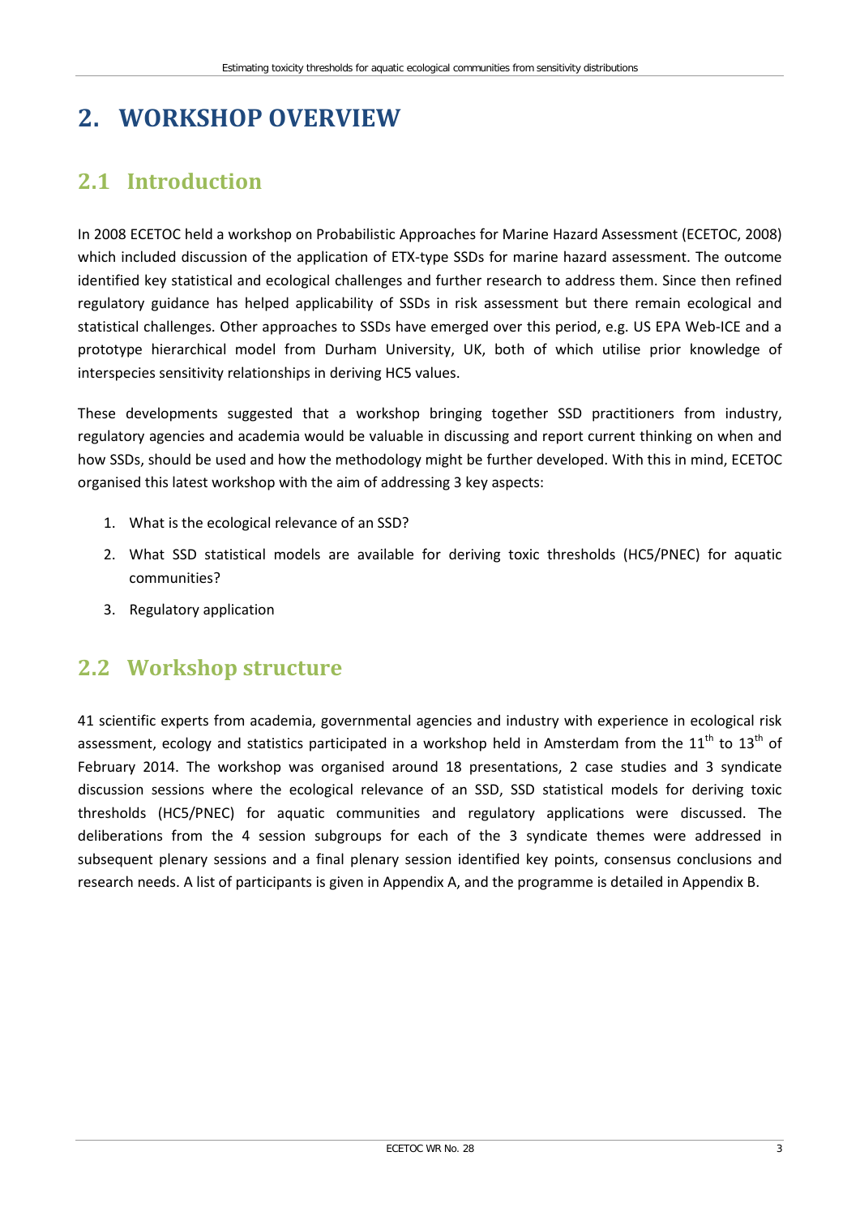# 2. WORKSHOP OVERVIEW

## 2.1 Introduction

In 2008 ECETOC held a workshop on Probabilistic Approaches for Marine Hazard Assessment (ECETOC, 2008) which included discussion of the application of ETX-type SSDs for marine hazard assessment. The outcome identified key statistical and ecological challenges and further research to address them. Since then refined regulatory guidance has helped applicability of SSDs in risk assessment but there remain ecological and statistical challenges. Other approaches to SSDs have emerged over this period, e.g. US EPA Web-ICE and a prototype hierarchical model from Durham University, UK, both of which utilise prior knowledge of interspecies sensitivity relationships in deriving HC5 values.

These developments suggested that a workshop bringing together SSD practitioners from industry, regulatory agencies and academia would be valuable in discussing and report current thinking on when and how SSDs, should be used and how the methodology might be further developed. With this in mind, ECETOC organised this latest workshop with the aim of addressing 3 key aspects:

1. What is the ecological relevance of an SSD?
2. What SSD statistical models are available for deriving toxic thresholds (HC5/PNEC) for aquatic communities?
3. Regulatory application

## 2.2 Workshop structure

41 scientific experts from academia, governmental agencies and industry with experience in ecological risk assessment, ecology and statistics participated in a workshop held in Amsterdam from the 11th to 13th of February 2014. The workshop was organised around 18 presentations, 2 case studies and 3 syndicate discussion sessions where the ecological relevance of an SSD, SSD statistical models for deriving toxic thresholds (HC5/PNEC) for aquatic communities and regulatory applications were discussed. The deliberations from the 4 session subgroups for each of the 3 syndicate themes were addressed in subsequent plenary sessions and a final plenary session identified key points, consensus conclusions and research needs. A list of participants is given in Appendix A, and the programme is detailed in Appendix B.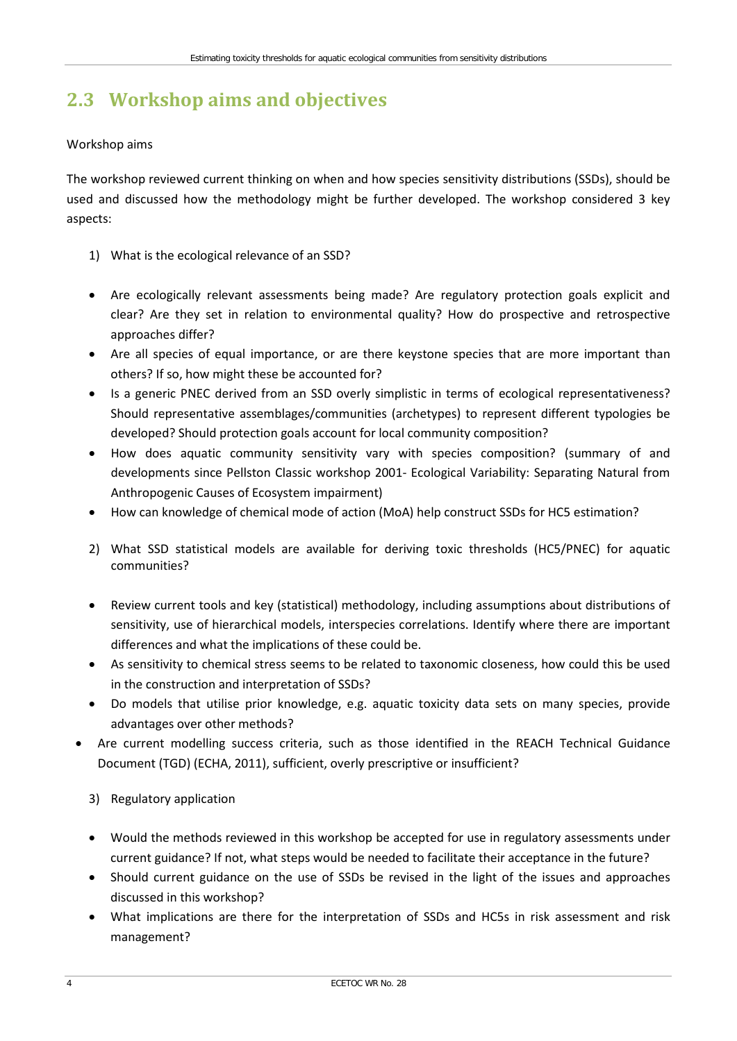## 2.3 Workshop aims and objectives

Workshop aims

The workshop reviewed current thinking on when and how species sensitivity distributions (SSDs), should be used and discussed how the methodology might be further developed. The workshop considered 3 key aspects:

1) What is the ecological relevance of an SSD?

- Are ecologically relevant assessments being made? Are regulatory protection goals explicit and clear? Are they set in relation to environmental quality? How do prospective and retrospective approaches differ?
- Are all species of equal importance, or are there keystone species that are more important than others? If so, how might these be accounted for?
- Is a generic PNEC derived from an SSD overly simplistic in terms of ecological representativeness? Should representative assemblages/communities (archetypes) to represent different typologies be developed? Should protection goals account for local community composition?
- How does aquatic community sensitivity vary with species composition? (summary of and developments since Pellston Classic workshop 2001- Ecological Variability: Separating Natural from Anthropogenic Causes of Ecosystem impairment)
- How can knowledge of chemical mode of action (MoA) help construct SSDs for HC5 estimation?

2) What SSD statistical models are available for deriving toxic thresholds (HC5/PNEC) for aquatic communities?

- Review current tools and key (statistical) methodology, including assumptions about distributions of sensitivity, use of hierarchical models, interspecies correlations. Identify where there are important differences and what the implications of these could be.
- As sensitivity to chemical stress seems to be related to taxonomic closeness, how could this be used in the construction and interpretation of SSDs?
- Do models that utilise prior knowledge, e.g. aquatic toxicity data sets on many species, provide advantages over other methods?
- Are current modelling success criteria, such as those identified in the REACH Technical Guidance Document (TGD) (ECHA, 2011), sufficient, overly prescriptive or insufficient?

3) Regulatory application

- Would the methods reviewed in this workshop be accepted for use in regulatory assessments under current guidance? If not, what steps would be needed to facilitate their acceptance in the future?
- Should current guidance on the use of SSDs be revised in the light of the issues and approaches discussed in this workshop?
- What implications are there for the interpretation of SSDs and HC5s in risk assessment and risk management?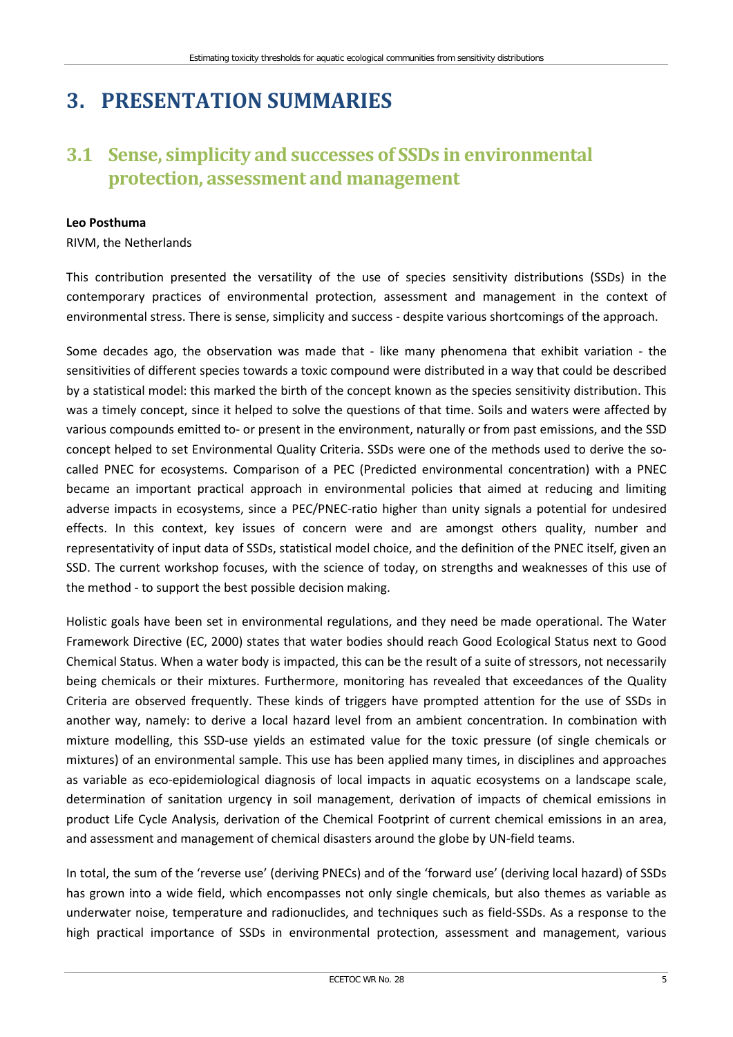# 3. PRESENTATION SUMMARIES

## 3.1 Sense, simplicity and successes of SSDs in environmental protection, assessment and management

**Leo Posthuma**

RIVM, the Netherlands

This contribution presented the versatility of the use of species sensitivity distributions (SSDs) in the contemporary practices of environmental protection, assessment and management in the context of environmental stress. There is sense, simplicity and success - despite various shortcomings of the approach.

Some decades ago, the observation was made that - like many phenomena that exhibit variation - the sensitivities of different species towards a toxic compound were distributed in a way that could be described by a statistical model: this marked the birth of the concept known as the species sensitivity distribution. This was a timely concept, since it helped to solve the questions of that time. Soils and waters were affected by various compounds emitted to- or present in the environment, naturally or from past emissions, and the SSD concept helped to set Environmental Quality Criteria. SSDs were one of the methods used to derive the so-called PNEC for ecosystems. Comparison of a PEC (Predicted environmental concentration) with a PNEC became an important practical approach in environmental policies that aimed at reducing and limiting adverse impacts in ecosystems, since a PEC/PNEC-ratio higher than unity signals a potential for undesired effects. In this context, key issues of concern were and are amongst others quality, number and representativity of input data of SSDs, statistical model choice, and the definition of the PNEC itself, given an SSD. The current workshop focuses, with the science of today, on strengths and weaknesses of this use of the method - to support the best possible decision making.

Holistic goals have been set in environmental regulations, and they need be made operational. The Water Framework Directive (EC, 2000) states that water bodies should reach Good Ecological Status next to Good Chemical Status. When a water body is impacted, this can be the result of a suite of stressors, not necessarily being chemicals or their mixtures. Furthermore, monitoring has revealed that exceedances of the Quality Criteria are observed frequently. These kinds of triggers have prompted attention for the use of SSDs in another way, namely: to derive a local hazard level from an ambient concentration. In combination with mixture modelling, this SSD-use yields an estimated value for the toxic pressure (of single chemicals or mixtures) of an environmental sample. This use has been applied many times, in disciplines and approaches as variable as eco-epidemiological diagnosis of local impacts in aquatic ecosystems on a landscape scale, determination of sanitation urgency in soil management, derivation of impacts of chemical emissions in product Life Cycle Analysis, derivation of the Chemical Footprint of current chemical emissions in an area, and assessment and management of chemical disasters around the globe by UN-field teams.

In total, the sum of the 'reverse use' (deriving PNECs) and of the 'forward use' (deriving local hazard) of SSDs has grown into a wide field, which encompasses not only single chemicals, but also themes as variable as underwater noise, temperature and radionuclides, and techniques such as field-SSDs. As a response to the high practical importance of SSDs in environmental protection, assessment and management, various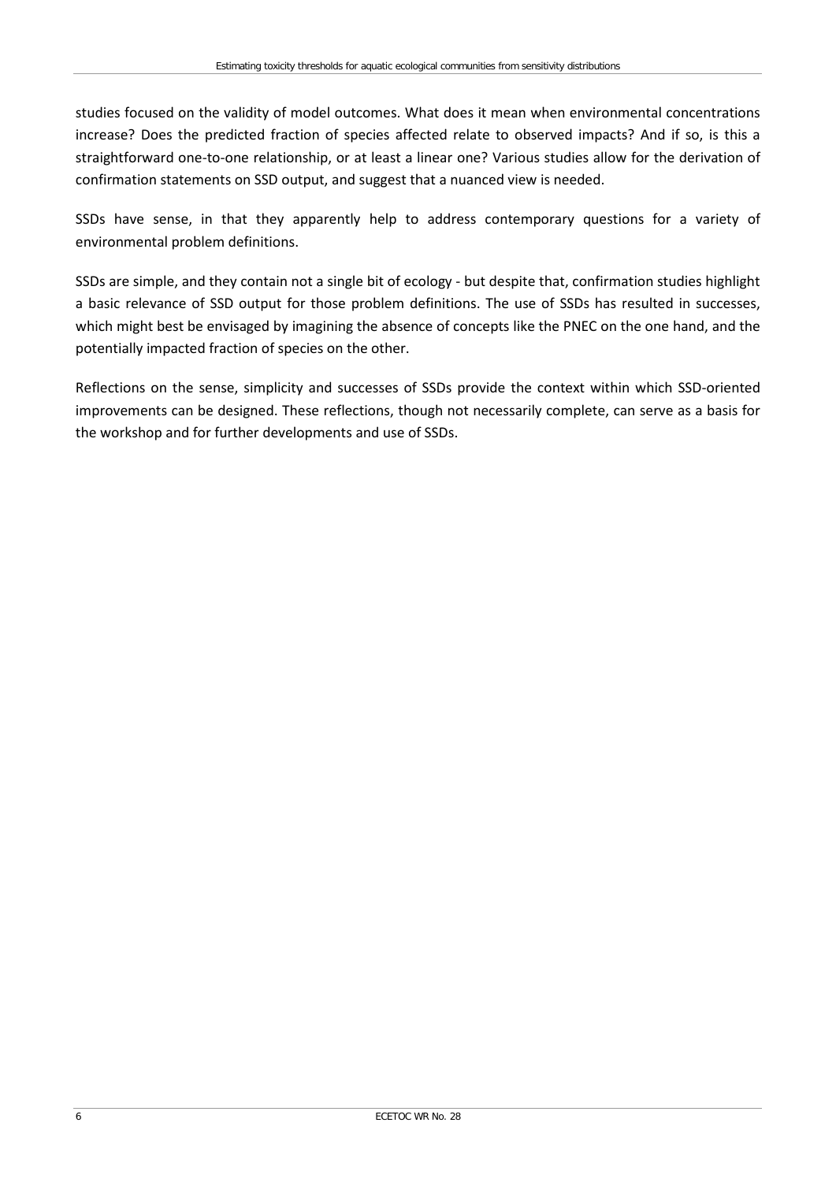studies focused on the validity of model outcomes. What does it mean when environmental concentrations increase? Does the predicted fraction of species affected relate to observed impacts? And if so, is this a straightforward one-to-one relationship, or at least a linear one? Various studies allow for the derivation of confirmation statements on SSD output, and suggest that a nuanced view is needed.

SSDs have sense, in that they apparently help to address contemporary questions for a variety of environmental problem definitions.

SSDs are simple, and they contain not a single bit of ecology - but despite that, confirmation studies highlight a basic relevance of SSD output for those problem definitions. The use of SSDs has resulted in successes, which might best be envisaged by imagining the absence of concepts like the PNEC on the one hand, and the potentially impacted fraction of species on the other.

Reflections on the sense, simplicity and successes of SSDs provide the context within which SSD-oriented improvements can be designed. These reflections, though not necessarily complete, can serve as a basis for the workshop and for further developments and use of SSDs.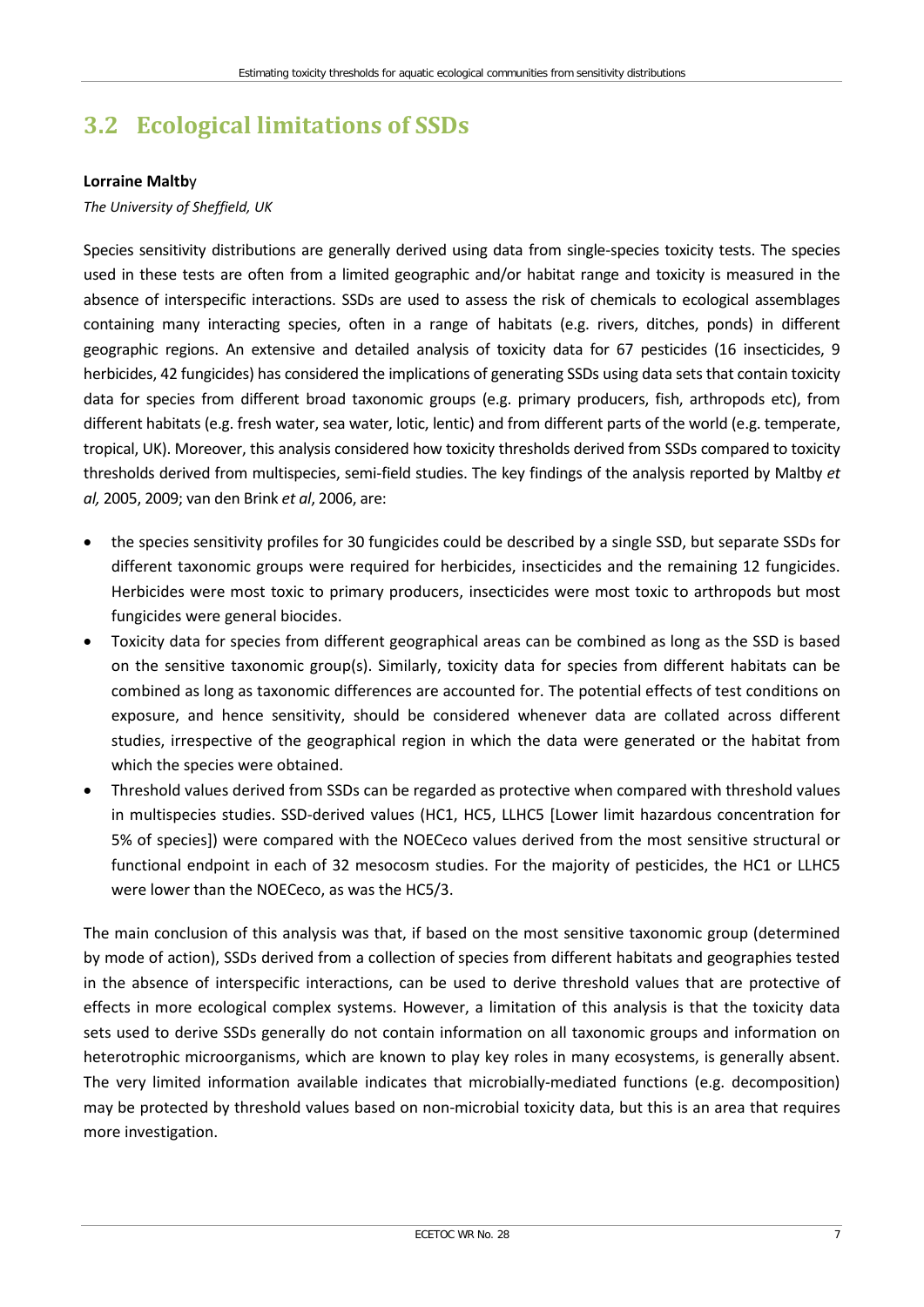## 3.2 Ecological limitations of SSDs

**Lorraine Maltby**

*The University of Sheffield, UK*

Species sensitivity distributions are generally derived using data from single-species toxicity tests. The species used in these tests are often from a limited geographic and/or habitat range and toxicity is measured in the absence of interspecific interactions. SSDs are used to assess the risk of chemicals to ecological assemblages containing many interacting species, often in a range of habitats (e.g. rivers, ditches, ponds) in different geographic regions. An extensive and detailed analysis of toxicity data for 67 pesticides (16 insecticides, 9 herbicides, 42 fungicides) has considered the implications of generating SSDs using data sets that contain toxicity data for species from different broad taxonomic groups (e.g. primary producers, fish, arthropods etc), from different habitats (e.g. fresh water, sea water, lotic, lentic) and from different parts of the world (e.g. temperate, tropical, UK). Moreover, this analysis considered how toxicity thresholds derived from SSDs compared to toxicity thresholds derived from multispecies, semi-field studies. The key findings of the analysis reported by Maltby *et al,* 2005, 2009; van den Brink *et al*, 2006, are:

- the species sensitivity profiles for 30 fungicides could be described by a single SSD, but separate SSDs for different taxonomic groups were required for herbicides, insecticides and the remaining 12 fungicides. Herbicides were most toxic to primary producers, insecticides were most toxic to arthropods but most fungicides were general biocides.
- Toxicity data for species from different geographical areas can be combined as long as the SSD is based on the sensitive taxonomic group(s). Similarly, toxicity data for species from different habitats can be combined as long as taxonomic differences are accounted for. The potential effects of test conditions on exposure, and hence sensitivity, should be considered whenever data are collated across different studies, irrespective of the geographical region in which the data were generated or the habitat from which the species were obtained.
- Threshold values derived from SSDs can be regarded as protective when compared with threshold values in multispecies studies. SSD-derived values (HC1, HC5, LLHC5 [Lower limit hazardous concentration for 5% of species]) were compared with the NOECeco values derived from the most sensitive structural or functional endpoint in each of 32 mesocosm studies. For the majority of pesticides, the HC1 or LLHC5 were lower than the NOECeco, as was the HC5/3.

The main conclusion of this analysis was that, if based on the most sensitive taxonomic group (determined by mode of action), SSDs derived from a collection of species from different habitats and geographies tested in the absence of interspecific interactions, can be used to derive threshold values that are protective of effects in more ecological complex systems. However, a limitation of this analysis is that the toxicity data sets used to derive SSDs generally do not contain information on all taxonomic groups and information on heterotrophic microorganisms, which are known to play key roles in many ecosystems, is generally absent. The very limited information available indicates that microbially-mediated functions (e.g. decomposition) may be protected by threshold values based on non-microbial toxicity data, but this is an area that requires more investigation.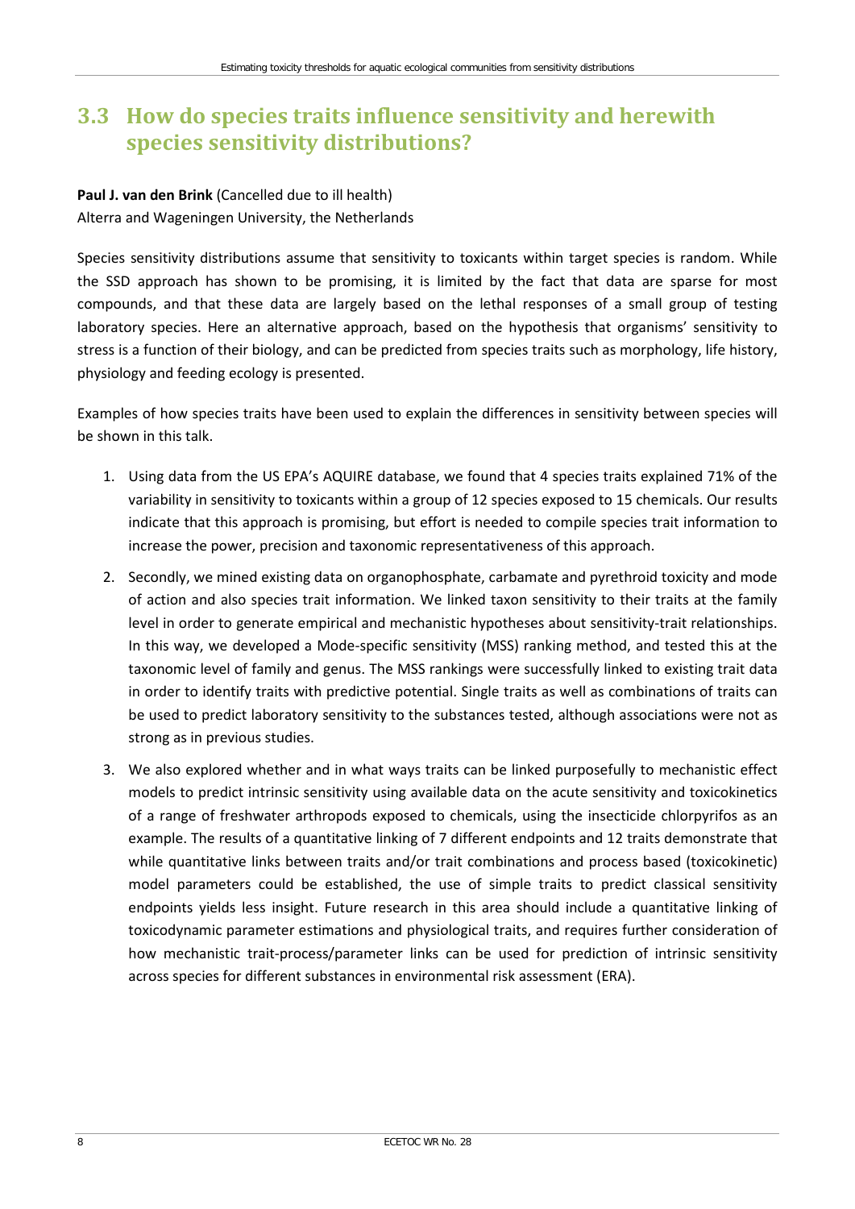## 3.3 How do species traits influence sensitivity and herewith species sensitivity distributions?

**Paul J. van den Brink** (Cancelled due to ill health)
Alterra and Wageningen University, the Netherlands

Species sensitivity distributions assume that sensitivity to toxicants within target species is random. While the SSD approach has shown to be promising, it is limited by the fact that data are sparse for most compounds, and that these data are largely based on the lethal responses of a small group of testing laboratory species. Here an alternative approach, based on the hypothesis that organisms' sensitivity to stress is a function of their biology, and can be predicted from species traits such as morphology, life history, physiology and feeding ecology is presented.

Examples of how species traits have been used to explain the differences in sensitivity between species will be shown in this talk.

1. Using data from the US EPA's AQUIRE database, we found that 4 species traits explained 71% of the variability in sensitivity to toxicants within a group of 12 species exposed to 15 chemicals. Our results indicate that this approach is promising, but effort is needed to compile species trait information to increase the power, precision and taxonomic representativeness of this approach.
2. Secondly, we mined existing data on organophosphate, carbamate and pyrethroid toxicity and mode of action and also species trait information. We linked taxon sensitivity to their traits at the family level in order to generate empirical and mechanistic hypotheses about sensitivity-trait relationships. In this way, we developed a Mode-specific sensitivity (MSS) ranking method, and tested this at the taxonomic level of family and genus. The MSS rankings were successfully linked to existing trait data in order to identify traits with predictive potential. Single traits as well as combinations of traits can be used to predict laboratory sensitivity to the substances tested, although associations were not as strong as in previous studies.
3. We also explored whether and in what ways traits can be linked purposefully to mechanistic effect models to predict intrinsic sensitivity using available data on the acute sensitivity and toxicokinetics of a range of freshwater arthropods exposed to chemicals, using the insecticide chlorpyrifos as an example. The results of a quantitative linking of 7 different endpoints and 12 traits demonstrate that while quantitative links between traits and/or trait combinations and process based (toxicokinetic) model parameters could be established, the use of simple traits to predict classical sensitivity endpoints yields less insight. Future research in this area should include a quantitative linking of toxicodynamic parameter estimations and physiological traits, and requires further consideration of how mechanistic trait-process/parameter links can be used for prediction of intrinsic sensitivity across species for different substances in environmental risk assessment (ERA).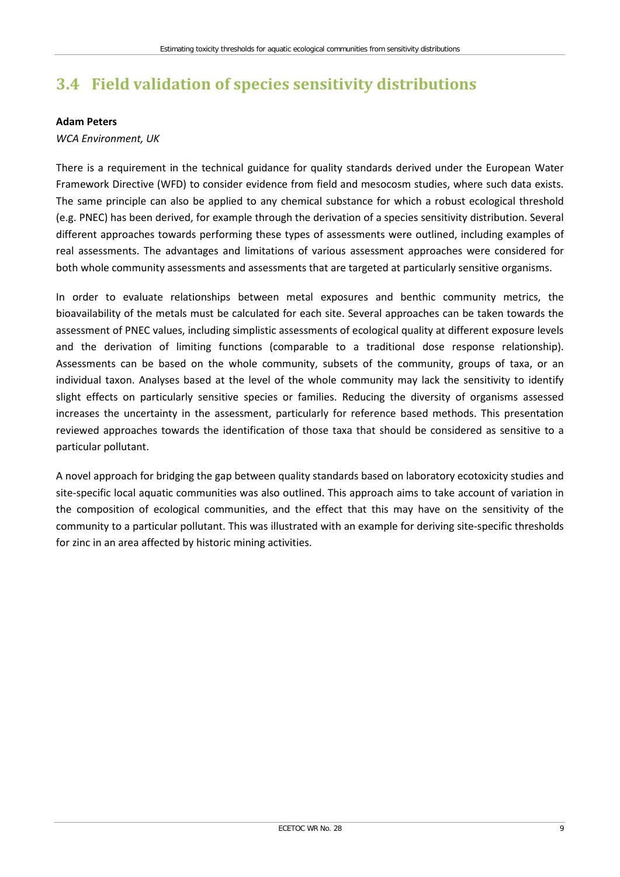## 3.4 Field validation of species sensitivity distributions

**Adam Peters**

*WCA Environment, UK*

There is a requirement in the technical guidance for quality standards derived under the European Water Framework Directive (WFD) to consider evidence from field and mesocosm studies, where such data exists. The same principle can also be applied to any chemical substance for which a robust ecological threshold (e.g. PNEC) has been derived, for example through the derivation of a species sensitivity distribution. Several different approaches towards performing these types of assessments were outlined, including examples of real assessments. The advantages and limitations of various assessment approaches were considered for both whole community assessments and assessments that are targeted at particularly sensitive organisms.

In order to evaluate relationships between metal exposures and benthic community metrics, the bioavailability of the metals must be calculated for each site. Several approaches can be taken towards the assessment of PNEC values, including simplistic assessments of ecological quality at different exposure levels and the derivation of limiting functions (comparable to a traditional dose response relationship). Assessments can be based on the whole community, subsets of the community, groups of taxa, or an individual taxon. Analyses based at the level of the whole community may lack the sensitivity to identify slight effects on particularly sensitive species or families. Reducing the diversity of organisms assessed increases the uncertainty in the assessment, particularly for reference based methods. This presentation reviewed approaches towards the identification of those taxa that should be considered as sensitive to a particular pollutant.

A novel approach for bridging the gap between quality standards based on laboratory ecotoxicity studies and site-specific local aquatic communities was also outlined. This approach aims to take account of variation in the composition of ecological communities, and the effect that this may have on the sensitivity of the community to a particular pollutant. This was illustrated with an example for deriving site-specific thresholds for zinc in an area affected by historic mining activities.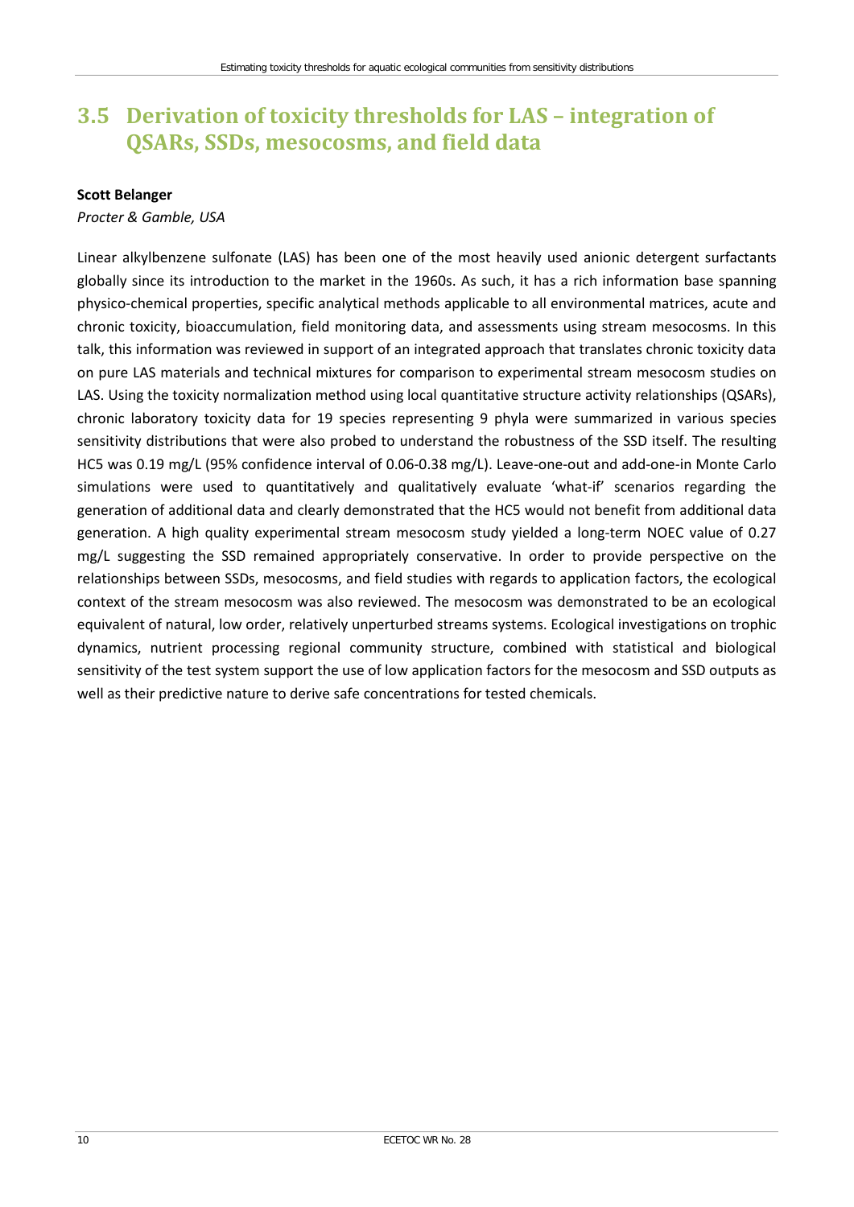## 3.5 Derivation of toxicity thresholds for LAS – integration of QSARs, SSDs, mesocosms, and field data

**Scott Belanger**

*Procter & Gamble, USA*

Linear alkylbenzene sulfonate (LAS) has been one of the most heavily used anionic detergent surfactants globally since its introduction to the market in the 1960s. As such, it has a rich information base spanning physico-chemical properties, specific analytical methods applicable to all environmental matrices, acute and chronic toxicity, bioaccumulation, field monitoring data, and assessments using stream mesocosms. In this talk, this information was reviewed in support of an integrated approach that translates chronic toxicity data on pure LAS materials and technical mixtures for comparison to experimental stream mesocosm studies on LAS. Using the toxicity normalization method using local quantitative structure activity relationships (QSARs), chronic laboratory toxicity data for 19 species representing 9 phyla were summarized in various species sensitivity distributions that were also probed to understand the robustness of the SSD itself. The resulting HC5 was 0.19 mg/L (95% confidence interval of 0.06-0.38 mg/L). Leave-one-out and add-one-in Monte Carlo simulations were used to quantitatively and qualitatively evaluate 'what-if' scenarios regarding the generation of additional data and clearly demonstrated that the HC5 would not benefit from additional data generation. A high quality experimental stream mesocosm study yielded a long-term NOEC value of 0.27 mg/L suggesting the SSD remained appropriately conservative. In order to provide perspective on the relationships between SSDs, mesocosms, and field studies with regards to application factors, the ecological context of the stream mesocosm was also reviewed. The mesocosm was demonstrated to be an ecological equivalent of natural, low order, relatively unperturbed streams systems. Ecological investigations on trophic dynamics, nutrient processing regional community structure, combined with statistical and biological sensitivity of the test system support the use of low application factors for the mesocosm and SSD outputs as well as their predictive nature to derive safe concentrations for tested chemicals.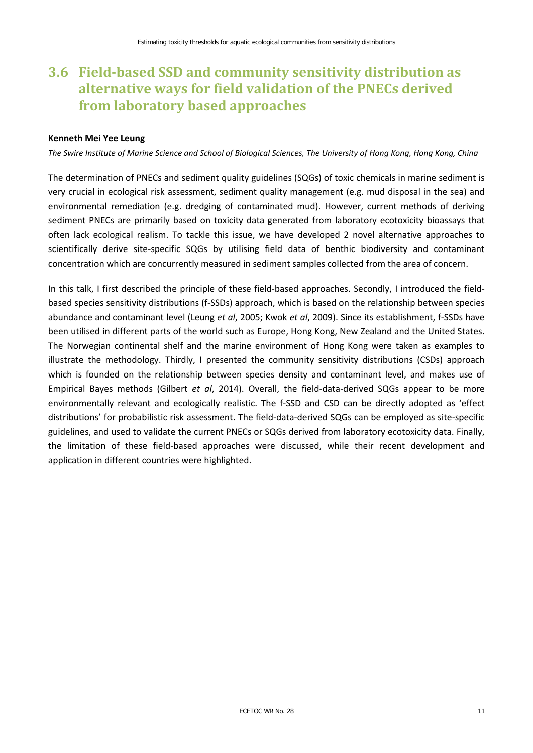## 3.6 Field-based SSD and community sensitivity distribution as alternative ways for field validation of the PNECs derived from laboratory based approaches

**Kenneth Mei Yee Leung**

*The Swire Institute of Marine Science and School of Biological Sciences, The University of Hong Kong, Hong Kong, China*

The determination of PNECs and sediment quality guidelines (SQGs) of toxic chemicals in marine sediment is very crucial in ecological risk assessment, sediment quality management (e.g. mud disposal in the sea) and environmental remediation (e.g. dredging of contaminated mud). However, current methods of deriving sediment PNECs are primarily based on toxicity data generated from laboratory ecotoxicity bioassays that often lack ecological realism. To tackle this issue, we have developed 2 novel alternative approaches to scientifically derive site-specific SQGs by utilising field data of benthic biodiversity and contaminant concentration which are concurrently measured in sediment samples collected from the area of concern.

In this talk, I first described the principle of these field-based approaches. Secondly, I introduced the field-based species sensitivity distributions (f-SSDs) approach, which is based on the relationship between species abundance and contaminant level (Leung *et al*, 2005; Kwok *et al*, 2009). Since its establishment, f-SSDs have been utilised in different parts of the world such as Europe, Hong Kong, New Zealand and the United States. The Norwegian continental shelf and the marine environment of Hong Kong were taken as examples to illustrate the methodology. Thirdly, I presented the community sensitivity distributions (CSDs) approach which is founded on the relationship between species density and contaminant level, and makes use of Empirical Bayes methods (Gilbert *et al*, 2014). Overall, the field-data-derived SQGs appear to be more environmentally relevant and ecologically realistic. The f-SSD and CSD can be directly adopted as 'effect distributions' for probabilistic risk assessment. The field-data-derived SQGs can be employed as site-specific guidelines, and used to validate the current PNECs or SQGs derived from laboratory ecotoxicity data. Finally, the limitation of these field-based approaches were discussed, while their recent development and application in different countries were highlighted.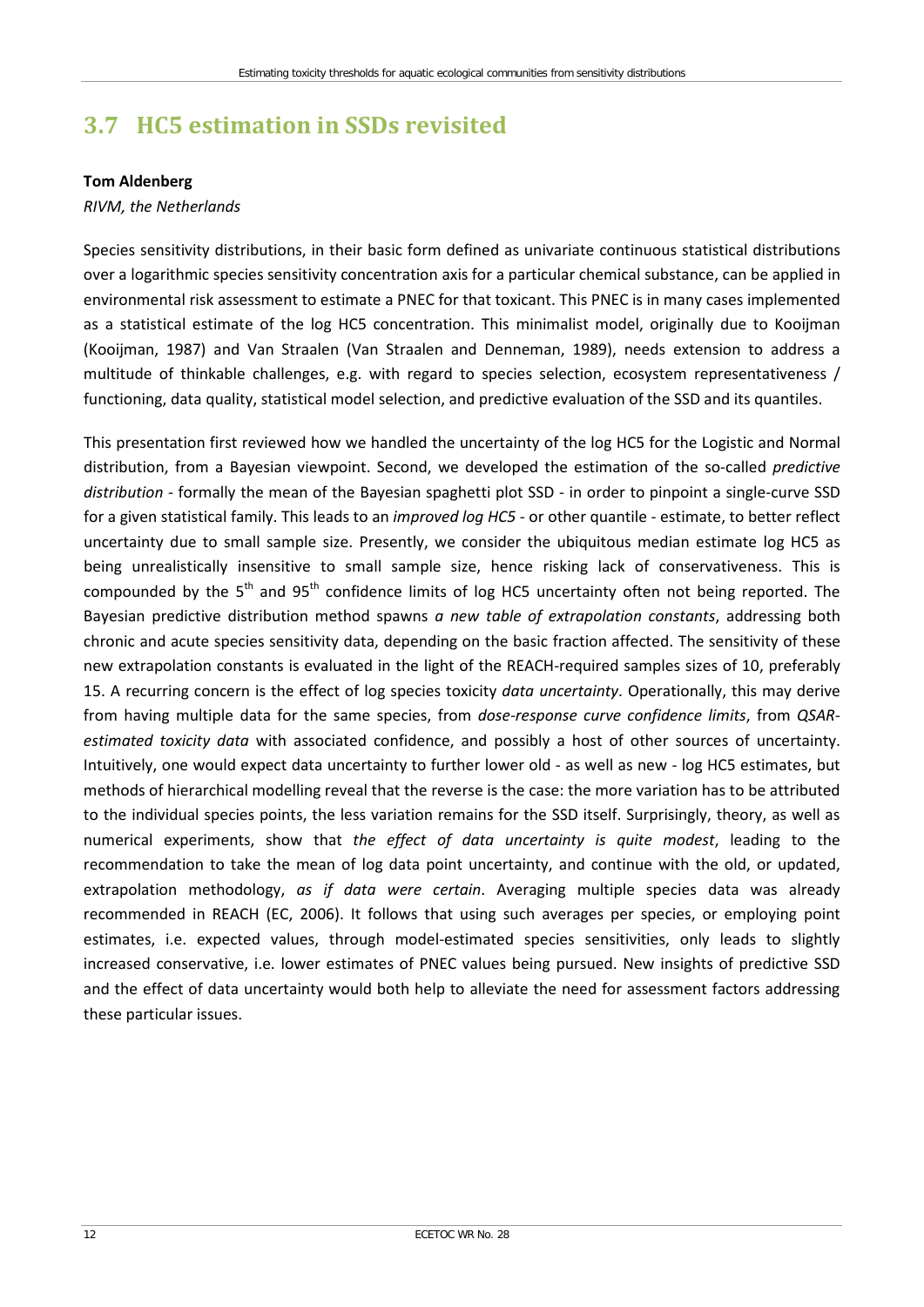## 3.7 HC5 estimation in SSDs revisited

**Tom Aldenberg**

*RIVM, the Netherlands*

Species sensitivity distributions, in their basic form defined as univariate continuous statistical distributions over a logarithmic species sensitivity concentration axis for a particular chemical substance, can be applied in environmental risk assessment to estimate a PNEC for that toxicant. This PNEC is in many cases implemented as a statistical estimate of the log HC5 concentration. This minimalist model, originally due to Kooijman (Kooijman, 1987) and Van Straalen (Van Straalen and Denneman, 1989), needs extension to address a multitude of thinkable challenges, e.g. with regard to species selection, ecosystem representativeness / functioning, data quality, statistical model selection, and predictive evaluation of the SSD and its quantiles.

This presentation first reviewed how we handled the uncertainty of the log HC5 for the Logistic and Normal distribution, from a Bayesian viewpoint. Second, we developed the estimation of the so-called *predictive distribution* - formally the mean of the Bayesian spaghetti plot SSD - in order to pinpoint a single-curve SSD for a given statistical family. This leads to an *improved log HC5* - or other quantile - estimate, to better reflect uncertainty due to small sample size. Presently, we consider the ubiquitous median estimate log HC5 as being unrealistically insensitive to small sample size, hence risking lack of conservativeness. This is compounded by the 5$^{th}$ and 95$^{th}$ confidence limits of log HC5 uncertainty often not being reported. The Bayesian predictive distribution method spawns *a new table of extrapolation constants*, addressing both chronic and acute species sensitivity data, depending on the basic fraction affected. The sensitivity of these new extrapolation constants is evaluated in the light of the REACH-required samples sizes of 10, preferably 15. A recurring concern is the effect of log species toxicity *data uncertainty*. Operationally, this may derive from having multiple data for the same species, from *dose-response curve confidence limits*, from *QSAR-estimated toxicity data* with associated confidence, and possibly a host of other sources of uncertainty. Intuitively, one would expect data uncertainty to further lower old - as well as new - log HC5 estimates, but methods of hierarchical modelling reveal that the reverse is the case: the more variation has to be attributed to the individual species points, the less variation remains for the SSD itself. Surprisingly, theory, as well as numerical experiments, show that *the effect of data uncertainty is quite modest*, leading to the recommendation to take the mean of log data point uncertainty, and continue with the old, or updated, extrapolation methodology, *as if data were certain*. Averaging multiple species data was already recommended in REACH (EC, 2006). It follows that using such averages per species, or employing point estimates, i.e. expected values, through model-estimated species sensitivities, only leads to slightly increased conservative, i.e. lower estimates of PNEC values being pursued. New insights of predictive SSD and the effect of data uncertainty would both help to alleviate the need for assessment factors addressing these particular issues.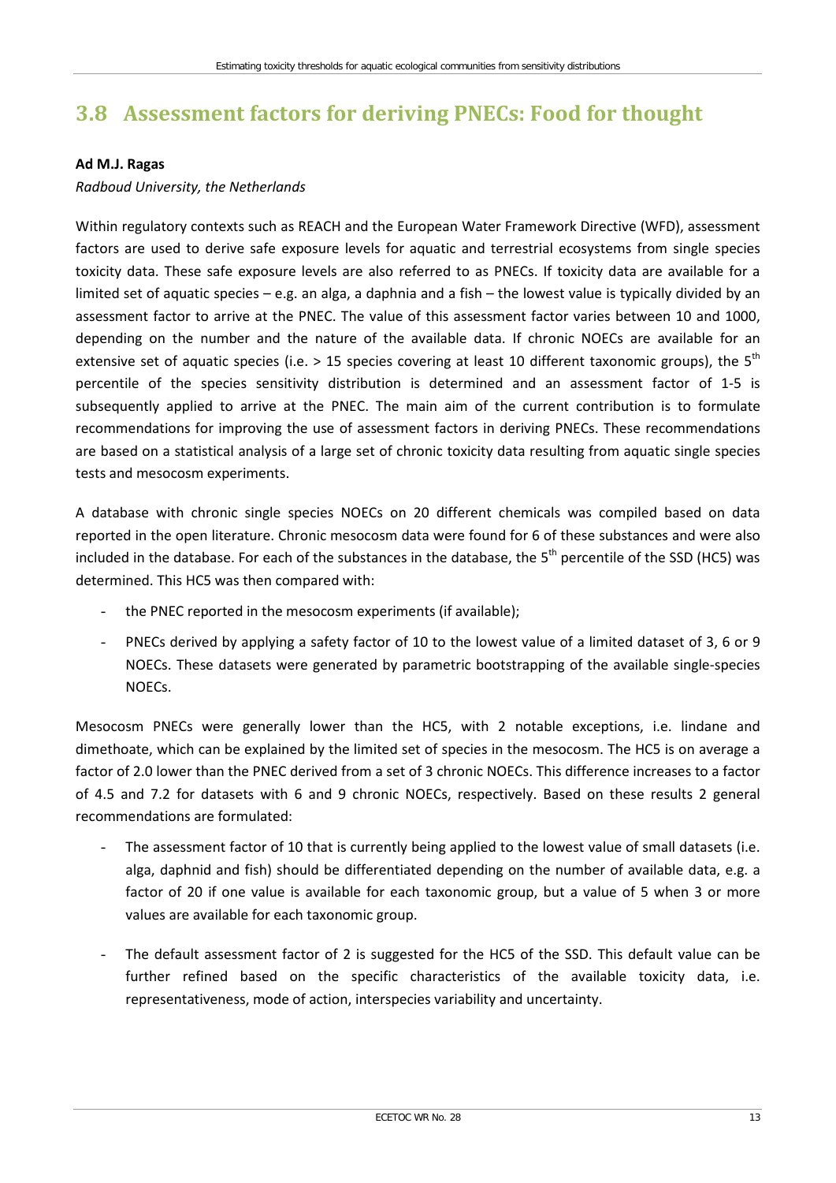## 3.8 Assessment factors for deriving PNECs: Food for thought

**Ad M.J. Ragas**

*Radboud University, the Netherlands*

Within regulatory contexts such as REACH and the European Water Framework Directive (WFD), assessment factors are used to derive safe exposure levels for aquatic and terrestrial ecosystems from single species toxicity data. These safe exposure levels are also referred to as PNECs. If toxicity data are available for a limited set of aquatic species – e.g. an alga, a daphnia and a fish – the lowest value is typically divided by an assessment factor to arrive at the PNEC. The value of this assessment factor varies between 10 and 1000, depending on the number and the nature of the available data. If chronic NOECs are available for an extensive set of aquatic species (i.e. > 15 species covering at least 10 different taxonomic groups), the 5th percentile of the species sensitivity distribution is determined and an assessment factor of 1-5 is subsequently applied to arrive at the PNEC. The main aim of the current contribution is to formulate recommendations for improving the use of assessment factors in deriving PNECs. These recommendations are based on a statistical analysis of a large set of chronic toxicity data resulting from aquatic single species tests and mesocosm experiments.

A database with chronic single species NOECs on 20 different chemicals was compiled based on data reported in the open literature. Chronic mesocosm data were found for 6 of these substances and were also included in the database. For each of the substances in the database, the 5th percentile of the SSD (HC5) was determined. This HC5 was then compared with:

- the PNEC reported in the mesocosm experiments (if available);
- PNECs derived by applying a safety factor of 10 to the lowest value of a limited dataset of 3, 6 or 9 NOECs. These datasets were generated by parametric bootstrapping of the available single-species NOECs.

Mesocosm PNECs were generally lower than the HC5, with 2 notable exceptions, i.e. lindane and dimethoate, which can be explained by the limited set of species in the mesocosm. The HC5 is on average a factor of 2.0 lower than the PNEC derived from a set of 3 chronic NOECs. This difference increases to a factor of 4.5 and 7.2 for datasets with 6 and 9 chronic NOECs, respectively. Based on these results 2 general recommendations are formulated:

- The assessment factor of 10 that is currently being applied to the lowest value of small datasets (i.e. alga, daphnid and fish) should be differentiated depending on the number of available data, e.g. a factor of 20 if one value is available for each taxonomic group, but a value of 5 when 3 or more values are available for each taxonomic group.
- The default assessment factor of 2 is suggested for the HC5 of the SSD. This default value can be further refined based on the specific characteristics of the available toxicity data, i.e. representativeness, mode of action, interspecies variability and uncertainty.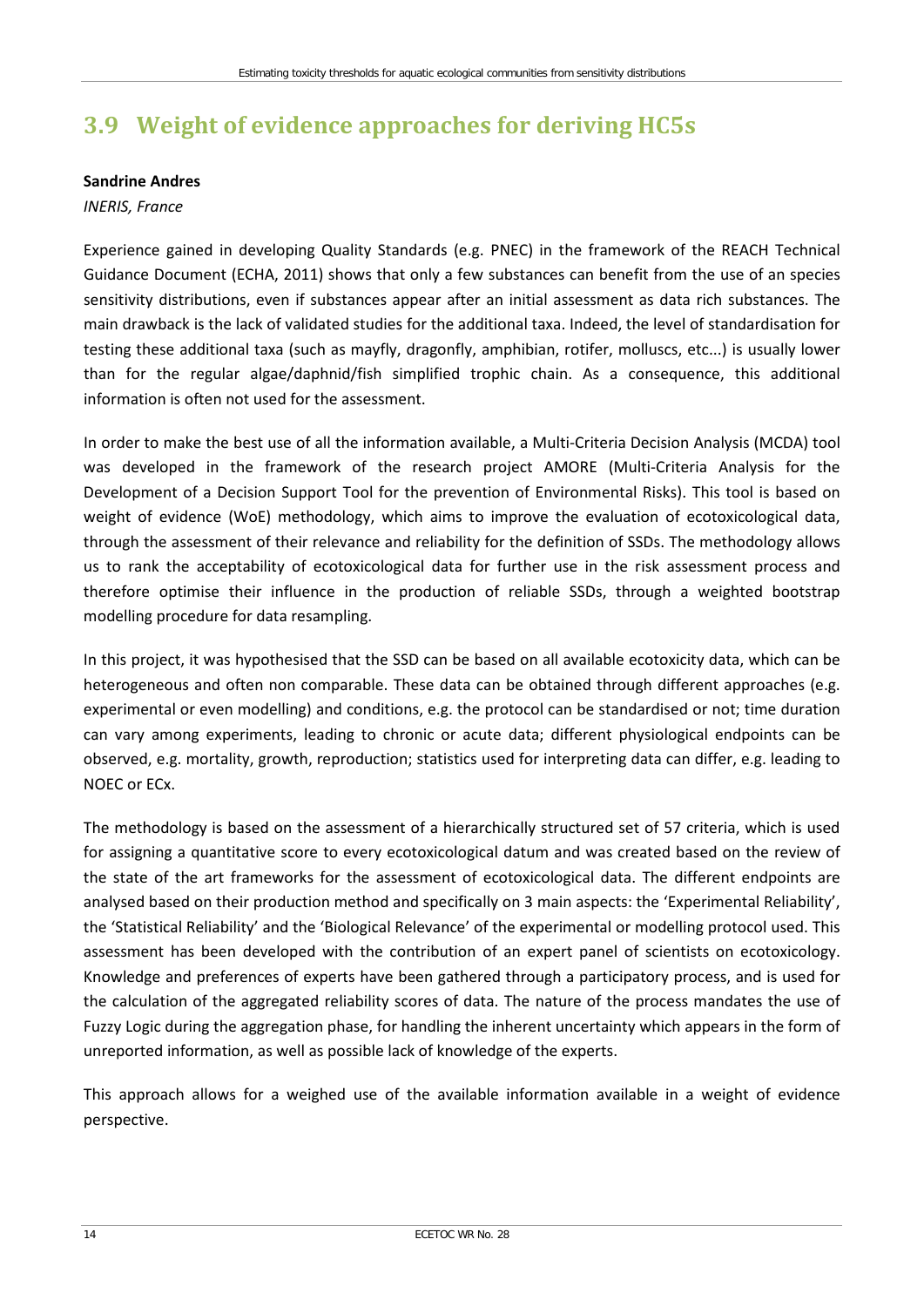## 3.9 Weight of evidence approaches for deriving HC5s

**Sandrine Andres**

*INERIS, France*

Experience gained in developing Quality Standards (e.g. PNEC) in the framework of the REACH Technical Guidance Document (ECHA, 2011) shows that only a few substances can benefit from the use of an species sensitivity distributions, even if substances appear after an initial assessment as data rich substances. The main drawback is the lack of validated studies for the additional taxa. Indeed, the level of standardisation for testing these additional taxa (such as mayfly, dragonfly, amphibian, rotifer, molluscs, etc...) is usually lower than for the regular algae/daphnid/fish simplified trophic chain. As a consequence, this additional information is often not used for the assessment.

In order to make the best use of all the information available, a Multi-Criteria Decision Analysis (MCDA) tool was developed in the framework of the research project AMORE (Multi-Criteria Analysis for the Development of a Decision Support Tool for the prevention of Environmental Risks). This tool is based on weight of evidence (WoE) methodology, which aims to improve the evaluation of ecotoxicological data, through the assessment of their relevance and reliability for the definition of SSDs. The methodology allows us to rank the acceptability of ecotoxicological data for further use in the risk assessment process and therefore optimise their influence in the production of reliable SSDs, through a weighted bootstrap modelling procedure for data resampling.

In this project, it was hypothesised that the SSD can be based on all available ecotoxicity data, which can be heterogeneous and often non comparable. These data can be obtained through different approaches (e.g. experimental or even modelling) and conditions, e.g. the protocol can be standardised or not; time duration can vary among experiments, leading to chronic or acute data; different physiological endpoints can be observed, e.g. mortality, growth, reproduction; statistics used for interpreting data can differ, e.g. leading to NOEC or ECx.

The methodology is based on the assessment of a hierarchically structured set of 57 criteria, which is used for assigning a quantitative score to every ecotoxicological datum and was created based on the review of the state of the art frameworks for the assessment of ecotoxicological data. The different endpoints are analysed based on their production method and specifically on 3 main aspects: the 'Experimental Reliability', the 'Statistical Reliability' and the 'Biological Relevance' of the experimental or modelling protocol used. This assessment has been developed with the contribution of an expert panel of scientists on ecotoxicology. Knowledge and preferences of experts have been gathered through a participatory process, and is used for the calculation of the aggregated reliability scores of data. The nature of the process mandates the use of Fuzzy Logic during the aggregation phase, for handling the inherent uncertainty which appears in the form of unreported information, as well as possible lack of knowledge of the experts.

This approach allows for a weighed use of the available information available in a weight of evidence perspective.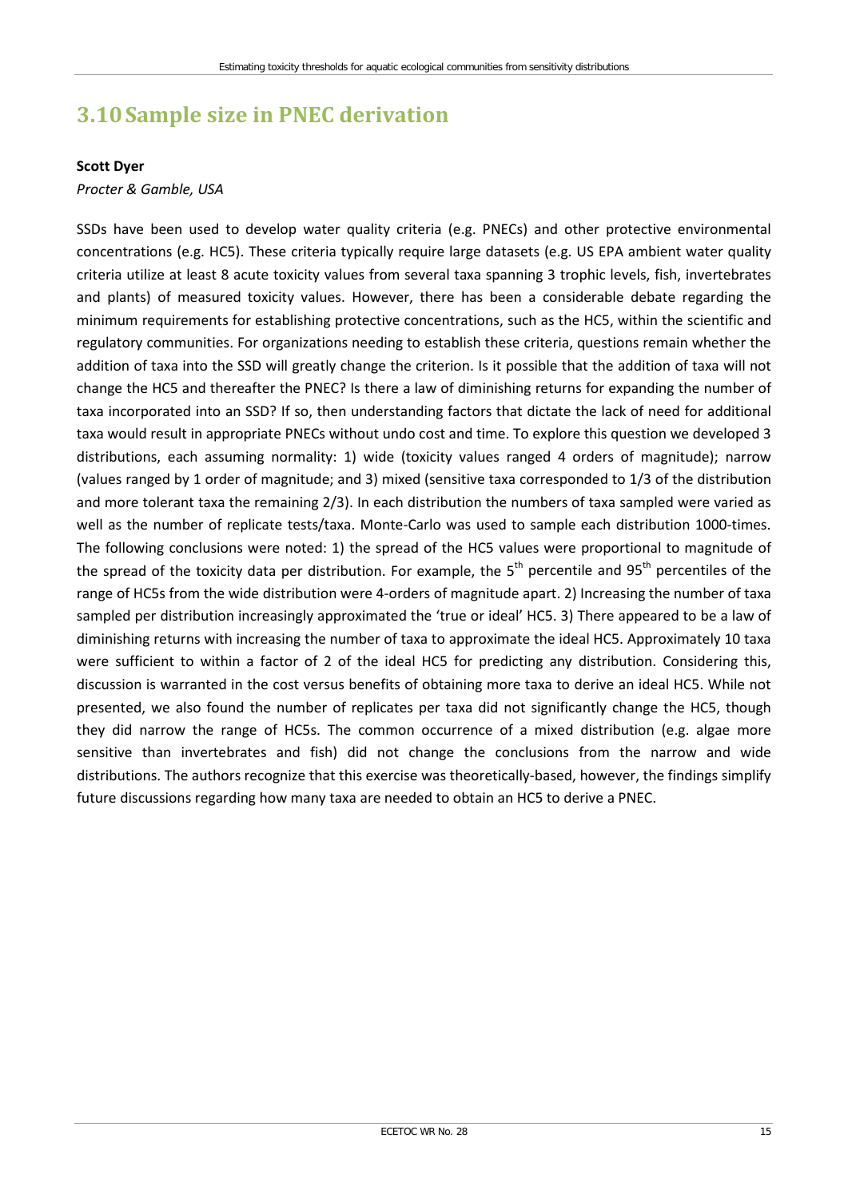## 3.10 Sample size in PNEC derivation

**Scott Dyer**

*Procter & Gamble, USA*

SSDs have been used to develop water quality criteria (e.g. PNECs) and other protective environmental concentrations (e.g. HC5). These criteria typically require large datasets (e.g. US EPA ambient water quality criteria utilize at least 8 acute toxicity values from several taxa spanning 3 trophic levels, fish, invertebrates and plants) of measured toxicity values. However, there has been a considerable debate regarding the minimum requirements for establishing protective concentrations, such as the HC5, within the scientific and regulatory communities. For organizations needing to establish these criteria, questions remain whether the addition of taxa into the SSD will greatly change the criterion. Is it possible that the addition of taxa will not change the HC5 and thereafter the PNEC? Is there a law of diminishing returns for expanding the number of taxa incorporated into an SSD? If so, then understanding factors that dictate the lack of need for additional taxa would result in appropriate PNECs without undo cost and time. To explore this question we developed 3 distributions, each assuming normality: 1) wide (toxicity values ranged 4 orders of magnitude); narrow (values ranged by 1 order of magnitude; and 3) mixed (sensitive taxa corresponded to 1/3 of the distribution and more tolerant taxa the remaining 2/3). In each distribution the numbers of taxa sampled were varied as well as the number of replicate tests/taxa. Monte-Carlo was used to sample each distribution 1000-times. The following conclusions were noted: 1) the spread of the HC5 values were proportional to magnitude of the spread of the toxicity data per distribution. For example, the 5$^{th}$ percentile and 95$^{th}$ percentiles of the range of HC5s from the wide distribution were 4-orders of magnitude apart. 2) Increasing the number of taxa sampled per distribution increasingly approximated the 'true or ideal' HC5. 3) There appeared to be a law of diminishing returns with increasing the number of taxa to approximate the ideal HC5. Approximately 10 taxa were sufficient to within a factor of 2 of the ideal HC5 for predicting any distribution. Considering this, discussion is warranted in the cost versus benefits of obtaining more taxa to derive an ideal HC5. While not presented, we also found the number of replicates per taxa did not significantly change the HC5, though they did narrow the range of HC5s. The common occurrence of a mixed distribution (e.g. algae more sensitive than invertebrates and fish) did not change the conclusions from the narrow and wide distributions. The authors recognize that this exercise was theoretically-based, however, the findings simplify future discussions regarding how many taxa are needed to obtain an HC5 to derive a PNEC.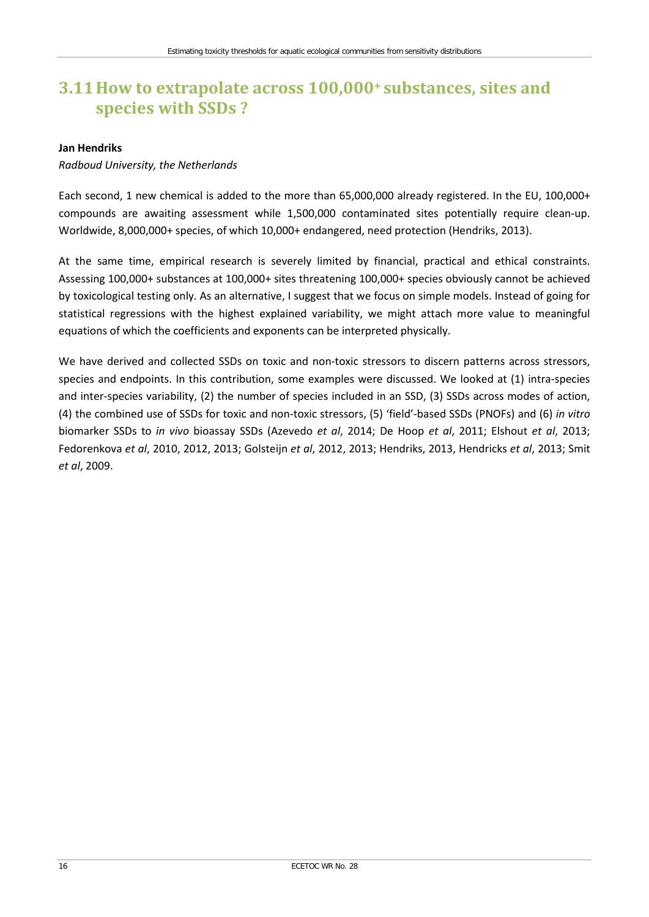## 3.11 How to extrapolate across 100,000+ substances, sites and species with SSDs ?

**Jan Hendriks**

*Radboud University, the Netherlands*

Each second, 1 new chemical is added to the more than 65,000,000 already registered. In the EU, 100,000+ compounds are awaiting assessment while 1,500,000 contaminated sites potentially require clean-up. Worldwide, 8,000,000+ species, of which 10,000+ endangered, need protection (Hendriks, 2013).

At the same time, empirical research is severely limited by financial, practical and ethical constraints. Assessing 100,000+ substances at 100,000+ sites threatening 100,000+ species obviously cannot be achieved by toxicological testing only. As an alternative, I suggest that we focus on simple models. Instead of going for statistical regressions with the highest explained variability, we might attach more value to meaningful equations of which the coefficients and exponents can be interpreted physically.

We have derived and collected SSDs on toxic and non-toxic stressors to discern patterns across stressors, species and endpoints. In this contribution, some examples were discussed. We looked at (1) intra-species and inter-species variability, (2) the number of species included in an SSD, (3) SSDs across modes of action, (4) the combined use of SSDs for toxic and non-toxic stressors, (5) 'field'-based SSDs (PNOFs) and (6) *in vitro* biomarker SSDs to *in vivo* bioassay SSDs (Azevedo *et al*, 2014; De Hoop *et al*, 2011; Elshout *et al*, 2013; Fedorenkova *et al*, 2010, 2012, 2013; Golsteijn *et al*, 2012, 2013; Hendriks, 2013, Hendricks *et al*, 2013; Smit *et al*, 2009.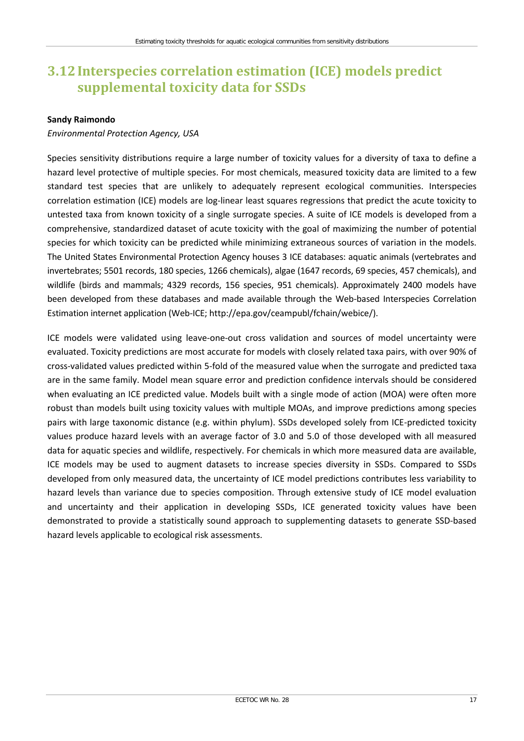## 3.12 Interspecies correlation estimation (ICE) models predict supplemental toxicity data for SSDs

**Sandy Raimondo**

*Environmental Protection Agency, USA*

Species sensitivity distributions require a large number of toxicity values for a diversity of taxa to define a hazard level protective of multiple species. For most chemicals, measured toxicity data are limited to a few standard test species that are unlikely to adequately represent ecological communities. Interspecies correlation estimation (ICE) models are log-linear least squares regressions that predict the acute toxicity to untested taxa from known toxicity of a single surrogate species. A suite of ICE models is developed from a comprehensive, standardized dataset of acute toxicity with the goal of maximizing the number of potential species for which toxicity can be predicted while minimizing extraneous sources of variation in the models. The United States Environmental Protection Agency houses 3 ICE databases: aquatic animals (vertebrates and invertebrates; 5501 records, 180 species, 1266 chemicals), algae (1647 records, 69 species, 457 chemicals), and wildlife (birds and mammals; 4329 records, 156 species, 951 chemicals). Approximately 2400 models have been developed from these databases and made available through the Web-based Interspecies Correlation Estimation internet application (Web-ICE; http://epa.gov/ceampubl/fchain/webice/).

ICE models were validated using leave-one-out cross validation and sources of model uncertainty were evaluated. Toxicity predictions are most accurate for models with closely related taxa pairs, with over 90% of cross-validated values predicted within 5-fold of the measured value when the surrogate and predicted taxa are in the same family. Model mean square error and prediction confidence intervals should be considered when evaluating an ICE predicted value. Models built with a single mode of action (MOA) were often more robust than models built using toxicity values with multiple MOAs, and improve predictions among species pairs with large taxonomic distance (e.g. within phylum). SSDs developed solely from ICE-predicted toxicity values produce hazard levels with an average factor of 3.0 and 5.0 of those developed with all measured data for aquatic species and wildlife, respectively. For chemicals in which more measured data are available, ICE models may be used to augment datasets to increase species diversity in SSDs. Compared to SSDs developed from only measured data, the uncertainty of ICE model predictions contributes less variability to hazard levels than variance due to species composition. Through extensive study of ICE model evaluation and uncertainty and their application in developing SSDs, ICE generated toxicity values have been demonstrated to provide a statistically sound approach to supplementing datasets to generate SSD-based hazard levels applicable to ecological risk assessments.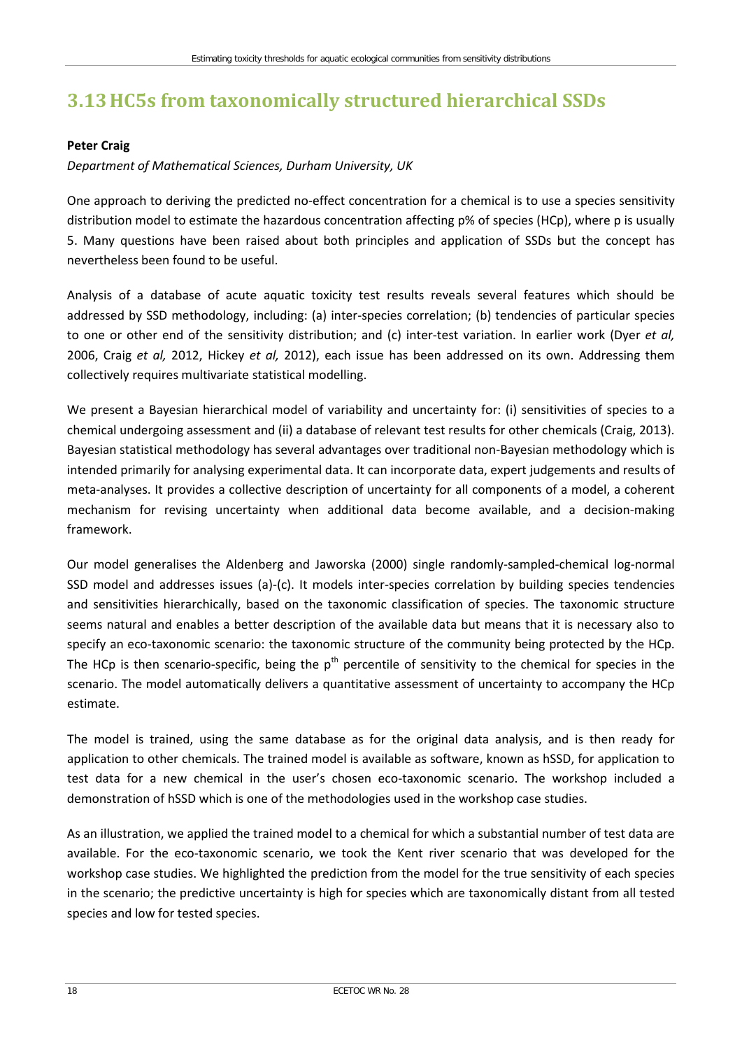## 3.13 HC5s from taxonomically structured hierarchical SSDs

**Peter Craig**

*Department of Mathematical Sciences, Durham University, UK*

One approach to deriving the predicted no-effect concentration for a chemical is to use a species sensitivity distribution model to estimate the hazardous concentration affecting p% of species (HCp), where p is usually 5. Many questions have been raised about both principles and application of SSDs but the concept has nevertheless been found to be useful.

Analysis of a database of acute aquatic toxicity test results reveals several features which should be addressed by SSD methodology, including: (a) inter-species correlation; (b) tendencies of particular species to one or other end of the sensitivity distribution; and (c) inter-test variation. In earlier work (Dyer *et al,* 2006, Craig *et al,* 2012, Hickey *et al,* 2012), each issue has been addressed on its own. Addressing them collectively requires multivariate statistical modelling.

We present a Bayesian hierarchical model of variability and uncertainty for: (i) sensitivities of species to a chemical undergoing assessment and (ii) a database of relevant test results for other chemicals (Craig, 2013). Bayesian statistical methodology has several advantages over traditional non-Bayesian methodology which is intended primarily for analysing experimental data. It can incorporate data, expert judgements and results of meta-analyses. It provides a collective description of uncertainty for all components of a model, a coherent mechanism for revising uncertainty when additional data become available, and a decision-making framework.

Our model generalises the Aldenberg and Jaworska (2000) single randomly-sampled-chemical log-normal SSD model and addresses issues (a)-(c). It models inter-species correlation by building species tendencies and sensitivities hierarchically, based on the taxonomic classification of species. The taxonomic structure seems natural and enables a better description of the available data but means that it is necessary also to specify an eco-taxonomic scenario: the taxonomic structure of the community being protected by the HCp. The HCp is then scenario-specific, being the $p^{th}$ percentile of sensitivity to the chemical for species in the scenario. The model automatically delivers a quantitative assessment of uncertainty to accompany the HCp estimate.

The model is trained, using the same database as for the original data analysis, and is then ready for application to other chemicals. The trained model is available as software, known as hSSD, for application to test data for a new chemical in the user's chosen eco-taxonomic scenario. The workshop included a demonstration of hSSD which is one of the methodologies used in the workshop case studies.

As an illustration, we applied the trained model to a chemical for which a substantial number of test data are available. For the eco-taxonomic scenario, we took the Kent river scenario that was developed for the workshop case studies. We highlighted the prediction from the model for the true sensitivity of each species in the scenario; the predictive uncertainty is high for species which are taxonomically distant from all tested species and low for tested species.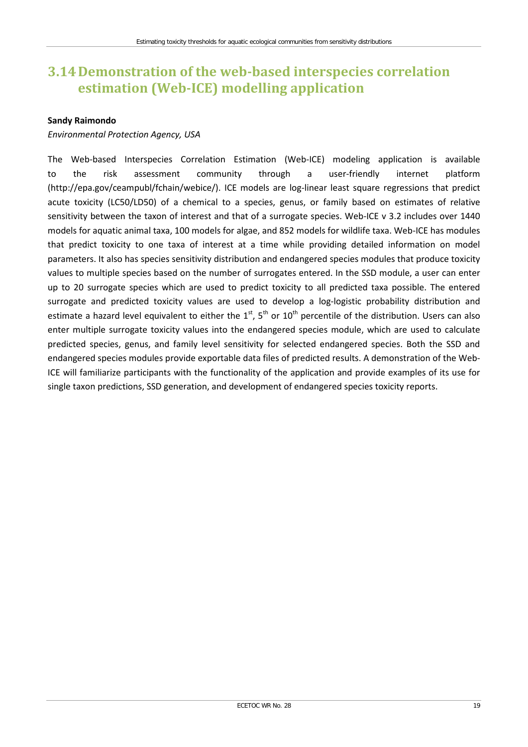## 3.14 Demonstration of the web-based interspecies correlation estimation (Web-ICE) modelling application

**Sandy Raimondo**

*Environmental Protection Agency, USA*

The Web-based Interspecies Correlation Estimation (Web-ICE) modeling application is available to the risk assessment community through a user-friendly internet platform (http://epa.gov/ceampubl/fchain/webice/). ICE models are log-linear least square regressions that predict acute toxicity (LC50/LD50) of a chemical to a species, genus, or family based on estimates of relative sensitivity between the taxon of interest and that of a surrogate species. Web-ICE v 3.2 includes over 1440 models for aquatic animal taxa, 100 models for algae, and 852 models for wildlife taxa. Web-ICE has modules that predict toxicity to one taxa of interest at a time while providing detailed information on model parameters. It also has species sensitivity distribution and endangered species modules that produce toxicity values to multiple species based on the number of surrogates entered. In the SSD module, a user can enter up to 20 surrogate species which are used to predict toxicity to all predicted taxa possible. The entered surrogate and predicted toxicity values are used to develop a log-logistic probability distribution and estimate a hazard level equivalent to either the 1$^{st}$, 5$^{th}$ or 10$^{th}$ percentile of the distribution. Users can also enter multiple surrogate toxicity values into the endangered species module, which are used to calculate predicted species, genus, and family level sensitivity for selected endangered species. Both the SSD and endangered species modules provide exportable data files of predicted results. A demonstration of the Web-ICE will familiarize participants with the functionality of the application and provide examples of its use for single taxon predictions, SSD generation, and development of endangered species toxicity reports.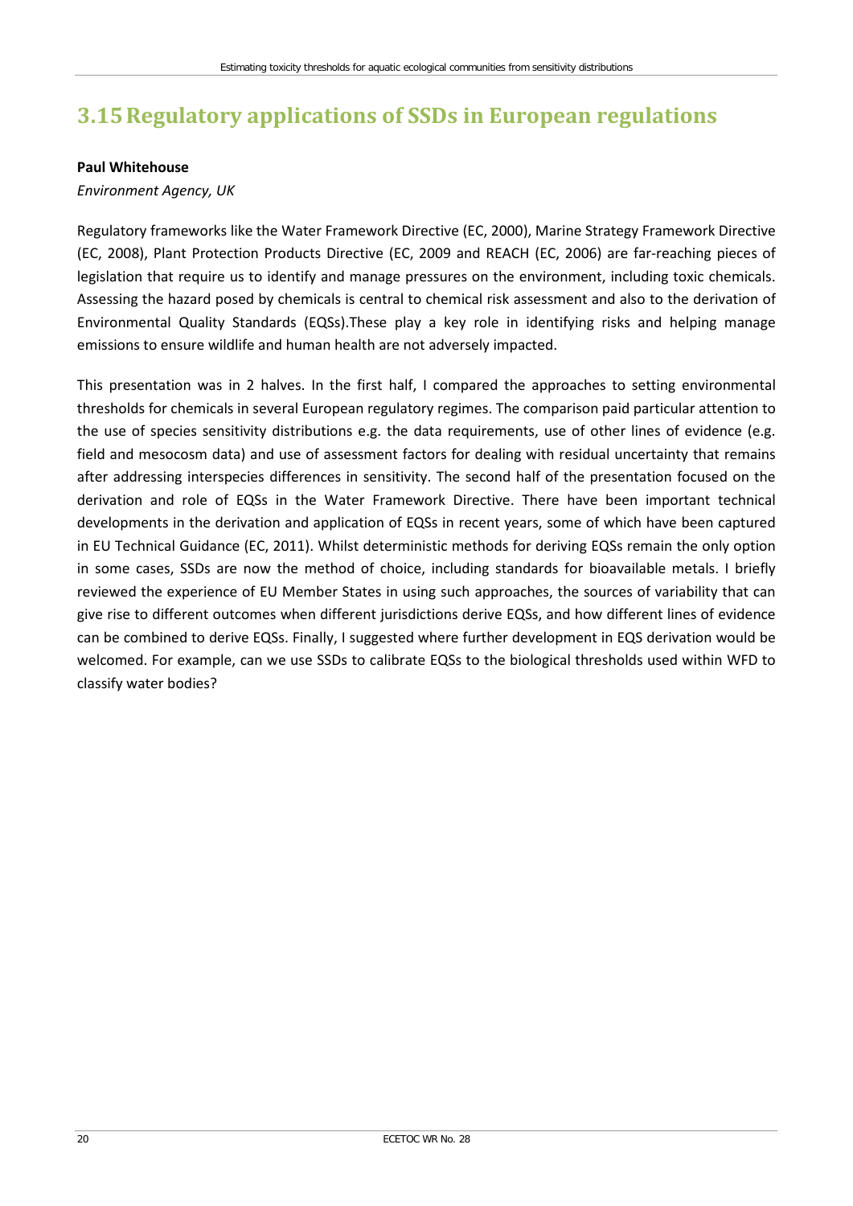## 3.15 Regulatory applications of SSDs in European regulations

**Paul Whitehouse**

*Environment Agency, UK*

Regulatory frameworks like the Water Framework Directive (EC, 2000), Marine Strategy Framework Directive (EC, 2008), Plant Protection Products Directive (EC, 2009 and REACH (EC, 2006) are far-reaching pieces of legislation that require us to identify and manage pressures on the environment, including toxic chemicals. Assessing the hazard posed by chemicals is central to chemical risk assessment and also to the derivation of Environmental Quality Standards (EQSs).These play a key role in identifying risks and helping manage emissions to ensure wildlife and human health are not adversely impacted.

This presentation was in 2 halves. In the first half, I compared the approaches to setting environmental thresholds for chemicals in several European regulatory regimes. The comparison paid particular attention to the use of species sensitivity distributions e.g. the data requirements, use of other lines of evidence (e.g. field and mesocosm data) and use of assessment factors for dealing with residual uncertainty that remains after addressing interspecies differences in sensitivity. The second half of the presentation focused on the derivation and role of EQSs in the Water Framework Directive. There have been important technical developments in the derivation and application of EQSs in recent years, some of which have been captured in EU Technical Guidance (EC, 2011). Whilst deterministic methods for deriving EQSs remain the only option in some cases, SSDs are now the method of choice, including standards for bioavailable metals. I briefly reviewed the experience of EU Member States in using such approaches, the sources of variability that can give rise to different outcomes when different jurisdictions derive EQSs, and how different lines of evidence can be combined to derive EQSs. Finally, I suggested where further development in EQS derivation would be welcomed. For example, can we use SSDs to calibrate EQSs to the biological thresholds used within WFD to classify water bodies?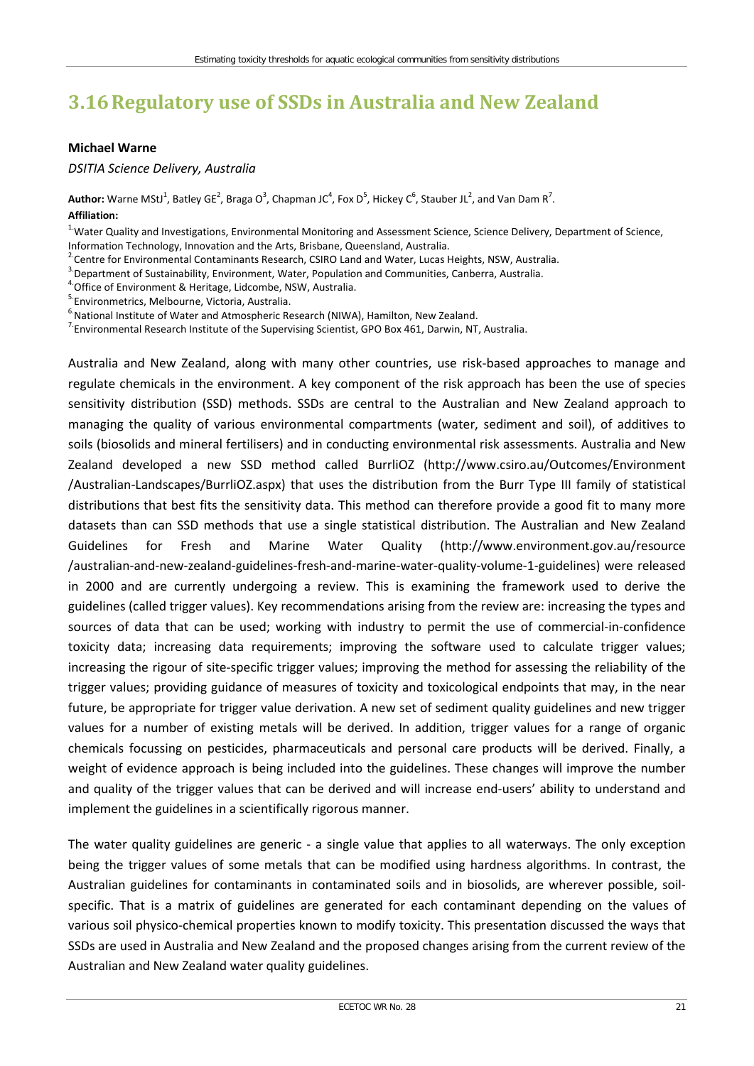# 3.16 Regulatory use of SSDs in Australia and New Zealand

**Michael Warne**

*DSITIA Science Delivery, Australia*

**Author:** Warne MStJ[1], Batley GE[2], Braga O[3], Chapman JC[4], Fox D[5], Hickey C[6], Stauber JL[2], and Van Dam R[7].

**Affiliation:**

[1] Water Quality and Investigations, Environmental Monitoring and Assessment Science, Science Delivery, Department of Science, Information Technology, Innovation and the Arts, Brisbane, Queensland, Australia.

[2] Centre for Environmental Contaminants Research, CSIRO Land and Water, Lucas Heights, NSW, Australia.

[3] Department of Sustainability, Environment, Water, Population and Communities, Canberra, Australia.

[4] Office of Environment & Heritage, Lidcombe, NSW, Australia.

[5] Environmetrics, Melbourne, Victoria, Australia.

[6] National Institute of Water and Atmospheric Research (NIWA), Hamilton, New Zealand.

[7] Environmental Research Institute of the Supervising Scientist, GPO Box 461, Darwin, NT, Australia.

Australia and New Zealand, along with many other countries, use risk-based approaches to manage and regulate chemicals in the environment. A key component of the risk approach has been the use of species sensitivity distribution (SSD) methods. SSDs are central to the Australian and New Zealand approach to managing the quality of various environmental compartments (water, sediment and soil), of additives to soils (biosolids and mineral fertilisers) and in conducting environmental risk assessments. Australia and New Zealand developed a new SSD method called BurrliOZ (http://www.csiro.au/Outcomes/Environment/Australian-Landscapes/BurrliOZ.aspx) that uses the distribution from the Burr Type III family of statistical distributions that best fits the sensitivity data. This method can therefore provide a good fit to many more datasets than can SSD methods that use a single statistical distribution. The Australian and New Zealand Guidelines for Fresh and Marine Water Quality (http://www.environment.gov.au/resource/australian-and-new-zealand-guidelines-fresh-and-marine-water-quality-volume-1-guidelines) were released in 2000 and are currently undergoing a review. This is examining the framework used to derive the guidelines (called trigger values). Key recommendations arising from the review are: increasing the types and sources of data that can be used; working with industry to permit the use of commercial-in-confidence toxicity data; increasing data requirements; improving the software used to calculate trigger values; increasing the rigour of site-specific trigger values; improving the method for assessing the reliability of the trigger values; providing guidance of measures of toxicity and toxicological endpoints that may, in the near future, be appropriate for trigger value derivation. A new set of sediment quality guidelines and new trigger values for a number of existing metals will be derived. In addition, trigger values for a range of organic chemicals focussing on pesticides, pharmaceuticals and personal care products will be derived. Finally, a weight of evidence approach is being included into the guidelines. These changes will improve the number and quality of the trigger values that can be derived and will increase end-users' ability to understand and implement the guidelines in a scientifically rigorous manner.

The water quality guidelines are generic - a single value that applies to all waterways. The only exception being the trigger values of some metals that can be modified using hardness algorithms. In contrast, the Australian guidelines for contaminants in contaminated soils and in biosolids, are wherever possible, soil-specific. That is a matrix of guidelines are generated for each contaminant depending on the values of various soil physico-chemical properties known to modify toxicity. This presentation discussed the ways that SSDs are used in Australia and New Zealand and the proposed changes arising from the current review of the Australian and New Zealand water quality guidelines.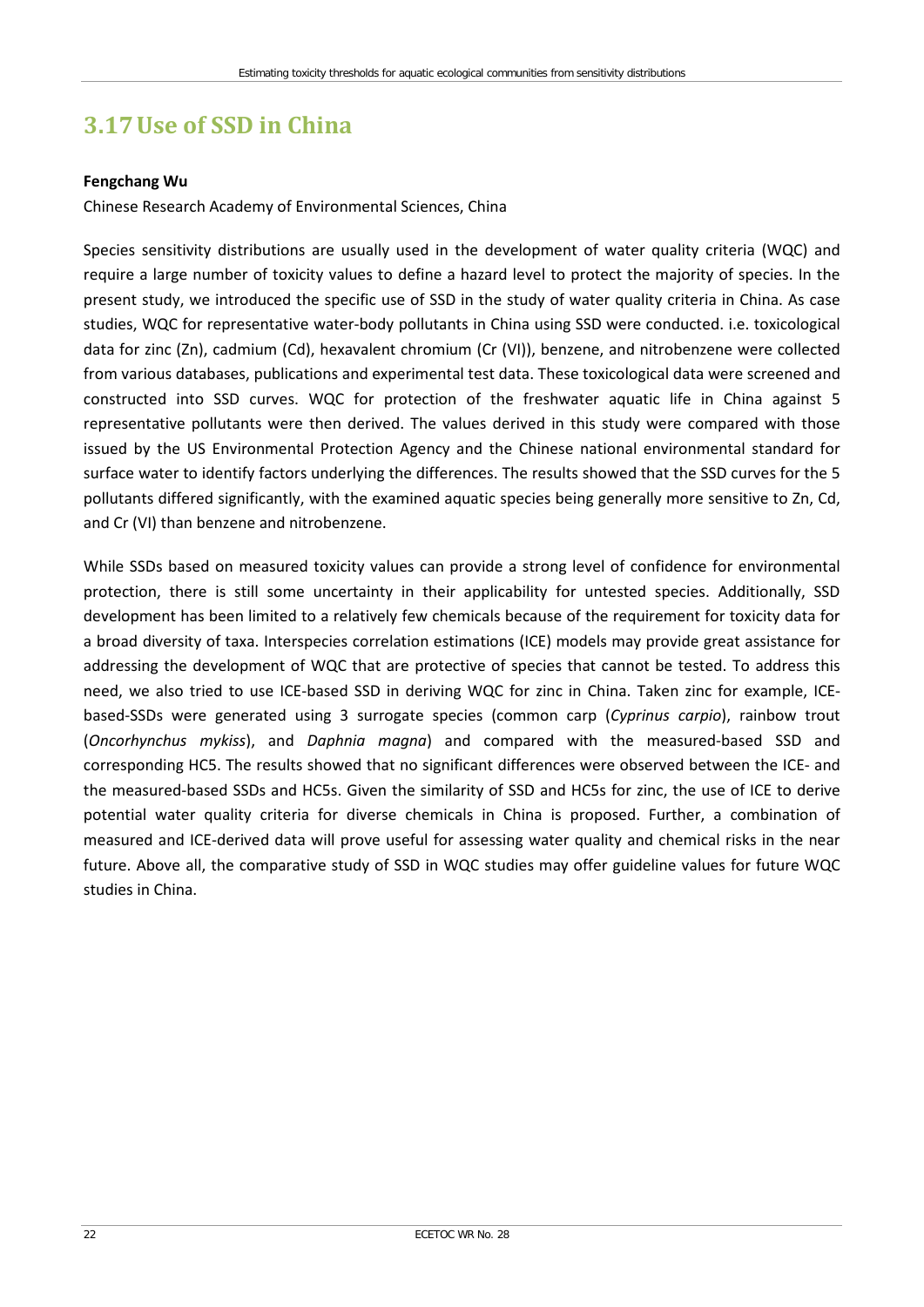## 3.17 Use of SSD in China

**Fengchang Wu**

Chinese Research Academy of Environmental Sciences, China

Species sensitivity distributions are usually used in the development of water quality criteria (WQC) and require a large number of toxicity values to define a hazard level to protect the majority of species. In the present study, we introduced the specific use of SSD in the study of water quality criteria in China. As case studies, WQC for representative water-body pollutants in China using SSD were conducted. i.e. toxicological data for zinc (Zn), cadmium (Cd), hexavalent chromium (Cr (VI)), benzene, and nitrobenzene were collected from various databases, publications and experimental test data. These toxicological data were screened and constructed into SSD curves. WQC for protection of the freshwater aquatic life in China against 5 representative pollutants were then derived. The values derived in this study were compared with those issued by the US Environmental Protection Agency and the Chinese national environmental standard for surface water to identify factors underlying the differences. The results showed that the SSD curves for the 5 pollutants differed significantly, with the examined aquatic species being generally more sensitive to Zn, Cd, and Cr (VI) than benzene and nitrobenzene.

While SSDs based on measured toxicity values can provide a strong level of confidence for environmental protection, there is still some uncertainty in their applicability for untested species. Additionally, SSD development has been limited to a relatively few chemicals because of the requirement for toxicity data for a broad diversity of taxa. Interspecies correlation estimations (ICE) models may provide great assistance for addressing the development of WQC that are protective of species that cannot be tested. To address this need, we also tried to use ICE-based SSD in deriving WQC for zinc in China. Taken zinc for example, ICE-based-SSDs were generated using 3 surrogate species (common carp (*Cyprinus carpio*), rainbow trout (*Oncorhynchus mykiss*), and *Daphnia magna*) and compared with the measured-based SSD and corresponding HC5. The results showed that no significant differences were observed between the ICE- and the measured-based SSDs and HC5s. Given the similarity of SSD and HC5s for zinc, the use of ICE to derive potential water quality criteria for diverse chemicals in China is proposed. Further, a combination of measured and ICE-derived data will prove useful for assessing water quality and chemical risks in the near future. Above all, the comparative study of SSD in WQC studies may offer guideline values for future WQC studies in China.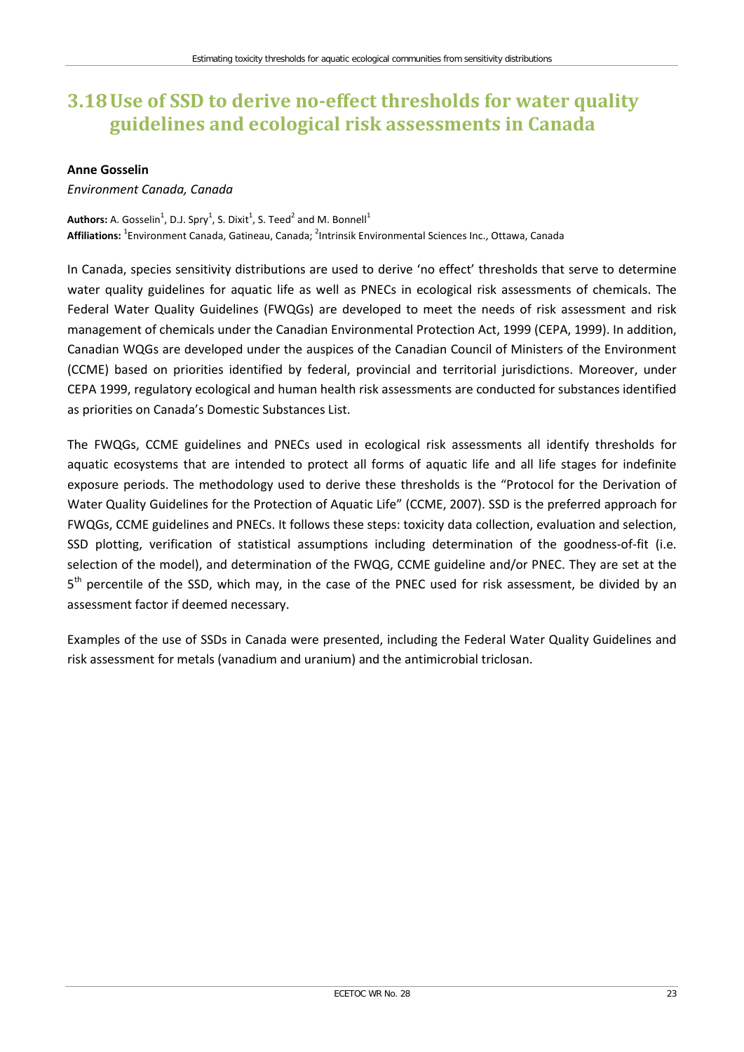## 3.18 Use of SSD to derive no-effect thresholds for water quality guidelines and ecological risk assessments in Canada

**Anne Gosselin**

*Environment Canada, Canada*

**Authors:** A. Gosselin[1], D.J. Spry[1], S. Dixit[1], S. Teed[2] and M. Bonnell[1]
**Affiliations:** [1]Environment Canada, Gatineau, Canada; [2]Intrinsik Environmental Sciences Inc., Ottawa, Canada

In Canada, species sensitivity distributions are used to derive 'no effect' thresholds that serve to determine water quality guidelines for aquatic life as well as PNECs in ecological risk assessments of chemicals. The Federal Water Quality Guidelines (FWQGs) are developed to meet the needs of risk assessment and risk management of chemicals under the Canadian Environmental Protection Act, 1999 (CEPA, 1999). In addition, Canadian WQGs are developed under the auspices of the Canadian Council of Ministers of the Environment (CCME) based on priorities identified by federal, provincial and territorial jurisdictions. Moreover, under CEPA 1999, regulatory ecological and human health risk assessments are conducted for substances identified as priorities on Canada's Domestic Substances List.

The FWQGs, CCME guidelines and PNECs used in ecological risk assessments all identify thresholds for aquatic ecosystems that are intended to protect all forms of aquatic life and all life stages for indefinite exposure periods. The methodology used to derive these thresholds is the "Protocol for the Derivation of Water Quality Guidelines for the Protection of Aquatic Life" (CCME, 2007). SSD is the preferred approach for FWQGs, CCME guidelines and PNECs. It follows these steps: toxicity data collection, evaluation and selection, SSD plotting, verification of statistical assumptions including determination of the goodness-of-fit (i.e. selection of the model), and determination of the FWQG, CCME guideline and/or PNEC. They are set at the 5$^{th}$ percentile of the SSD, which may, in the case of the PNEC used for risk assessment, be divided by an assessment factor if deemed necessary.

Examples of the use of SSDs in Canada were presented, including the Federal Water Quality Guidelines and risk assessment for metals (vanadium and uranium) and the antimicrobial triclosan.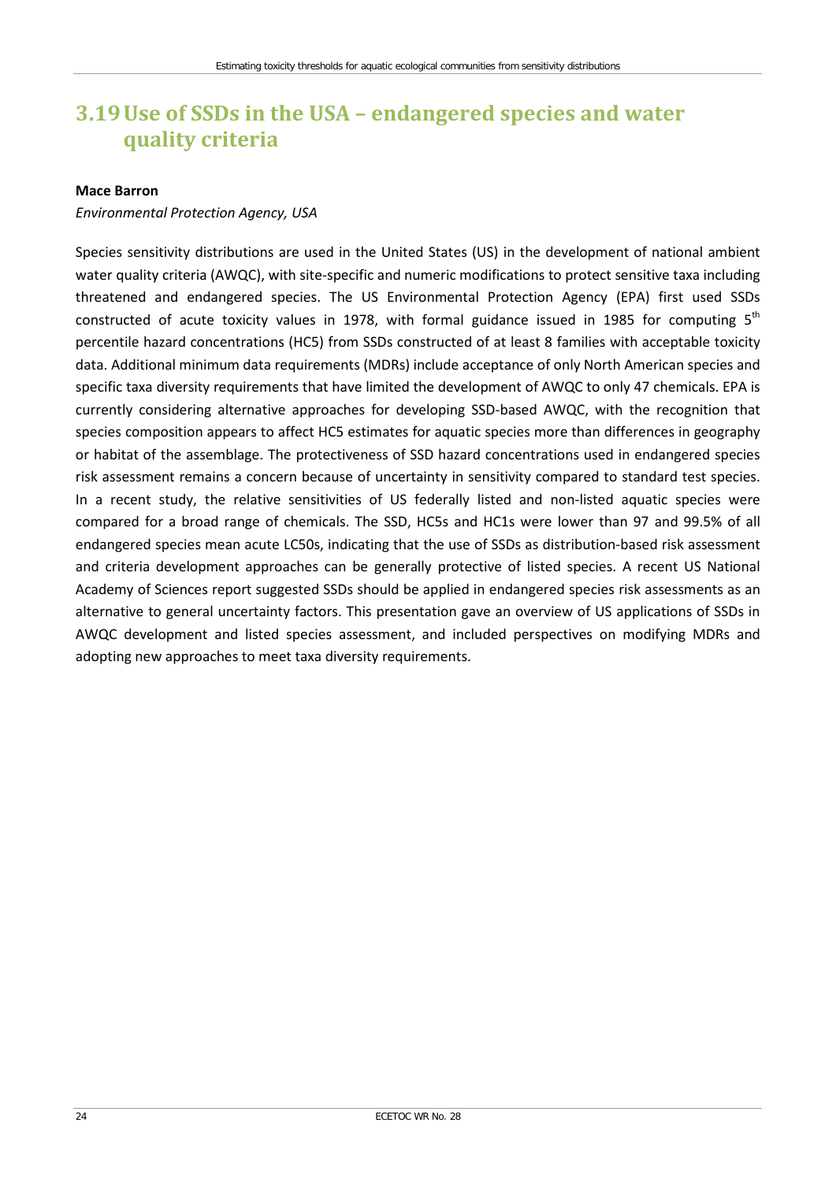## 3.19 Use of SSDs in the USA – endangered species and water quality criteria

**Mace Barron**

*Environmental Protection Agency, USA*

Species sensitivity distributions are used in the United States (US) in the development of national ambient water quality criteria (AWQC), with site-specific and numeric modifications to protect sensitive taxa including threatened and endangered species. The US Environmental Protection Agency (EPA) first used SSDs constructed of acute toxicity values in 1978, with formal guidance issued in 1985 for computing 5$^{th}$ percentile hazard concentrations (HC5) from SSDs constructed of at least 8 families with acceptable toxicity data. Additional minimum data requirements (MDRs) include acceptance of only North American species and specific taxa diversity requirements that have limited the development of AWQC to only 47 chemicals. EPA is currently considering alternative approaches for developing SSD-based AWQC, with the recognition that species composition appears to affect HC5 estimates for aquatic species more than differences in geography or habitat of the assemblage. The protectiveness of SSD hazard concentrations used in endangered species risk assessment remains a concern because of uncertainty in sensitivity compared to standard test species. In a recent study, the relative sensitivities of US federally listed and non-listed aquatic species were compared for a broad range of chemicals. The SSD, HC5s and HC1s were lower than 97 and 99.5% of all endangered species mean acute LC50s, indicating that the use of SSDs as distribution-based risk assessment and criteria development approaches can be generally protective of listed species. A recent US National Academy of Sciences report suggested SSDs should be applied in endangered species risk assessments as an alternative to general uncertainty factors. This presentation gave an overview of US applications of SSDs in AWQC development and listed species assessment, and included perspectives on modifying MDRs and adopting new approaches to meet taxa diversity requirements.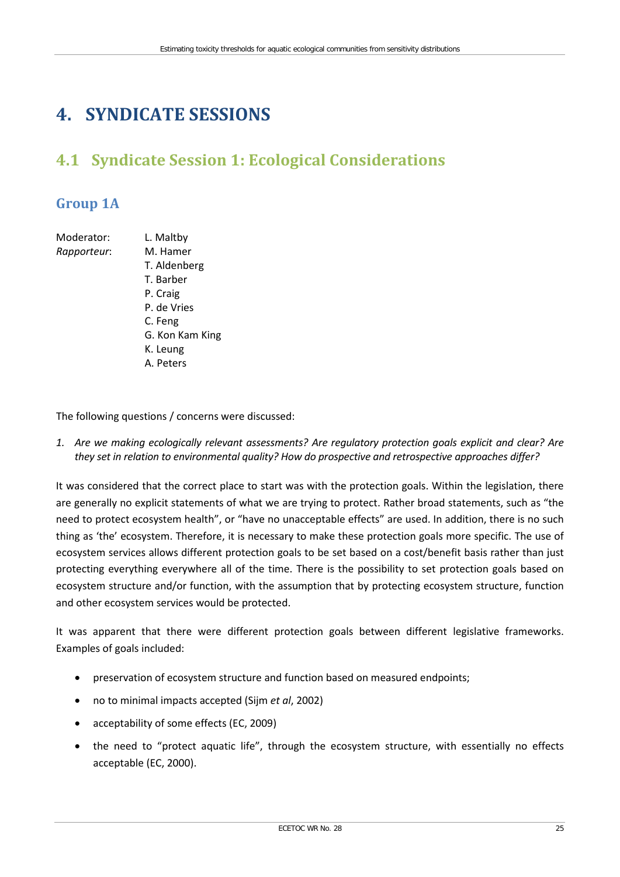# 4. SYNDICATE SESSIONS

## 4.1 Syndicate Session 1: Ecological Considerations

### Group 1A

Moderator: L. Maltby
*Rapporteur*: M. Hamer
T. Aldenberg
T. Barber
P. Craig
P. de Vries
C. Feng
G. Kon Kam King
K. Leung
A. Peters

The following questions / concerns were discussed:

1. *Are we making ecologically relevant assessments? Are regulatory protection goals explicit and clear? Are they set in relation to environmental quality? How do prospective and retrospective approaches differ?*

It was considered that the correct place to start was with the protection goals. Within the legislation, there are generally no explicit statements of what we are trying to protect. Rather broad statements, such as "the need to protect ecosystem health", or "have no unacceptable effects" are used. In addition, there is no such thing as 'the' ecosystem. Therefore, it is necessary to make these protection goals more specific. The use of ecosystem services allows different protection goals to be set based on a cost/benefit basis rather than just protecting everything everywhere all of the time. There is the possibility to set protection goals based on ecosystem structure and/or function, with the assumption that by protecting ecosystem structure, function and other ecosystem services would be protected.

It was apparent that there were different protection goals between different legislative frameworks. Examples of goals included:

- preservation of ecosystem structure and function based on measured endpoints;
- no to minimal impacts accepted (Sijm *et al*, 2002)
- acceptability of some effects (EC, 2009)
- the need to "protect aquatic life", through the ecosystem structure, with essentially no effects acceptable (EC, 2000).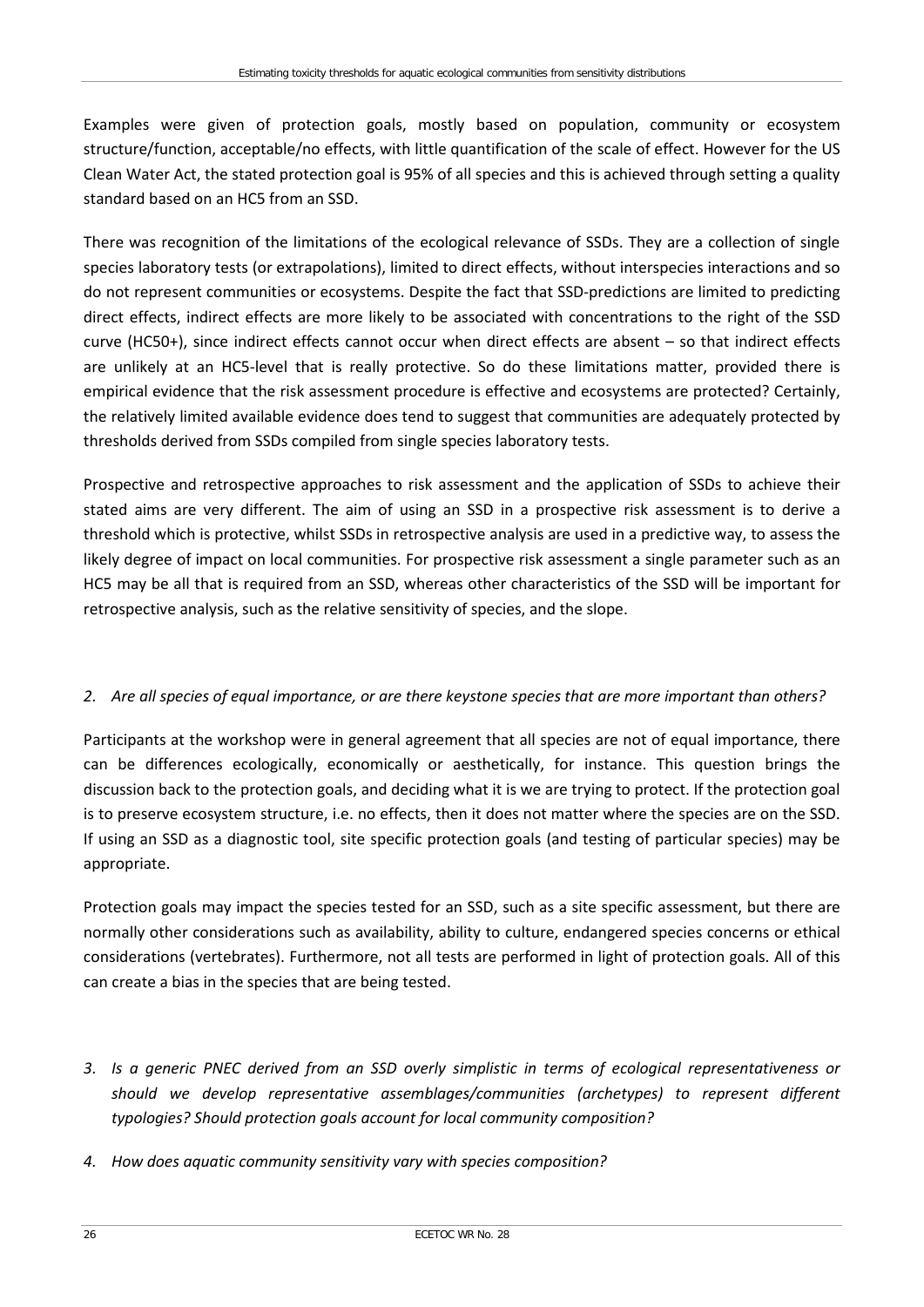Examples were given of protection goals, mostly based on population, community or ecosystem structure/function, acceptable/no effects, with little quantification of the scale of effect. However for the US Clean Water Act, the stated protection goal is 95% of all species and this is achieved through setting a quality standard based on an HC5 from an SSD.

There was recognition of the limitations of the ecological relevance of SSDs. They are a collection of single species laboratory tests (or extrapolations), limited to direct effects, without interspecies interactions and so do not represent communities or ecosystems. Despite the fact that SSD-predictions are limited to predicting direct effects, indirect effects are more likely to be associated with concentrations to the right of the SSD curve (HC50+), since indirect effects cannot occur when direct effects are absent – so that indirect effects are unlikely at an HC5-level that is really protective. So do these limitations matter, provided there is empirical evidence that the risk assessment procedure is effective and ecosystems are protected? Certainly, the relatively limited available evidence does tend to suggest that communities are adequately protected by thresholds derived from SSDs compiled from single species laboratory tests.

Prospective and retrospective approaches to risk assessment and the application of SSDs to achieve their stated aims are very different. The aim of using an SSD in a prospective risk assessment is to derive a threshold which is protective, whilst SSDs in retrospective analysis are used in a predictive way, to assess the likely degree of impact on local communities. For prospective risk assessment a single parameter such as an HC5 may be all that is required from an SSD, whereas other characteristics of the SSD will be important for retrospective analysis, such as the relative sensitivity of species, and the slope.

*2. Are all species of equal importance, or are there keystone species that are more important than others?*

Participants at the workshop were in general agreement that all species are not of equal importance, there can be differences ecologically, economically or aesthetically, for instance. This question brings the discussion back to the protection goals, and deciding what it is we are trying to protect. If the protection goal is to preserve ecosystem structure, i.e. no effects, then it does not matter where the species are on the SSD. If using an SSD as a diagnostic tool, site specific protection goals (and testing of particular species) may be appropriate.

Protection goals may impact the species tested for an SSD, such as a site specific assessment, but there are normally other considerations such as availability, ability to culture, endangered species concerns or ethical considerations (vertebrates). Furthermore, not all tests are performed in light of protection goals. All of this can create a bias in the species that are being tested.

*3. Is a generic PNEC derived from an SSD overly simplistic in terms of ecological representativeness or should we develop representative assemblages/communities (archetypes) to represent different typologies? Should protection goals account for local community composition?*

*4. How does aquatic community sensitivity vary with species composition?*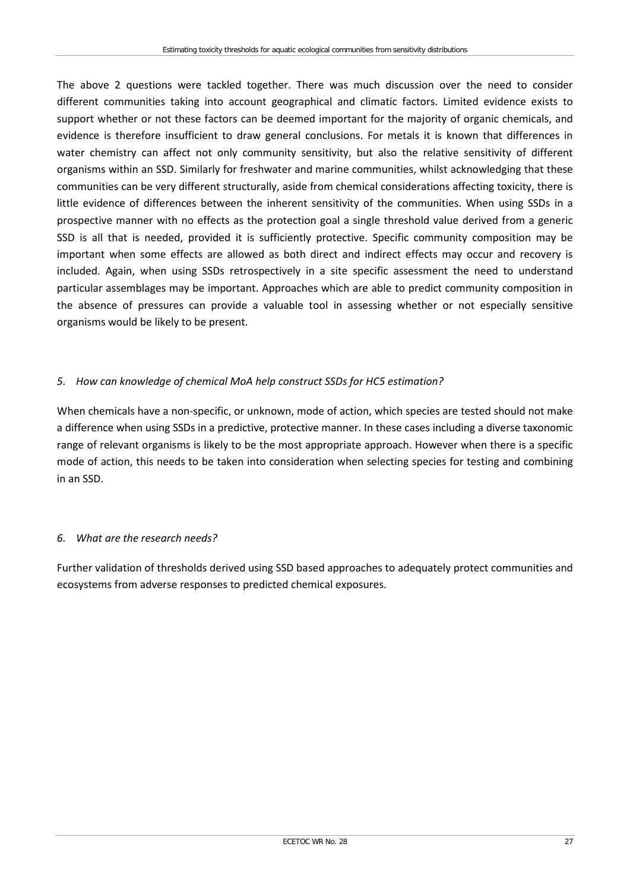The above 2 questions were tackled together. There was much discussion over the need to consider different communities taking into account geographical and climatic factors. Limited evidence exists to support whether or not these factors can be deemed important for the majority of organic chemicals, and evidence is therefore insufficient to draw general conclusions. For metals it is known that differences in water chemistry can affect not only community sensitivity, but also the relative sensitivity of different organisms within an SSD. Similarly for freshwater and marine communities, whilst acknowledging that these communities can be very different structurally, aside from chemical considerations affecting toxicity, there is little evidence of differences between the inherent sensitivity of the communities. When using SSDs in a prospective manner with no effects as the protection goal a single threshold value derived from a generic SSD is all that is needed, provided it is sufficiently protective. Specific community composition may be important when some effects are allowed as both direct and indirect effects may occur and recovery is included. Again, when using SSDs retrospectively in a site specific assessment the need to understand particular assemblages may be important. Approaches which are able to predict community composition in the absence of pressures can provide a valuable tool in assessing whether or not especially sensitive organisms would be likely to be present.

*5. How can knowledge of chemical MoA help construct SSDs for HC5 estimation?*

When chemicals have a non-specific, or unknown, mode of action, which species are tested should not make a difference when using SSDs in a predictive, protective manner. In these cases including a diverse taxonomic range of relevant organisms is likely to be the most appropriate approach. However when there is a specific mode of action, this needs to be taken into consideration when selecting species for testing and combining in an SSD.

*6. What are the research needs?*

Further validation of thresholds derived using SSD based approaches to adequately protect communities and ecosystems from adverse responses to predicted chemical exposures.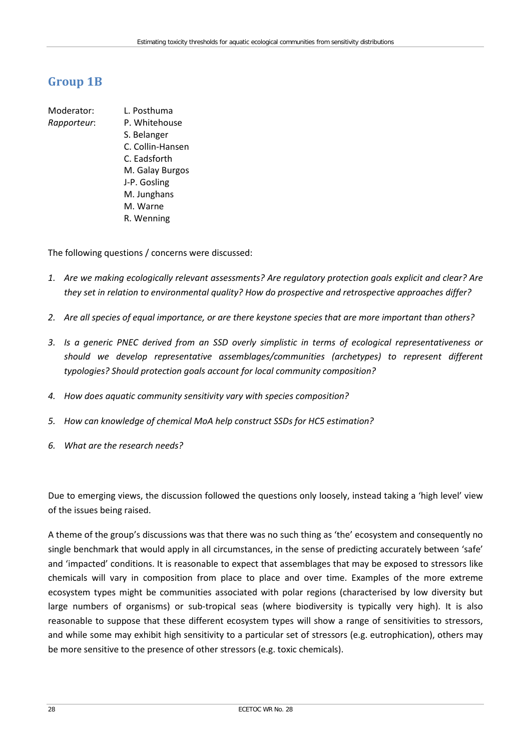## Group 1B

Moderator: L. Posthuma
*Rapporteur*: P. Whitehouse
S. Belanger
C. Collin-Hansen
C. Eadsforth
M. Galay Burgos
J-P. Gosling
M. Junghans
M. Warne
R. Wenning

The following questions / concerns were discussed:

1. *Are we making ecologically relevant assessments? Are regulatory protection goals explicit and clear? Are they set in relation to environmental quality? How do prospective and retrospective approaches differ?*
2. *Are all species of equal importance, or are there keystone species that are more important than others?*
3. *Is a generic PNEC derived from an SSD overly simplistic in terms of ecological representativeness or should we develop representative assemblages/communities (archetypes) to represent different typologies? Should protection goals account for local community composition?*
4. *How does aquatic community sensitivity vary with species composition?*
5. *How can knowledge of chemical MoA help construct SSDs for HC5 estimation?*
6. *What are the research needs?*

Due to emerging views, the discussion followed the questions only loosely, instead taking a 'high level' view of the issues being raised.

A theme of the group's discussions was that there was no such thing as 'the' ecosystem and consequently no single benchmark that would apply in all circumstances, in the sense of predicting accurately between 'safe' and 'impacted' conditions. It is reasonable to expect that assemblages that may be exposed to stressors like chemicals will vary in composition from place to place and over time. Examples of the more extreme ecosystem types might be communities associated with polar regions (characterised by low diversity but large numbers of organisms) or sub-tropical seas (where biodiversity is typically very high). It is also reasonable to suppose that these different ecosystem types will show a range of sensitivities to stressors, and while some may exhibit high sensitivity to a particular set of stressors (e.g. eutrophication), others may be more sensitive to the presence of other stressors (e.g. toxic chemicals).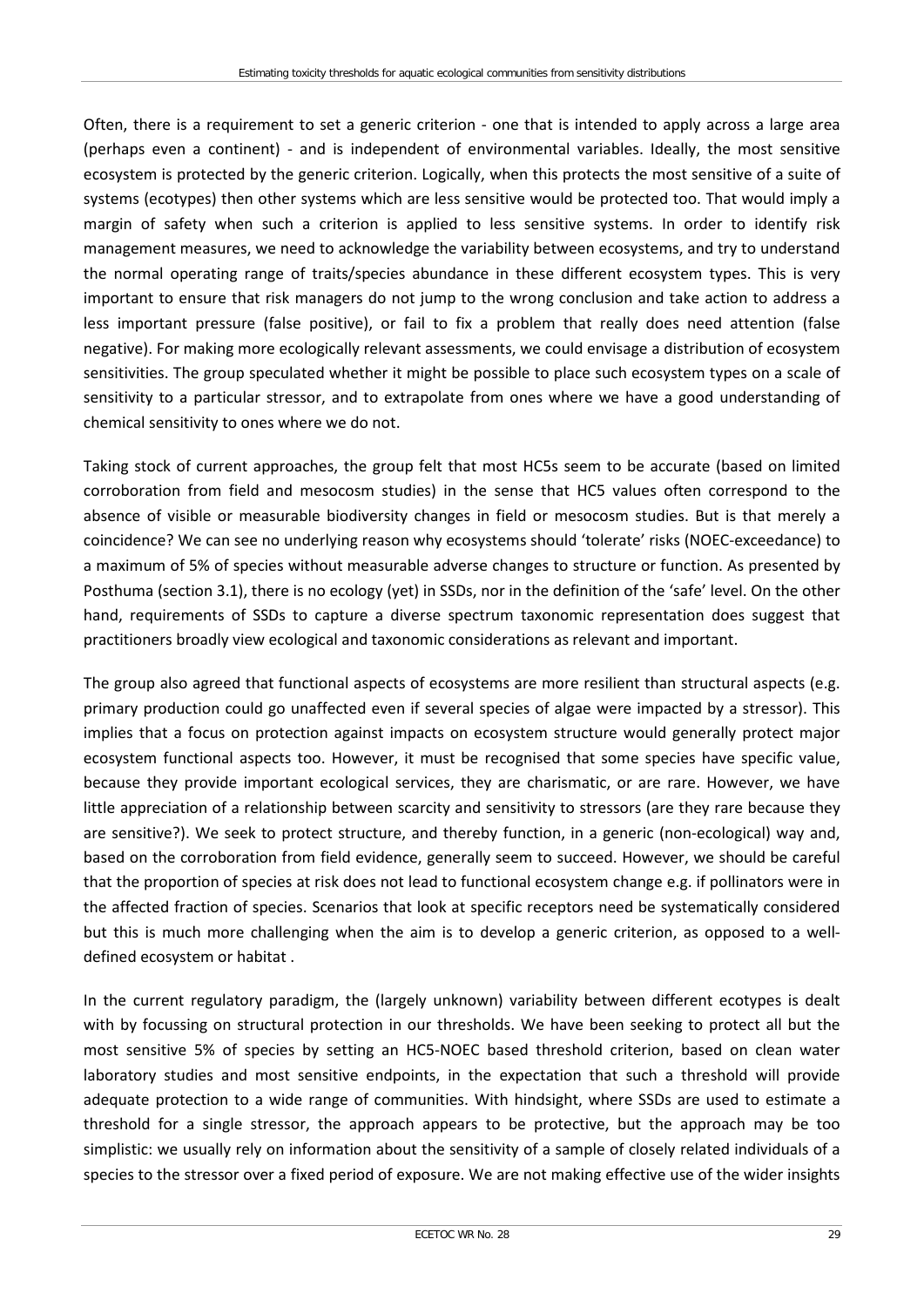Often, there is a requirement to set a generic criterion - one that is intended to apply across a large area (perhaps even a continent) - and is independent of environmental variables. Ideally, the most sensitive ecosystem is protected by the generic criterion. Logically, when this protects the most sensitive of a suite of systems (ecotypes) then other systems which are less sensitive would be protected too. That would imply a margin of safety when such a criterion is applied to less sensitive systems. In order to identify risk management measures, we need to acknowledge the variability between ecosystems, and try to understand the normal operating range of traits/species abundance in these different ecosystem types. This is very important to ensure that risk managers do not jump to the wrong conclusion and take action to address a less important pressure (false positive), or fail to fix a problem that really does need attention (false negative). For making more ecologically relevant assessments, we could envisage a distribution of ecosystem sensitivities. The group speculated whether it might be possible to place such ecosystem types on a scale of sensitivity to a particular stressor, and to extrapolate from ones where we have a good understanding of chemical sensitivity to ones where we do not.

Taking stock of current approaches, the group felt that most HC5s seem to be accurate (based on limited corroboration from field and mesocosm studies) in the sense that HC5 values often correspond to the absence of visible or measurable biodiversity changes in field or mesocosm studies. But is that merely a coincidence? We can see no underlying reason why ecosystems should 'tolerate' risks (NOEC-exceedance) to a maximum of 5% of species without measurable adverse changes to structure or function. As presented by Posthuma (section 3.1), there is no ecology (yet) in SSDs, nor in the definition of the 'safe' level. On the other hand, requirements of SSDs to capture a diverse spectrum taxonomic representation does suggest that practitioners broadly view ecological and taxonomic considerations as relevant and important.

The group also agreed that functional aspects of ecosystems are more resilient than structural aspects (e.g. primary production could go unaffected even if several species of algae were impacted by a stressor). This implies that a focus on protection against impacts on ecosystem structure would generally protect major ecosystem functional aspects too. However, it must be recognised that some species have specific value, because they provide important ecological services, they are charismatic, or are rare. However, we have little appreciation of a relationship between scarcity and sensitivity to stressors (are they rare because they are sensitive?). We seek to protect structure, and thereby function, in a generic (non-ecological) way and, based on the corroboration from field evidence, generally seem to succeed. However, we should be careful that the proportion of species at risk does not lead to functional ecosystem change e.g. if pollinators were in the affected fraction of species. Scenarios that look at specific receptors need be systematically considered but this is much more challenging when the aim is to develop a generic criterion, as opposed to a well-defined ecosystem or habitat .

In the current regulatory paradigm, the (largely unknown) variability between different ecotypes is dealt with by focussing on structural protection in our thresholds. We have been seeking to protect all but the most sensitive 5% of species by setting an HC5-NOEC based threshold criterion, based on clean water laboratory studies and most sensitive endpoints, in the expectation that such a threshold will provide adequate protection to a wide range of communities. With hindsight, where SSDs are used to estimate a threshold for a single stressor, the approach appears to be protective, but the approach may be too simplistic: we usually rely on information about the sensitivity of a sample of closely related individuals of a species to the stressor over a fixed period of exposure. We are not making effective use of the wider insights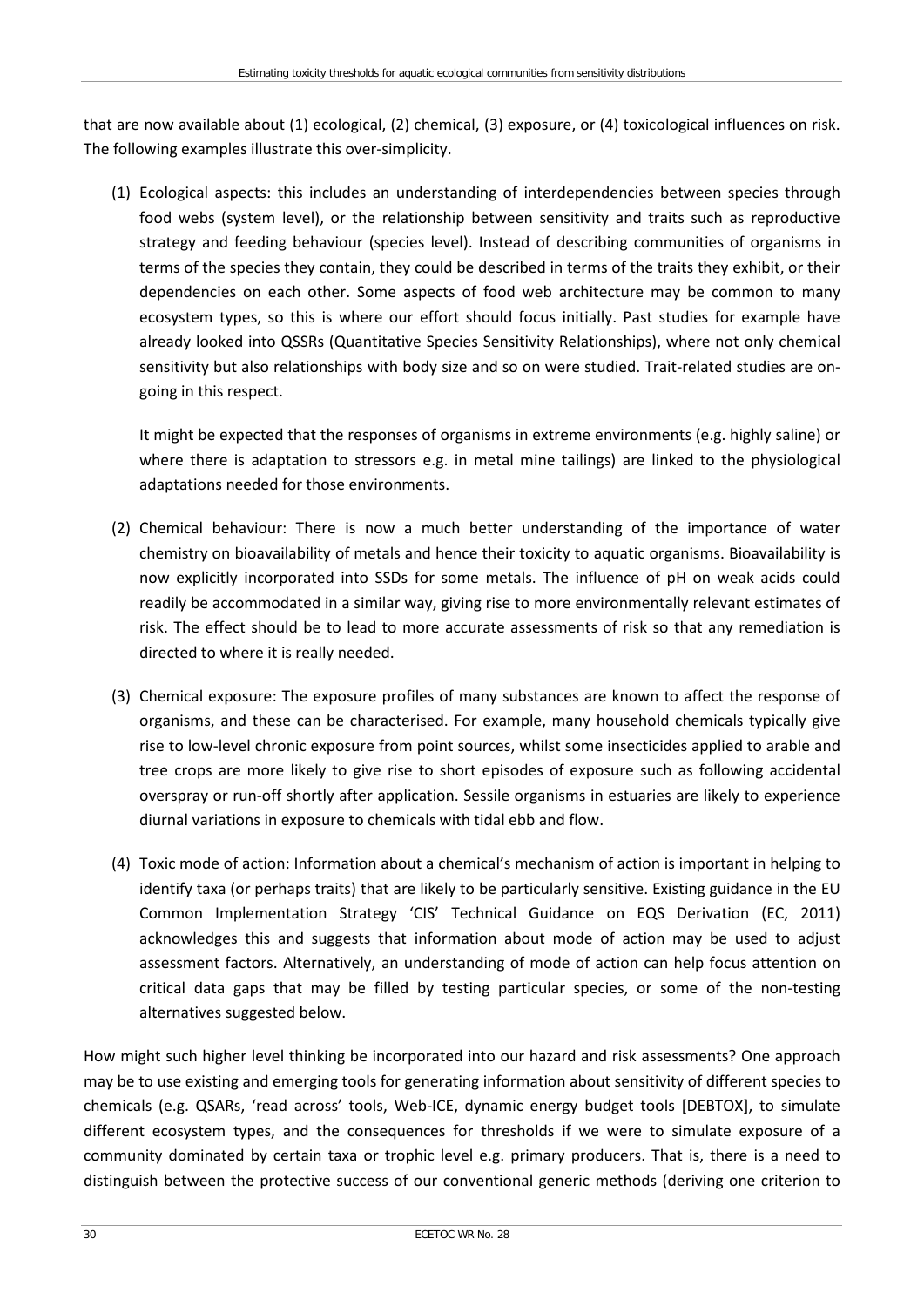that are now available about (1) ecological, (2) chemical, (3) exposure, or (4) toxicological influences on risk. The following examples illustrate this over-simplicity.

(1) Ecological aspects: this includes an understanding of interdependencies between species through food webs (system level), or the relationship between sensitivity and traits such as reproductive strategy and feeding behaviour (species level). Instead of describing communities of organisms in terms of the species they contain, they could be described in terms of the traits they exhibit, or their dependencies on each other. Some aspects of food web architecture may be common to many ecosystem types, so this is where our effort should focus initially. Past studies for example have already looked into QSSRs (Quantitative Species Sensitivity Relationships), where not only chemical sensitivity but also relationships with body size and so on were studied. Trait-related studies are on-going in this respect.

    It might be expected that the responses of organisms in extreme environments (e.g. highly saline) or where there is adaptation to stressors e.g. in metal mine tailings) are linked to the physiological adaptations needed for those environments.

(2) Chemical behaviour: There is now a much better understanding of the importance of water chemistry on bioavailability of metals and hence their toxicity to aquatic organisms. Bioavailability is now explicitly incorporated into SSDs for some metals. The influence of pH on weak acids could readily be accommodated in a similar way, giving rise to more environmentally relevant estimates of risk. The effect should be to lead to more accurate assessments of risk so that any remediation is directed to where it is really needed.

(3) Chemical exposure: The exposure profiles of many substances are known to affect the response of organisms, and these can be characterised. For example, many household chemicals typically give rise to low-level chronic exposure from point sources, whilst some insecticides applied to arable and tree crops are more likely to give rise to short episodes of exposure such as following accidental overspray or run-off shortly after application. Sessile organisms in estuaries are likely to experience diurnal variations in exposure to chemicals with tidal ebb and flow.

(4) Toxic mode of action: Information about a chemical's mechanism of action is important in helping to identify taxa (or perhaps traits) that are likely to be particularly sensitive. Existing guidance in the EU Common Implementation Strategy 'CIS' Technical Guidance on EQS Derivation (EC, 2011) acknowledges this and suggests that information about mode of action may be used to adjust assessment factors. Alternatively, an understanding of mode of action can help focus attention on critical data gaps that may be filled by testing particular species, or some of the non-testing alternatives suggested below.

How might such higher level thinking be incorporated into our hazard and risk assessments? One approach may be to use existing and emerging tools for generating information about sensitivity of different species to chemicals (e.g. QSARs, 'read across' tools, Web-ICE, dynamic energy budget tools [DEBTOX], to simulate different ecosystem types, and the consequences for thresholds if we were to simulate exposure of a community dominated by certain taxa or trophic level e.g. primary producers. That is, there is a need to distinguish between the protective success of our conventional generic methods (deriving one criterion to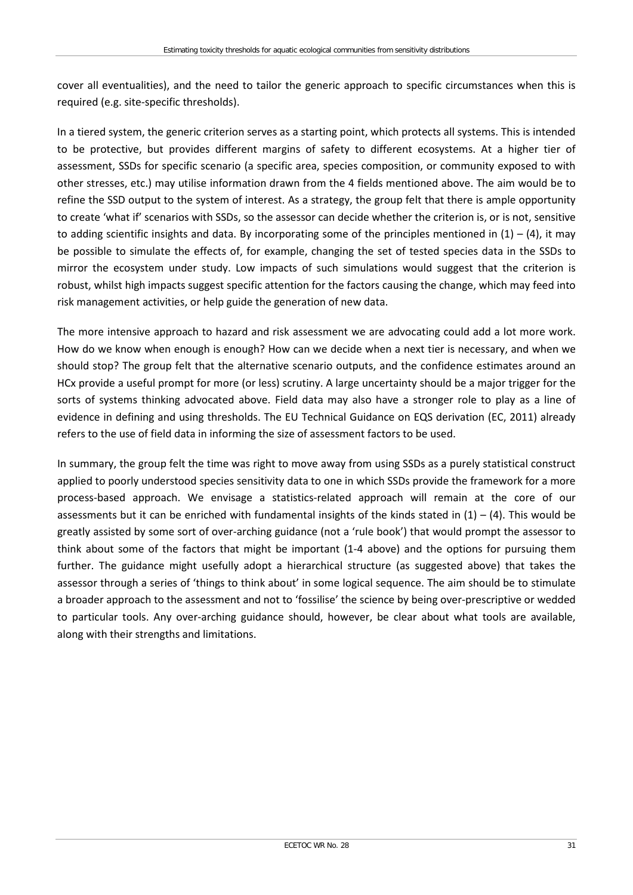cover all eventualities), and the need to tailor the generic approach to specific circumstances when this is required (e.g. site-specific thresholds).

In a tiered system, the generic criterion serves as a starting point, which protects all systems. This is intended to be protective, but provides different margins of safety to different ecosystems. At a higher tier of assessment, SSDs for specific scenario (a specific area, species composition, or community exposed to with other stresses, etc.) may utilise information drawn from the 4 fields mentioned above. The aim would be to refine the SSD output to the system of interest. As a strategy, the group felt that there is ample opportunity to create 'what if' scenarios with SSDs, so the assessor can decide whether the criterion is, or is not, sensitive to adding scientific insights and data. By incorporating some of the principles mentioned in (1) – (4), it may be possible to simulate the effects of, for example, changing the set of tested species data in the SSDs to mirror the ecosystem under study. Low impacts of such simulations would suggest that the criterion is robust, whilst high impacts suggest specific attention for the factors causing the change, which may feed into risk management activities, or help guide the generation of new data.

The more intensive approach to hazard and risk assessment we are advocating could add a lot more work. How do we know when enough is enough? How can we decide when a next tier is necessary, and when we should stop? The group felt that the alternative scenario outputs, and the confidence estimates around an HCx provide a useful prompt for more (or less) scrutiny. A large uncertainty should be a major trigger for the sorts of systems thinking advocated above. Field data may also have a stronger role to play as a line of evidence in defining and using thresholds. The EU Technical Guidance on EQS derivation (EC, 2011) already refers to the use of field data in informing the size of assessment factors to be used.

In summary, the group felt the time was right to move away from using SSDs as a purely statistical construct applied to poorly understood species sensitivity data to one in which SSDs provide the framework for a more process-based approach. We envisage a statistics-related approach will remain at the core of our assessments but it can be enriched with fundamental insights of the kinds stated in (1) – (4). This would be greatly assisted by some sort of over-arching guidance (not a 'rule book') that would prompt the assessor to think about some of the factors that might be important (1-4 above) and the options for pursuing them further. The guidance might usefully adopt a hierarchical structure (as suggested above) that takes the assessor through a series of 'things to think about' in some logical sequence. The aim should be to stimulate a broader approach to the assessment and not to 'fossilise' the science by being over-prescriptive or wedded to particular tools. Any over-arching guidance should, however, be clear about what tools are available, along with their strengths and limitations.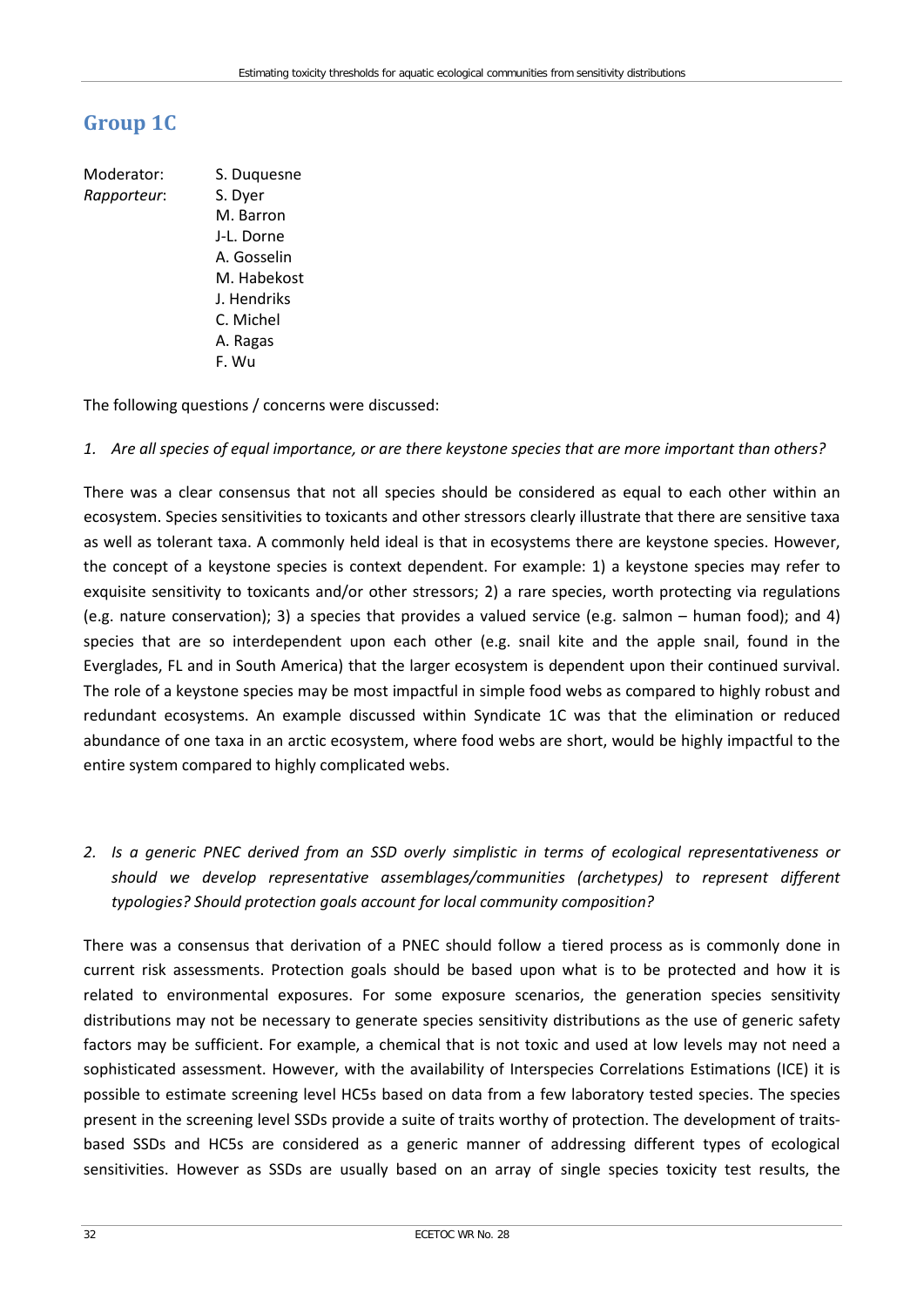## Group 1C

| | |
|---|---|
| Moderator: | S. Duquesne |
| *Rapporteur*: | S. Dyer |
| | M. Barron |
| | J-L. Dorne |
| | A. Gosselin |
| | M. Habekost |
| | J. Hendriks |
| | C. Michel |
| | A. Ragas |
| | F. Wu |

The following questions / concerns were discussed:

1. *Are all species of equal importance, or are there keystone species that are more important than others?*

There was a clear consensus that not all species should be considered as equal to each other within an ecosystem. Species sensitivities to toxicants and other stressors clearly illustrate that there are sensitive taxa as well as tolerant taxa. A commonly held ideal is that in ecosystems there are keystone species. However, the concept of a keystone species is context dependent. For example: 1) a keystone species may refer to exquisite sensitivity to toxicants and/or other stressors; 2) a rare species, worth protecting via regulations (e.g. nature conservation); 3) a species that provides a valued service (e.g. salmon – human food); and 4) species that are so interdependent upon each other (e.g. snail kite and the apple snail, found in the Everglades, FL and in South America) that the larger ecosystem is dependent upon their continued survival. The role of a keystone species may be most impactful in simple food webs as compared to highly robust and redundant ecosystems. An example discussed within Syndicate 1C was that the elimination or reduced abundance of one taxa in an arctic ecosystem, where food webs are short, would be highly impactful to the entire system compared to highly complicated webs.

2. *Is a generic PNEC derived from an SSD overly simplistic in terms of ecological representativeness or should we develop representative assemblages/communities (archetypes) to represent different typologies? Should protection goals account for local community composition?*

There was a consensus that derivation of a PNEC should follow a tiered process as is commonly done in current risk assessments. Protection goals should be based upon what is to be protected and how it is related to environmental exposures. For some exposure scenarios, the generation species sensitivity distributions may not be necessary to generate species sensitivity distributions as the use of generic safety factors may be sufficient. For example, a chemical that is not toxic and used at low levels may not need a sophisticated assessment. However, with the availability of Interspecies Correlations Estimations (ICE) it is possible to estimate screening level HC5s based on data from a few laboratory tested species. The species present in the screening level SSDs provide a suite of traits worthy of protection. The development of traits-based SSDs and HC5s are considered as a generic manner of addressing different types of ecological sensitivities. However as SSDs are usually based on an array of single species toxicity test results, the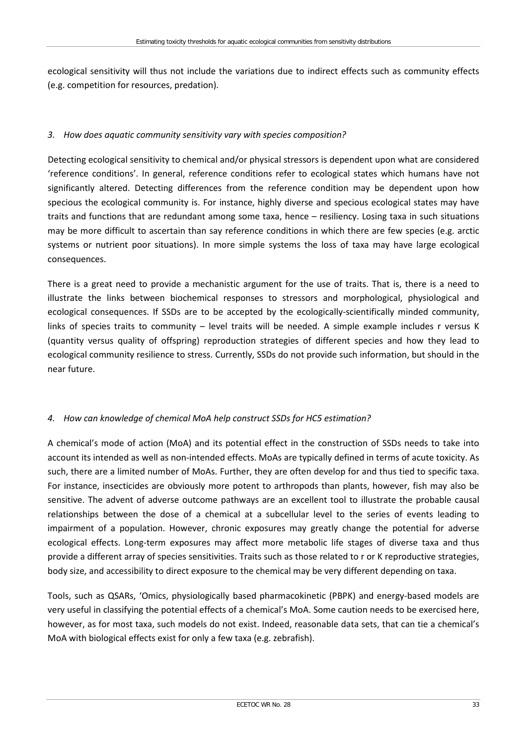ecological sensitivity will thus not include the variations due to indirect effects such as community effects (e.g. competition for resources, predation).

*3. How does aquatic community sensitivity vary with species composition?*

Detecting ecological sensitivity to chemical and/or physical stressors is dependent upon what are considered 'reference conditions'. In general, reference conditions refer to ecological states which humans have not significantly altered. Detecting differences from the reference condition may be dependent upon how specious the ecological community is. For instance, highly diverse and specious ecological states may have traits and functions that are redundant among some taxa, hence – resiliency. Losing taxa in such situations may be more difficult to ascertain than say reference conditions in which there are few species (e.g. arctic systems or nutrient poor situations). In more simple systems the loss of taxa may have large ecological consequences.

There is a great need to provide a mechanistic argument for the use of traits. That is, there is a need to illustrate the links between biochemical responses to stressors and morphological, physiological and ecological consequences. If SSDs are to be accepted by the ecologically-scientifically minded community, links of species traits to community – level traits will be needed. A simple example includes r versus K (quantity versus quality of offspring) reproduction strategies of different species and how they lead to ecological community resilience to stress. Currently, SSDs do not provide such information, but should in the near future.

*4. How can knowledge of chemical MoA help construct SSDs for HC5 estimation?*

A chemical's mode of action (MoA) and its potential effect in the construction of SSDs needs to take into account its intended as well as non-intended effects. MoAs are typically defined in terms of acute toxicity. As such, there are a limited number of MoAs. Further, they are often develop for and thus tied to specific taxa. For instance, insecticides are obviously more potent to arthropods than plants, however, fish may also be sensitive. The advent of adverse outcome pathways are an excellent tool to illustrate the probable causal relationships between the dose of a chemical at a subcellular level to the series of events leading to impairment of a population. However, chronic exposures may greatly change the potential for adverse ecological effects. Long-term exposures may affect more metabolic life stages of diverse taxa and thus provide a different array of species sensitivities. Traits such as those related to r or K reproductive strategies, body size, and accessibility to direct exposure to the chemical may be very different depending on taxa.

Tools, such as QSARs, 'Omics, physiologically based pharmacokinetic (PBPK) and energy-based models are very useful in classifying the potential effects of a chemical's MoA. Some caution needs to be exercised here, however, as for most taxa, such models do not exist. Indeed, reasonable data sets, that can tie a chemical's MoA with biological effects exist for only a few taxa (e.g. zebrafish).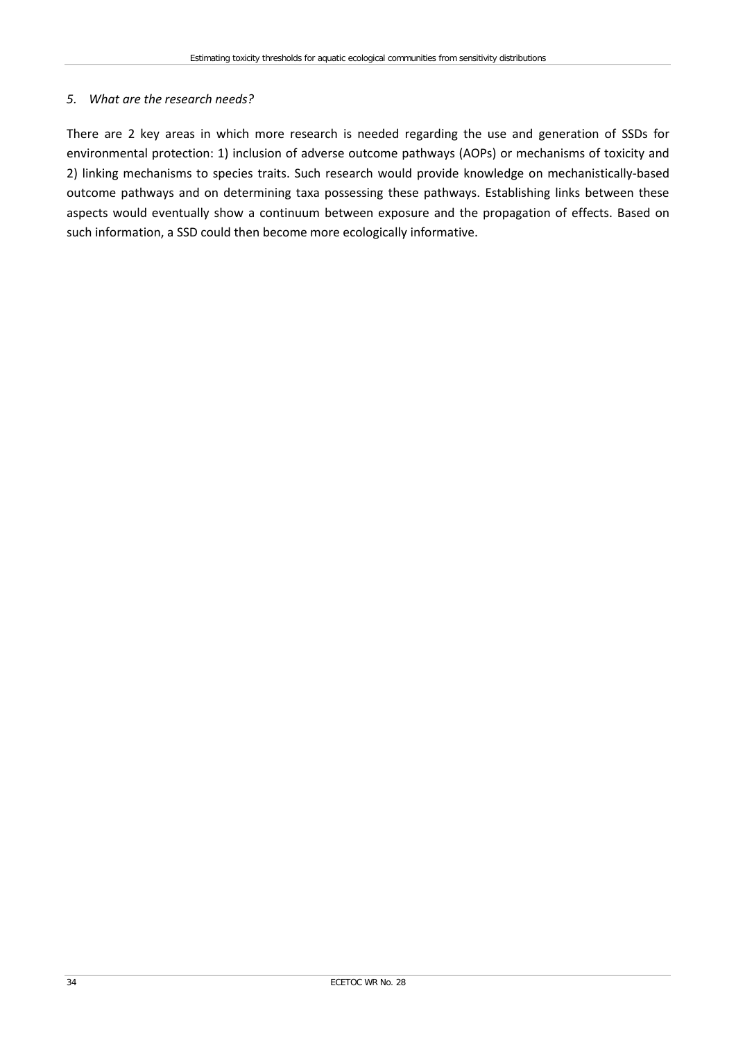### *5. What are the research needs?*

There are 2 key areas in which more research is needed regarding the use and generation of SSDs for environmental protection: 1) inclusion of adverse outcome pathways (AOPs) or mechanisms of toxicity and 2) linking mechanisms to species traits. Such research would provide knowledge on mechanistically-based outcome pathways and on determining taxa possessing these pathways. Establishing links between these aspects would eventually show a continuum between exposure and the propagation of effects. Based on such information, a SSD could then become more ecologically informative.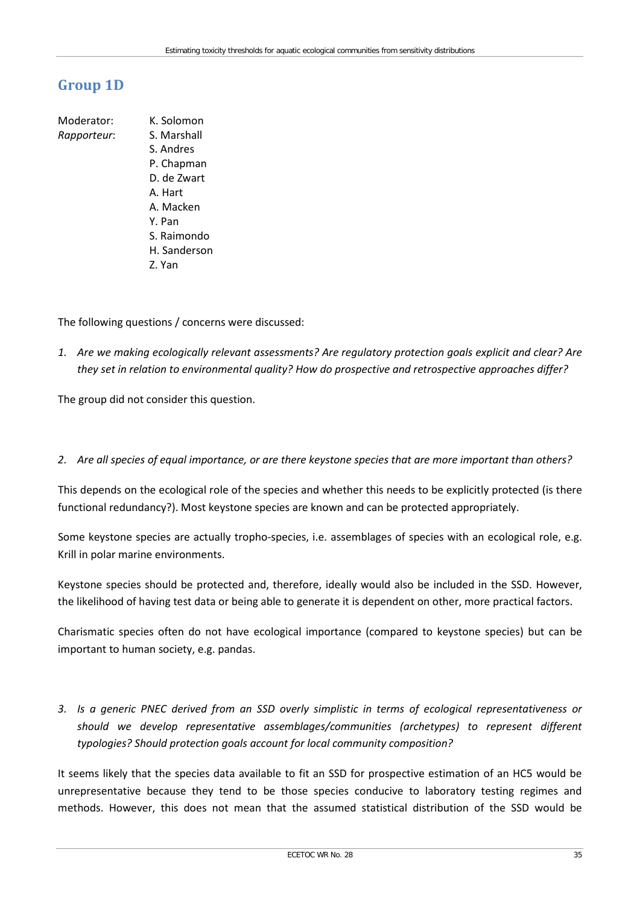## Group 1D

Moderator: K. Solomon
*Rapporteur*: S. Marshall
S. Andres
P. Chapman
D. de Zwart
A. Hart
A. Macken
Y. Pan
S. Raimondo
H. Sanderson
Z. Yan

The following questions / concerns were discussed:

1. *Are we making ecologically relevant assessments? Are regulatory protection goals explicit and clear? Are they set in relation to environmental quality? How do prospective and retrospective approaches differ?*

The group did not consider this question.

2. *Are all species of equal importance, or are there keystone species that are more important than others?*

This depends on the ecological role of the species and whether this needs to be explicitly protected (is there functional redundancy?). Most keystone species are known and can be protected appropriately.

Some keystone species are actually tropho-species, i.e. assemblages of species with an ecological role, e.g. Krill in polar marine environments.

Keystone species should be protected and, therefore, ideally would also be included in the SSD. However, the likelihood of having test data or being able to generate it is dependent on other, more practical factors.

Charismatic species often do not have ecological importance (compared to keystone species) but can be important to human society, e.g. pandas.

3. *Is a generic PNEC derived from an SSD overly simplistic in terms of ecological representativeness or should we develop representative assemblages/communities (archetypes) to represent different typologies? Should protection goals account for local community composition?*

It seems likely that the species data available to fit an SSD for prospective estimation of an HC5 would be unrepresentative because they tend to be those species conducive to laboratory testing regimes and methods. However, this does not mean that the assumed statistical distribution of the SSD would be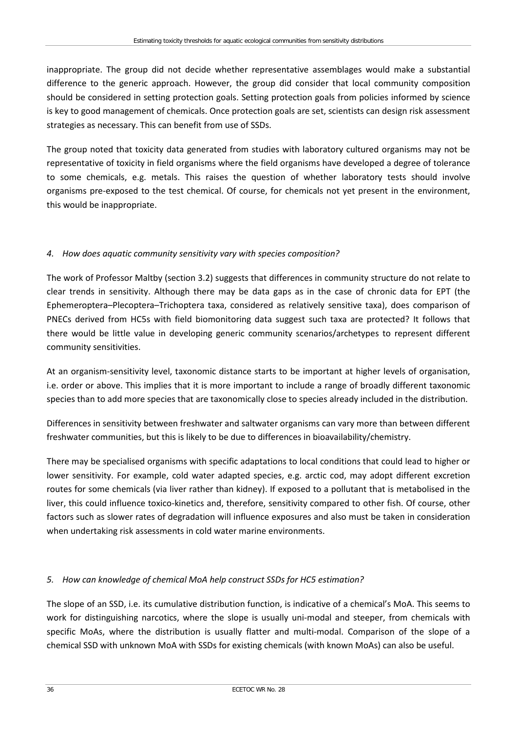inappropriate. The group did not decide whether representative assemblages would make a substantial difference to the generic approach. However, the group did consider that local community composition should be considered in setting protection goals. Setting protection goals from policies informed by science is key to good management of chemicals. Once protection goals are set, scientists can design risk assessment strategies as necessary. This can benefit from use of SSDs.

The group noted that toxicity data generated from studies with laboratory cultured organisms may not be representative of toxicity in field organisms where the field organisms have developed a degree of tolerance to some chemicals, e.g. metals. This raises the question of whether laboratory tests should involve organisms pre-exposed to the test chemical. Of course, for chemicals not yet present in the environment, this would be inappropriate.

### *4. How does aquatic community sensitivity vary with species composition?*

The work of Professor Maltby (section 3.2) suggests that differences in community structure do not relate to clear trends in sensitivity. Although there may be data gaps as in the case of chronic data for EPT (the Ephemeroptera–Plecoptera–Trichoptera taxa, considered as relatively sensitive taxa), does comparison of PNECs derived from HC5s with field biomonitoring data suggest such taxa are protected? It follows that there would be little value in developing generic community scenarios/archetypes to represent different community sensitivities.

At an organism-sensitivity level, taxonomic distance starts to be important at higher levels of organisation, i.e. order or above. This implies that it is more important to include a range of broadly different taxonomic species than to add more species that are taxonomically close to species already included in the distribution.

Differences in sensitivity between freshwater and saltwater organisms can vary more than between different freshwater communities, but this is likely to be due to differences in bioavailability/chemistry.

There may be specialised organisms with specific adaptations to local conditions that could lead to higher or lower sensitivity. For example, cold water adapted species, e.g. arctic cod, may adopt different excretion routes for some chemicals (via liver rather than kidney). If exposed to a pollutant that is metabolised in the liver, this could influence toxico-kinetics and, therefore, sensitivity compared to other fish. Of course, other factors such as slower rates of degradation will influence exposures and also must be taken in consideration when undertaking risk assessments in cold water marine environments.

### *5. How can knowledge of chemical MoA help construct SSDs for HC5 estimation?*

The slope of an SSD, i.e. its cumulative distribution function, is indicative of a chemical's MoA. This seems to work for distinguishing narcotics, where the slope is usually uni-modal and steeper, from chemicals with specific MoAs, where the distribution is usually flatter and multi-modal. Comparison of the slope of a chemical SSD with unknown MoA with SSDs for existing chemicals (with known MoAs) can also be useful.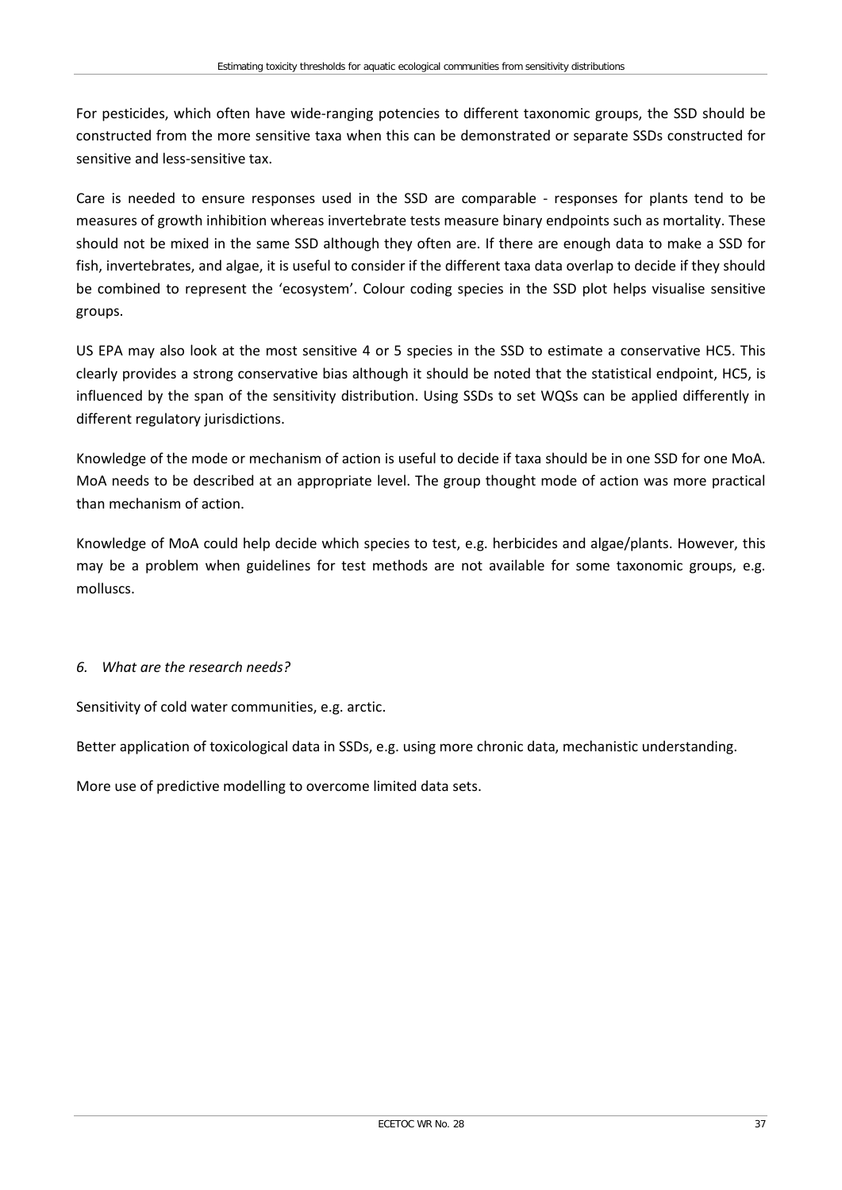For pesticides, which often have wide-ranging potencies to different taxonomic groups, the SSD should be constructed from the more sensitive taxa when this can be demonstrated or separate SSDs constructed for sensitive and less-sensitive tax.

Care is needed to ensure responses used in the SSD are comparable - responses for plants tend to be measures of growth inhibition whereas invertebrate tests measure binary endpoints such as mortality. These should not be mixed in the same SSD although they often are. If there are enough data to make a SSD for fish, invertebrates, and algae, it is useful to consider if the different taxa data overlap to decide if they should be combined to represent the 'ecosystem'. Colour coding species in the SSD plot helps visualise sensitive groups.

US EPA may also look at the most sensitive 4 or 5 species in the SSD to estimate a conservative HC5. This clearly provides a strong conservative bias although it should be noted that the statistical endpoint, HC5, is influenced by the span of the sensitivity distribution. Using SSDs to set WQSs can be applied differently in different regulatory jurisdictions.

Knowledge of the mode or mechanism of action is useful to decide if taxa should be in one SSD for one MoA. MoA needs to be described at an appropriate level. The group thought mode of action was more practical than mechanism of action.

Knowledge of MoA could help decide which species to test, e.g. herbicides and algae/plants. However, this may be a problem when guidelines for test methods are not available for some taxonomic groups, e.g. molluscs.

*6. What are the research needs?*

Sensitivity of cold water communities, e.g. arctic.

Better application of toxicological data in SSDs, e.g. using more chronic data, mechanistic understanding.

More use of predictive modelling to overcome limited data sets.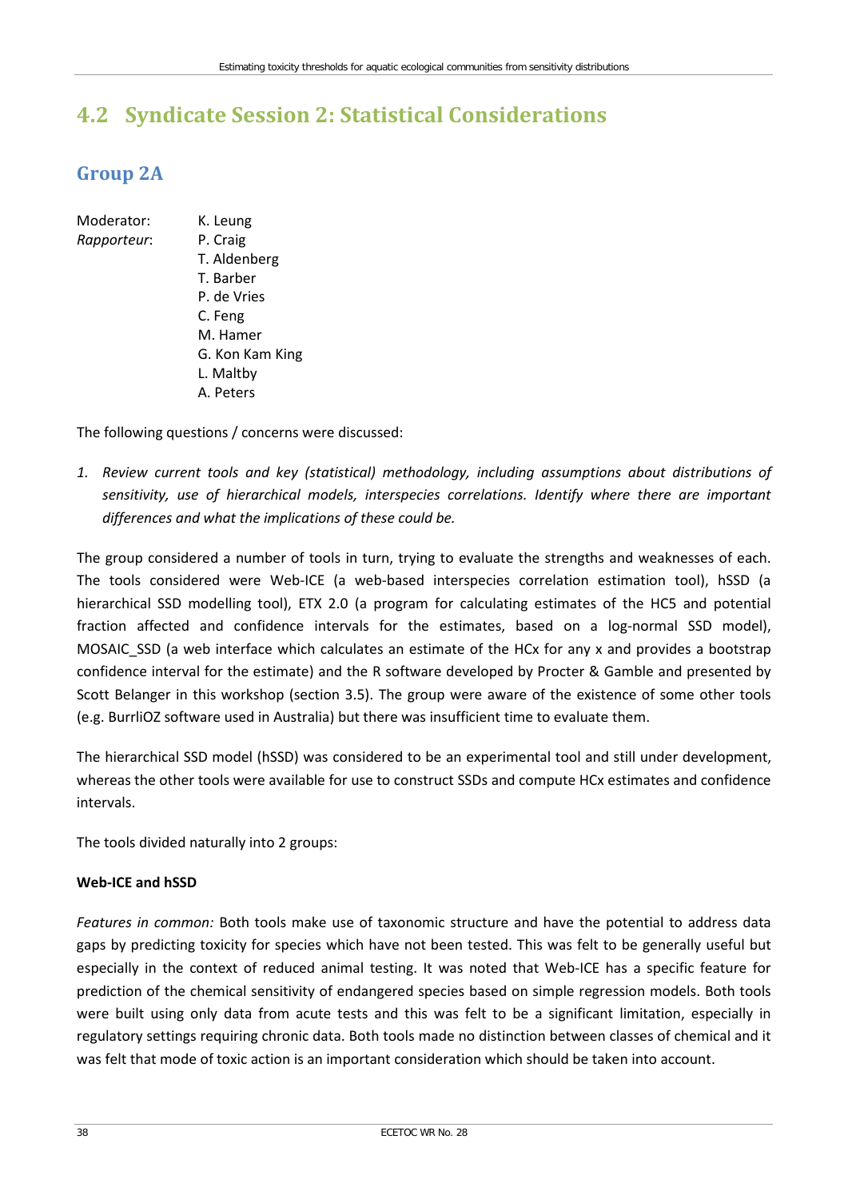## 4.2 Syndicate Session 2: Statistical Considerations

### Group 2A

Moderator: K. Leung
*Rapporteur*: P. Craig
T. Aldenberg
T. Barber
P. de Vries
C. Feng
M. Hamer
G. Kon Kam King
L. Maltby
A. Peters

The following questions / concerns were discussed:

1. *Review current tools and key (statistical) methodology, including assumptions about distributions of sensitivity, use of hierarchical models, interspecies correlations. Identify where there are important differences and what the implications of these could be.*

The group considered a number of tools in turn, trying to evaluate the strengths and weaknesses of each. The tools considered were Web-ICE (a web-based interspecies correlation estimation tool), hSSD (a hierarchical SSD modelling tool), ETX 2.0 (a program for calculating estimates of the HC5 and potential fraction affected and confidence intervals for the estimates, based on a log-normal SSD model), MOSAIC_SSD (a web interface which calculates an estimate of the HCx for any x and provides a bootstrap confidence interval for the estimate) and the R software developed by Procter & Gamble and presented by Scott Belanger in this workshop (section 3.5). The group were aware of the existence of some other tools (e.g. BurrliOZ software used in Australia) but there was insufficient time to evaluate them.

The hierarchical SSD model (hSSD) was considered to be an experimental tool and still under development, whereas the other tools were available for use to construct SSDs and compute HCx estimates and confidence intervals.

The tools divided naturally into 2 groups:

**Web-ICE and hSSD**

*Features in common:* Both tools make use of taxonomic structure and have the potential to address data gaps by predicting toxicity for species which have not been tested. This was felt to be generally useful but especially in the context of reduced animal testing. It was noted that Web-ICE has a specific feature for prediction of the chemical sensitivity of endangered species based on simple regression models. Both tools were built using only data from acute tests and this was felt to be a significant limitation, especially in regulatory settings requiring chronic data. Both tools made no distinction between classes of chemical and it was felt that mode of toxic action is an important consideration which should be taken into account.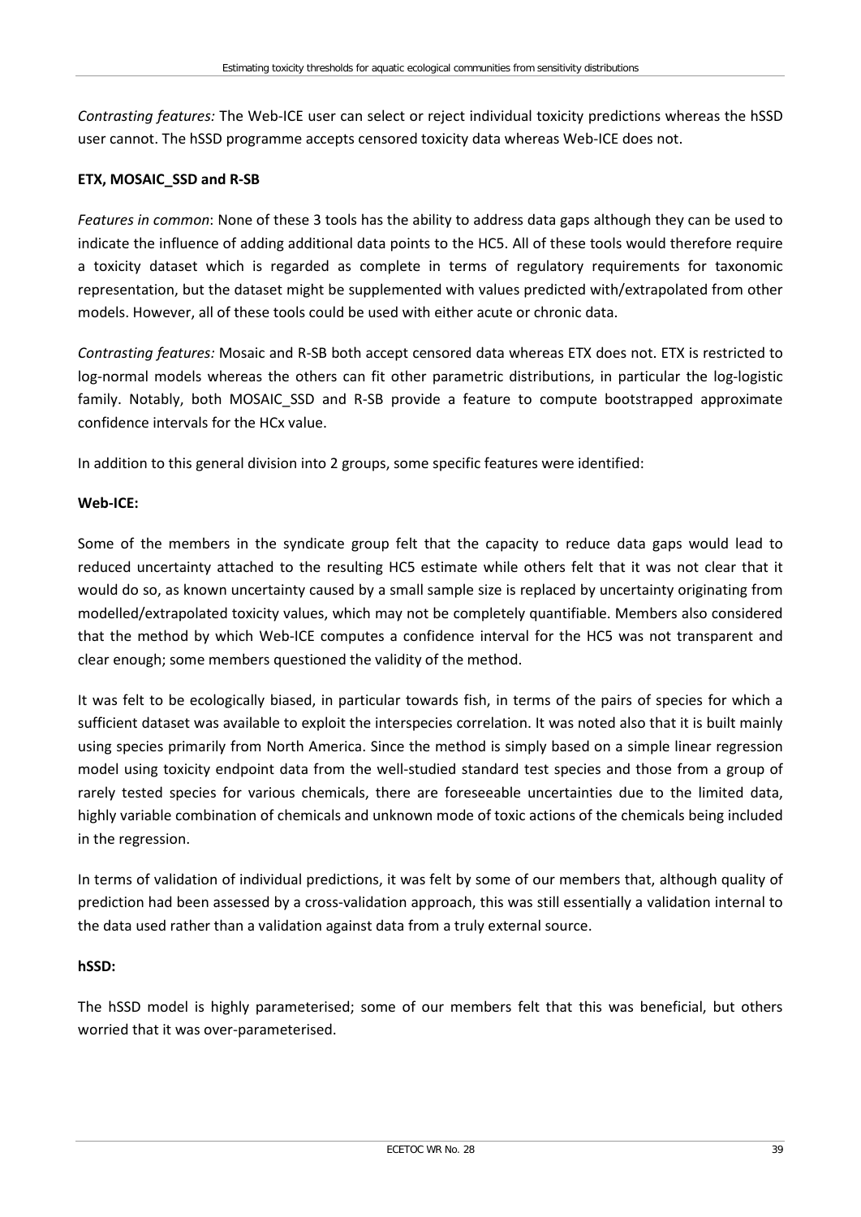*Contrasting features:* The Web-ICE user can select or reject individual toxicity predictions whereas the hSSD user cannot. The hSSD programme accepts censored toxicity data whereas Web-ICE does not.

**ETX, MOSAIC_SSD and R-SB**

*Features in common*: None of these 3 tools has the ability to address data gaps although they can be used to indicate the influence of adding additional data points to the HC5. All of these tools would therefore require a toxicity dataset which is regarded as complete in terms of regulatory requirements for taxonomic representation, but the dataset might be supplemented with values predicted with/extrapolated from other models. However, all of these tools could be used with either acute or chronic data.

*Contrasting features:* Mosaic and R-SB both accept censored data whereas ETX does not. ETX is restricted to log-normal models whereas the others can fit other parametric distributions, in particular the log-logistic family. Notably, both MOSAIC_SSD and R-SB provide a feature to compute bootstrapped approximate confidence intervals for the HCx value.

In addition to this general division into 2 groups, some specific features were identified:

**Web-ICE:**

Some of the members in the syndicate group felt that the capacity to reduce data gaps would lead to reduced uncertainty attached to the resulting HC5 estimate while others felt that it was not clear that it would do so, as known uncertainty caused by a small sample size is replaced by uncertainty originating from modelled/extrapolated toxicity values, which may not be completely quantifiable. Members also considered that the method by which Web-ICE computes a confidence interval for the HC5 was not transparent and clear enough; some members questioned the validity of the method.

It was felt to be ecologically biased, in particular towards fish, in terms of the pairs of species for which a sufficient dataset was available to exploit the interspecies correlation. It was noted also that it is built mainly using species primarily from North America. Since the method is simply based on a simple linear regression model using toxicity endpoint data from the well-studied standard test species and those from a group of rarely tested species for various chemicals, there are foreseeable uncertainties due to the limited data, highly variable combination of chemicals and unknown mode of toxic actions of the chemicals being included in the regression.

In terms of validation of individual predictions, it was felt by some of our members that, although quality of prediction had been assessed by a cross-validation approach, this was still essentially a validation internal to the data used rather than a validation against data from a truly external source.

**hSSD:**

The hSSD model is highly parameterised; some of our members felt that this was beneficial, but others worried that it was over-parameterised.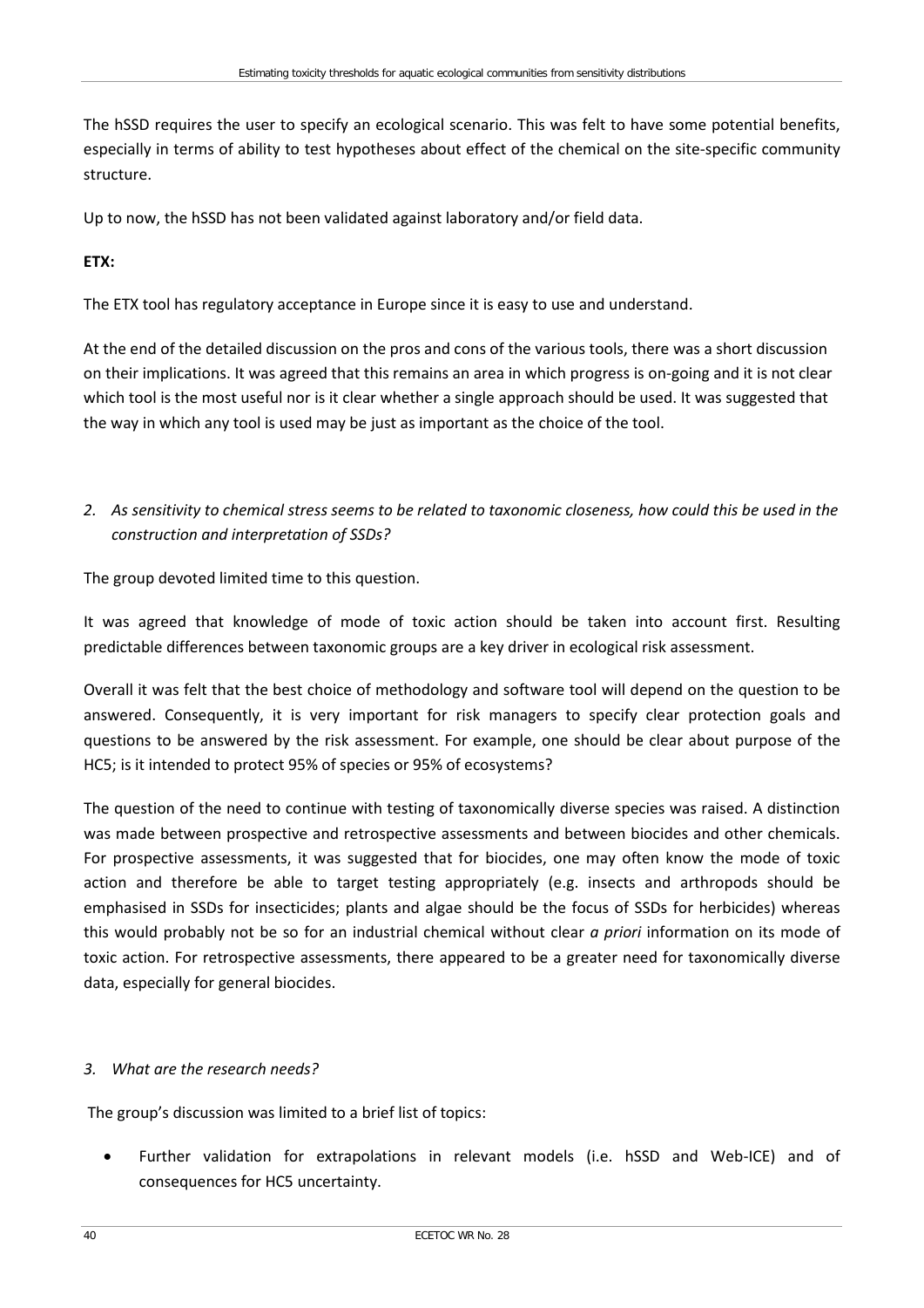The hSSD requires the user to specify an ecological scenario. This was felt to have some potential benefits, especially in terms of ability to test hypotheses about effect of the chemical on the site-specific community structure.

Up to now, the hSSD has not been validated against laboratory and/or field data.

**ETX:**

The ETX tool has regulatory acceptance in Europe since it is easy to use and understand.

At the end of the detailed discussion on the pros and cons of the various tools, there was a short discussion on their implications. It was agreed that this remains an area in which progress is on-going and it is not clear which tool is the most useful nor is it clear whether a single approach should be used. It was suggested that the way in which any tool is used may be just as important as the choice of the tool.

*2. As sensitivity to chemical stress seems to be related to taxonomic closeness, how could this be used in the construction and interpretation of SSDs?*

The group devoted limited time to this question.

It was agreed that knowledge of mode of toxic action should be taken into account first. Resulting predictable differences between taxonomic groups are a key driver in ecological risk assessment.

Overall it was felt that the best choice of methodology and software tool will depend on the question to be answered. Consequently, it is very important for risk managers to specify clear protection goals and questions to be answered by the risk assessment. For example, one should be clear about purpose of the HC5; is it intended to protect 95% of species or 95% of ecosystems?

The question of the need to continue with testing of taxonomically diverse species was raised. A distinction was made between prospective and retrospective assessments and between biocides and other chemicals. For prospective assessments, it was suggested that for biocides, one may often know the mode of toxic action and therefore be able to target testing appropriately (e.g. insects and arthropods should be emphasised in SSDs for insecticides; plants and algae should be the focus of SSDs for herbicides) whereas this would probably not be so for an industrial chemical without clear *a priori* information on its mode of toxic action. For retrospective assessments, there appeared to be a greater need for taxonomically diverse data, especially for general biocides.

*3. What are the research needs?*

The group's discussion was limited to a brief list of topics:

- Further validation for extrapolations in relevant models (i.e. hSSD and Web-ICE) and of consequences for HC5 uncertainty.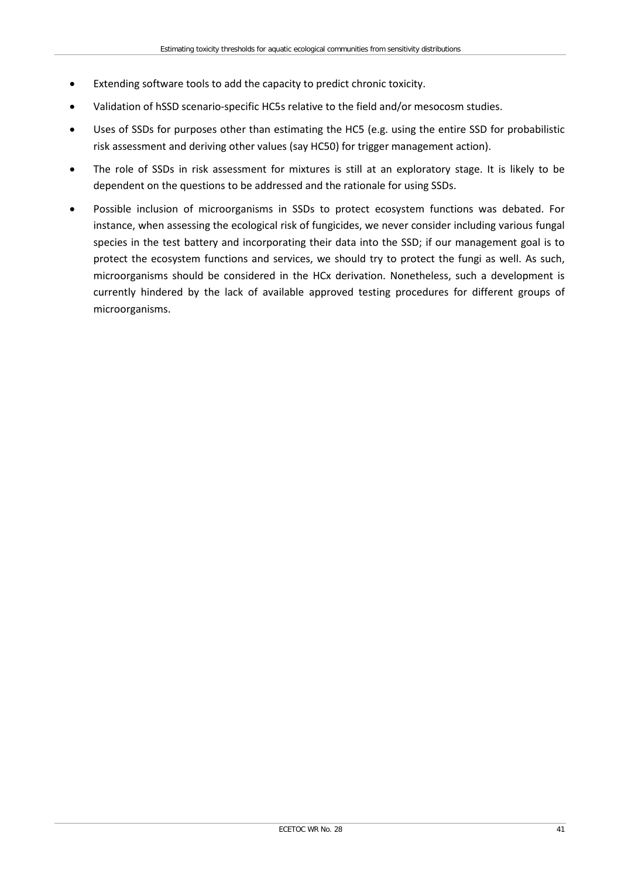- Extending software tools to add the capacity to predict chronic toxicity.
- Validation of hSSD scenario-specific HC5s relative to the field and/or mesocosm studies.
- Uses of SSDs for purposes other than estimating the HC5 (e.g. using the entire SSD for probabilistic risk assessment and deriving other values (say HC50) for trigger management action).
- The role of SSDs in risk assessment for mixtures is still at an exploratory stage. It is likely to be dependent on the questions to be addressed and the rationale for using SSDs.
- Possible inclusion of microorganisms in SSDs to protect ecosystem functions was debated. For instance, when assessing the ecological risk of fungicides, we never consider including various fungal species in the test battery and incorporating their data into the SSD; if our management goal is to protect the ecosystem functions and services, we should try to protect the fungi as well. As such, microorganisms should be considered in the HCx derivation. Nonetheless, such a development is currently hindered by the lack of available approved testing procedures for different groups of microorganisms.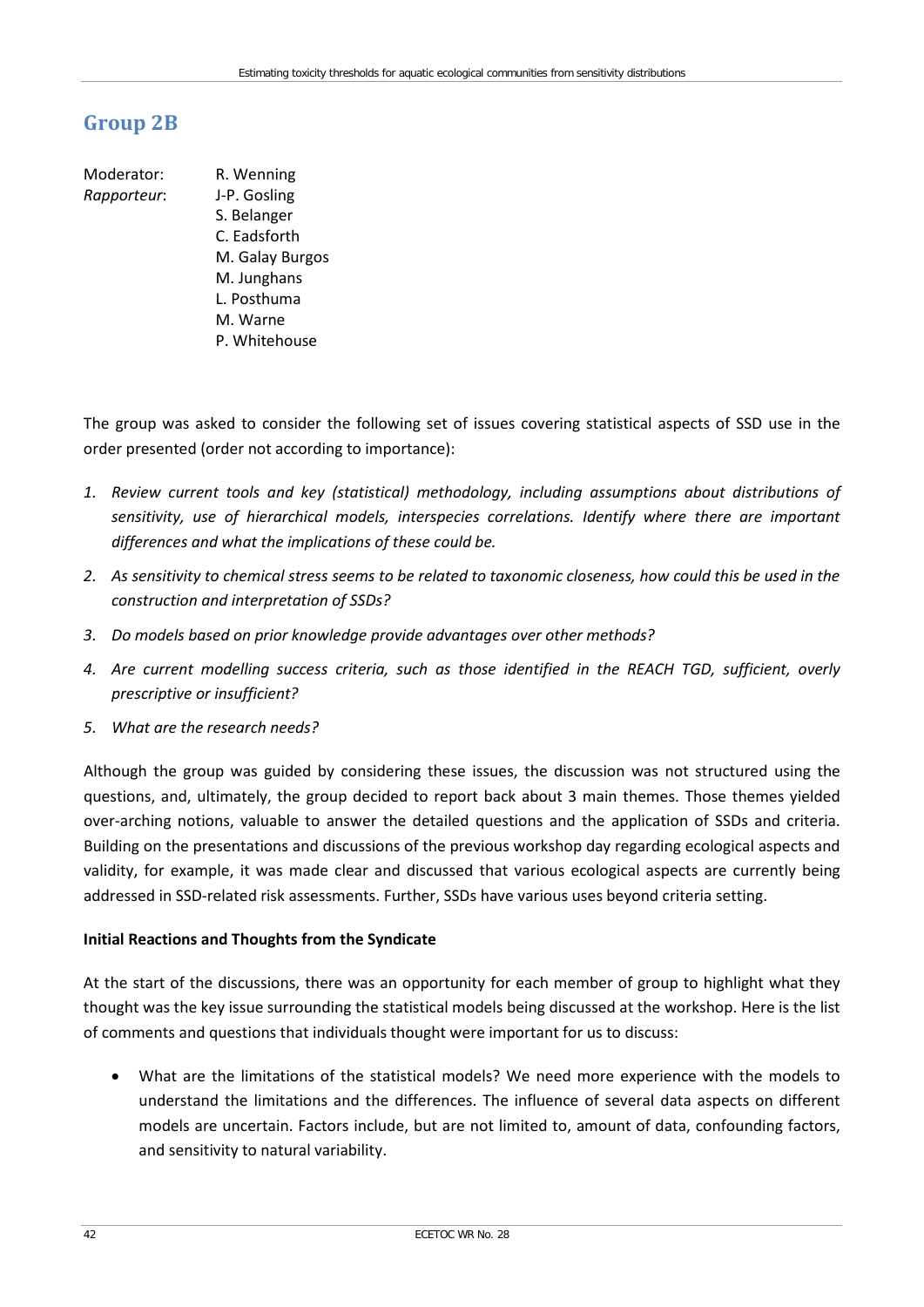## Group 2B

Moderator: R. Wenning
*Rapporteur*: J-P. Gosling
S. Belanger
C. Eadsforth
M. Galay Burgos
M. Junghans
L. Posthuma
M. Warne
P. Whitehouse

The group was asked to consider the following set of issues covering statistical aspects of SSD use in the order presented (order not according to importance):

1. *Review current tools and key (statistical) methodology, including assumptions about distributions of sensitivity, use of hierarchical models, interspecies correlations. Identify where there are important differences and what the implications of these could be.*
2. *As sensitivity to chemical stress seems to be related to taxonomic closeness, how could this be used in the construction and interpretation of SSDs?*
3. *Do models based on prior knowledge provide advantages over other methods?*
4. *Are current modelling success criteria, such as those identified in the REACH TGD, sufficient, overly prescriptive or insufficient?*
5. *What are the research needs?*

Although the group was guided by considering these issues, the discussion was not structured using the questions, and, ultimately, the group decided to report back about 3 main themes. Those themes yielded over-arching notions, valuable to answer the detailed questions and the application of SSDs and criteria. Building on the presentations and discussions of the previous workshop day regarding ecological aspects and validity, for example, it was made clear and discussed that various ecological aspects are currently being addressed in SSD-related risk assessments. Further, SSDs have various uses beyond criteria setting.

**Initial Reactions and Thoughts from the Syndicate**

At the start of the discussions, there was an opportunity for each member of group to highlight what they thought was the key issue surrounding the statistical models being discussed at the workshop. Here is the list of comments and questions that individuals thought were important for us to discuss:

- What are the limitations of the statistical models? We need more experience with the models to understand the limitations and the differences. The influence of several data aspects on different models are uncertain. Factors include, but are not limited to, amount of data, confounding factors, and sensitivity to natural variability.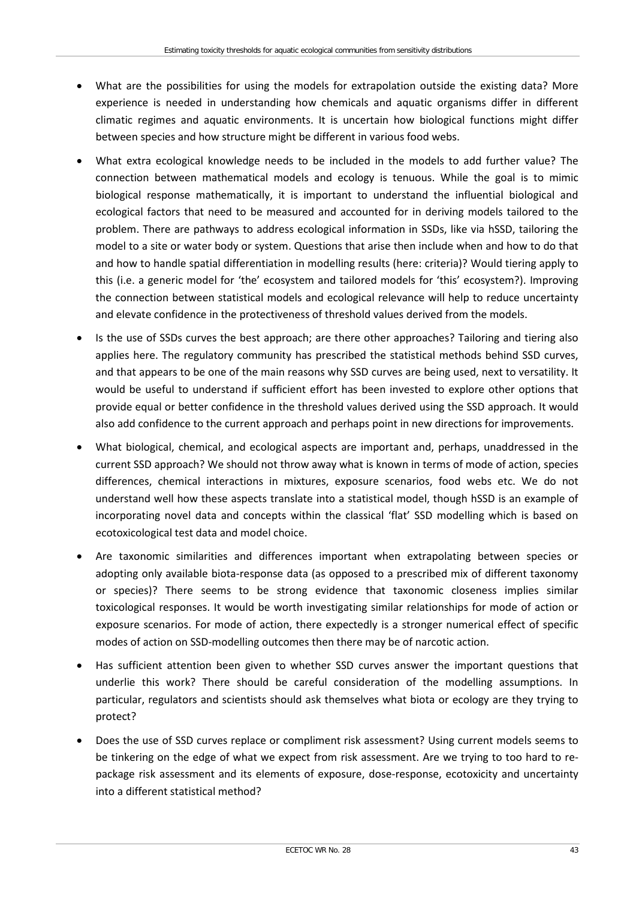- What are the possibilities for using the models for extrapolation outside the existing data? More experience is needed in understanding how chemicals and aquatic organisms differ in different climatic regimes and aquatic environments. It is uncertain how biological functions might differ between species and how structure might be different in various food webs.
- What extra ecological knowledge needs to be included in the models to add further value? The connection between mathematical models and ecology is tenuous. While the goal is to mimic biological response mathematically, it is important to understand the influential biological and ecological factors that need to be measured and accounted for in deriving models tailored to the problem. There are pathways to address ecological information in SSDs, like via hSSD, tailoring the model to a site or water body or system. Questions that arise then include when and how to do that and how to handle spatial differentiation in modelling results (here: criteria)? Would tiering apply to this (i.e. a generic model for 'the' ecosystem and tailored models for 'this' ecosystem?). Improving the connection between statistical models and ecological relevance will help to reduce uncertainty and elevate confidence in the protectiveness of threshold values derived from the models.
- Is the use of SSDs curves the best approach; are there other approaches? Tailoring and tiering also applies here. The regulatory community has prescribed the statistical methods behind SSD curves, and that appears to be one of the main reasons why SSD curves are being used, next to versatility. It would be useful to understand if sufficient effort has been invested to explore other options that provide equal or better confidence in the threshold values derived using the SSD approach. It would also add confidence to the current approach and perhaps point in new directions for improvements.
- What biological, chemical, and ecological aspects are important and, perhaps, unaddressed in the current SSD approach? We should not throw away what is known in terms of mode of action, species differences, chemical interactions in mixtures, exposure scenarios, food webs etc. We do not understand well how these aspects translate into a statistical model, though hSSD is an example of incorporating novel data and concepts within the classical 'flat' SSD modelling which is based on ecotoxicological test data and model choice.
- Are taxonomic similarities and differences important when extrapolating between species or adopting only available biota-response data (as opposed to a prescribed mix of different taxonomy or species)? There seems to be strong evidence that taxonomic closeness implies similar toxicological responses. It would be worth investigating similar relationships for mode of action or exposure scenarios. For mode of action, there expectedly is a stronger numerical effect of specific modes of action on SSD-modelling outcomes then there may be of narcotic action.
- Has sufficient attention been given to whether SSD curves answer the important questions that underlie this work? There should be careful consideration of the modelling assumptions. In particular, regulators and scientists should ask themselves what biota or ecology are they trying to protect?
- Does the use of SSD curves replace or compliment risk assessment? Using current models seems to be tinkering on the edge of what we expect from risk assessment. Are we trying to too hard to re-package risk assessment and its elements of exposure, dose-response, ecotoxicity and uncertainty into a different statistical method?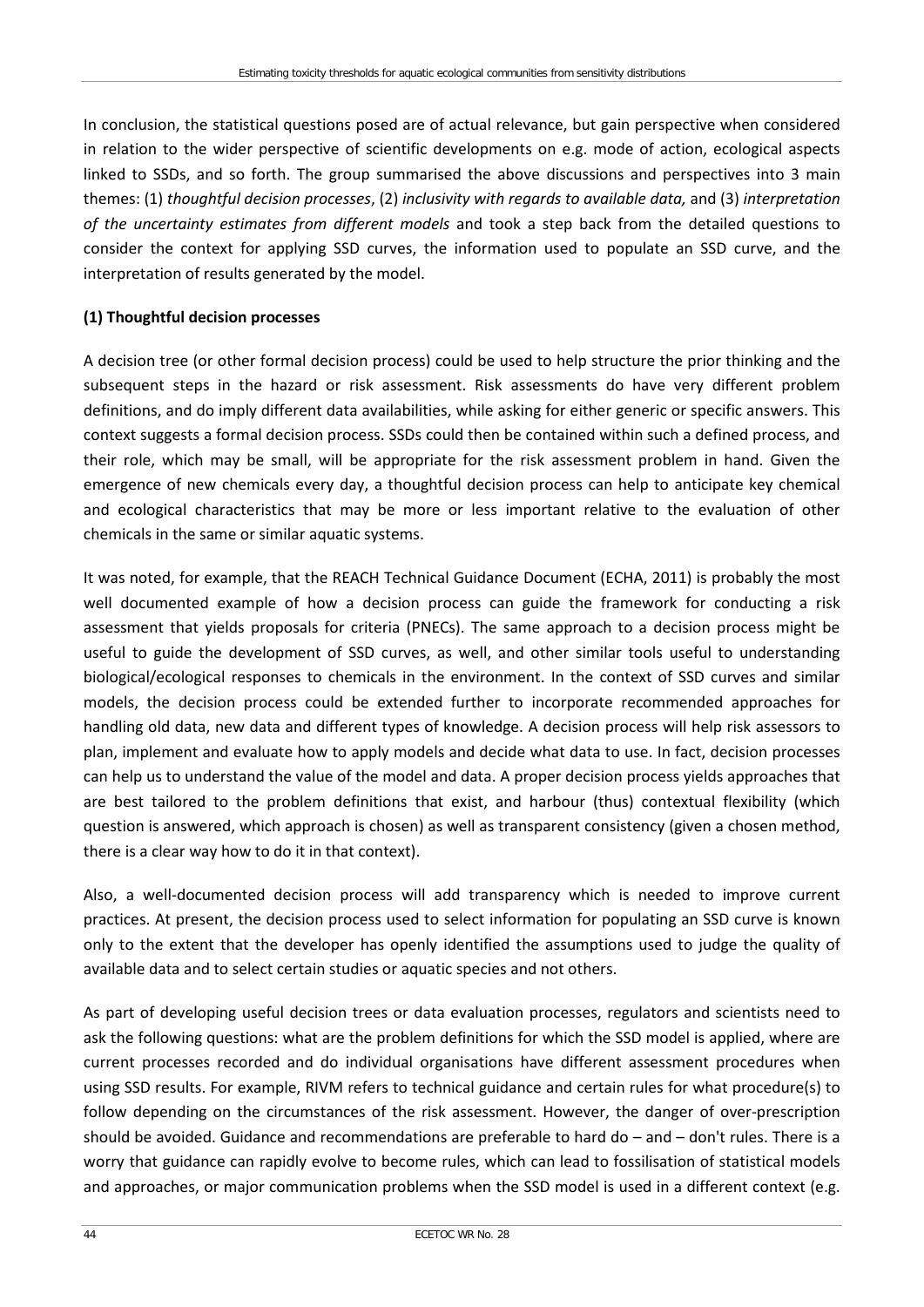In conclusion, the statistical questions posed are of actual relevance, but gain perspective when considered in relation to the wider perspective of scientific developments on e.g. mode of action, ecological aspects linked to SSDs, and so forth. The group summarised the above discussions and perspectives into 3 main themes: (1) *thoughtful decision processes*, (2) *inclusivity with regards to available data,* and (3) *interpretation of the uncertainty estimates from different models* and took a step back from the detailed questions to consider the context for applying SSD curves, the information used to populate an SSD curve, and the interpretation of results generated by the model.

**(1) Thoughtful decision processes**

A decision tree (or other formal decision process) could be used to help structure the prior thinking and the subsequent steps in the hazard or risk assessment. Risk assessments do have very different problem definitions, and do imply different data availabilities, while asking for either generic or specific answers. This context suggests a formal decision process. SSDs could then be contained within such a defined process, and their role, which may be small, will be appropriate for the risk assessment problem in hand. Given the emergence of new chemicals every day, a thoughtful decision process can help to anticipate key chemical and ecological characteristics that may be more or less important relative to the evaluation of other chemicals in the same or similar aquatic systems.

It was noted, for example, that the REACH Technical Guidance Document (ECHA, 2011) is probably the most well documented example of how a decision process can guide the framework for conducting a risk assessment that yields proposals for criteria (PNECs). The same approach to a decision process might be useful to guide the development of SSD curves, as well, and other similar tools useful to understanding biological/ecological responses to chemicals in the environment. In the context of SSD curves and similar models, the decision process could be extended further to incorporate recommended approaches for handling old data, new data and different types of knowledge. A decision process will help risk assessors to plan, implement and evaluate how to apply models and decide what data to use. In fact, decision processes can help us to understand the value of the model and data. A proper decision process yields approaches that are best tailored to the problem definitions that exist, and harbour (thus) contextual flexibility (which question is answered, which approach is chosen) as well as transparent consistency (given a chosen method, there is a clear way how to do it in that context).

Also, a well-documented decision process will add transparency which is needed to improve current practices. At present, the decision process used to select information for populating an SSD curve is known only to the extent that the developer has openly identified the assumptions used to judge the quality of available data and to select certain studies or aquatic species and not others.

As part of developing useful decision trees or data evaluation processes, regulators and scientists need to ask the following questions: what are the problem definitions for which the SSD model is applied, where are current processes recorded and do individual organisations have different assessment procedures when using SSD results. For example, RIVM refers to technical guidance and certain rules for what procedure(s) to follow depending on the circumstances of the risk assessment. However, the danger of over-prescription should be avoided. Guidance and recommendations are preferable to hard do – and – don't rules. There is a worry that guidance can rapidly evolve to become rules, which can lead to fossilisation of statistical models and approaches, or major communication problems when the SSD model is used in a different context (e.g.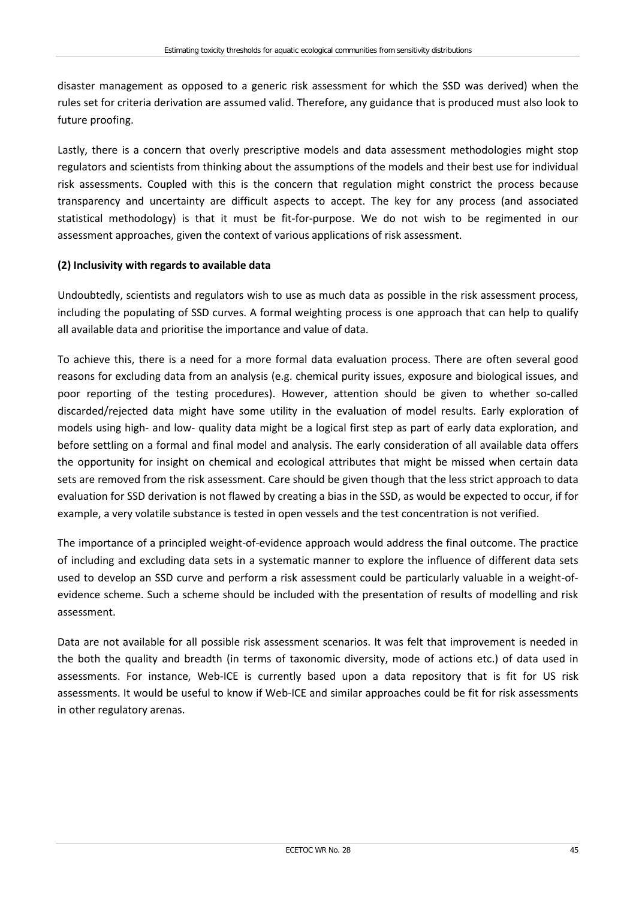disaster management as opposed to a generic risk assessment for which the SSD was derived) when the rules set for criteria derivation are assumed valid. Therefore, any guidance that is produced must also look to future proofing.

Lastly, there is a concern that overly prescriptive models and data assessment methodologies might stop regulators and scientists from thinking about the assumptions of the models and their best use for individual risk assessments. Coupled with this is the concern that regulation might constrict the process because transparency and uncertainty are difficult aspects to accept. The key for any process (and associated statistical methodology) is that it must be fit-for-purpose. We do not wish to be regimented in our assessment approaches, given the context of various applications of risk assessment.

**(2) Inclusivity with regards to available data**

Undoubtedly, scientists and regulators wish to use as much data as possible in the risk assessment process, including the populating of SSD curves. A formal weighting process is one approach that can help to qualify all available data and prioritise the importance and value of data.

To achieve this, there is a need for a more formal data evaluation process. There are often several good reasons for excluding data from an analysis (e.g. chemical purity issues, exposure and biological issues, and poor reporting of the testing procedures). However, attention should be given to whether so-called discarded/rejected data might have some utility in the evaluation of model results. Early exploration of models using high- and low- quality data might be a logical first step as part of early data exploration, and before settling on a formal and final model and analysis. The early consideration of all available data offers the opportunity for insight on chemical and ecological attributes that might be missed when certain data sets are removed from the risk assessment. Care should be given though that the less strict approach to data evaluation for SSD derivation is not flawed by creating a bias in the SSD, as would be expected to occur, if for example, a very volatile substance is tested in open vessels and the test concentration is not verified.

The importance of a principled weight-of-evidence approach would address the final outcome. The practice of including and excluding data sets in a systematic manner to explore the influence of different data sets used to develop an SSD curve and perform a risk assessment could be particularly valuable in a weight-of-evidence scheme. Such a scheme should be included with the presentation of results of modelling and risk assessment.

Data are not available for all possible risk assessment scenarios. It was felt that improvement is needed in the both the quality and breadth (in terms of taxonomic diversity, mode of actions etc.) of data used in assessments. For instance, Web-ICE is currently based upon a data repository that is fit for US risk assessments. It would be useful to know if Web-ICE and similar approaches could be fit for risk assessments in other regulatory arenas.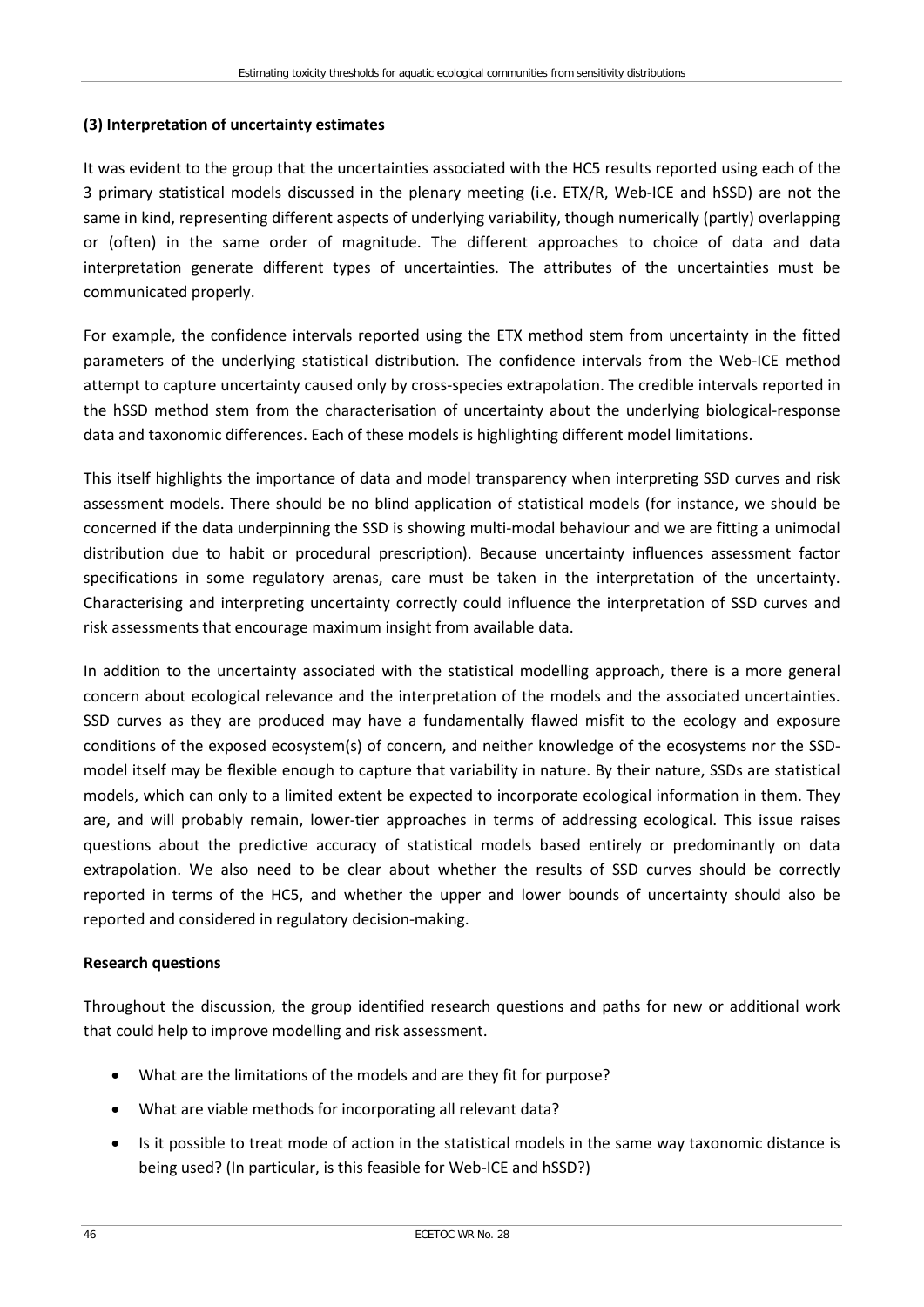**(3) Interpretation of uncertainty estimates**

It was evident to the group that the uncertainties associated with the HC5 results reported using each of the 3 primary statistical models discussed in the plenary meeting (i.e. ETX/R, Web-ICE and hSSD) are not the same in kind, representing different aspects of underlying variability, though numerically (partly) overlapping or (often) in the same order of magnitude. The different approaches to choice of data and data interpretation generate different types of uncertainties. The attributes of the uncertainties must be communicated properly.

For example, the confidence intervals reported using the ETX method stem from uncertainty in the fitted parameters of the underlying statistical distribution. The confidence intervals from the Web-ICE method attempt to capture uncertainty caused only by cross-species extrapolation. The credible intervals reported in the hSSD method stem from the characterisation of uncertainty about the underlying biological-response data and taxonomic differences. Each of these models is highlighting different model limitations.

This itself highlights the importance of data and model transparency when interpreting SSD curves and risk assessment models. There should be no blind application of statistical models (for instance, we should be concerned if the data underpinning the SSD is showing multi-modal behaviour and we are fitting a unimodal distribution due to habit or procedural prescription). Because uncertainty influences assessment factor specifications in some regulatory arenas, care must be taken in the interpretation of the uncertainty. Characterising and interpreting uncertainty correctly could influence the interpretation of SSD curves and risk assessments that encourage maximum insight from available data.

In addition to the uncertainty associated with the statistical modelling approach, there is a more general concern about ecological relevance and the interpretation of the models and the associated uncertainties. SSD curves as they are produced may have a fundamentally flawed misfit to the ecology and exposure conditions of the exposed ecosystem(s) of concern, and neither knowledge of the ecosystems nor the SSD-model itself may be flexible enough to capture that variability in nature. By their nature, SSDs are statistical models, which can only to a limited extent be expected to incorporate ecological information in them. They are, and will probably remain, lower-tier approaches in terms of addressing ecological. This issue raises questions about the predictive accuracy of statistical models based entirely or predominantly on data extrapolation. We also need to be clear about whether the results of SSD curves should be correctly reported in terms of the HC5, and whether the upper and lower bounds of uncertainty should also be reported and considered in regulatory decision-making.

**Research questions**

Throughout the discussion, the group identified research questions and paths for new or additional work that could help to improve modelling and risk assessment.

- What are the limitations of the models and are they fit for purpose?
- What are viable methods for incorporating all relevant data?
- Is it possible to treat mode of action in the statistical models in the same way taxonomic distance is being used? (In particular, is this feasible for Web-ICE and hSSD?)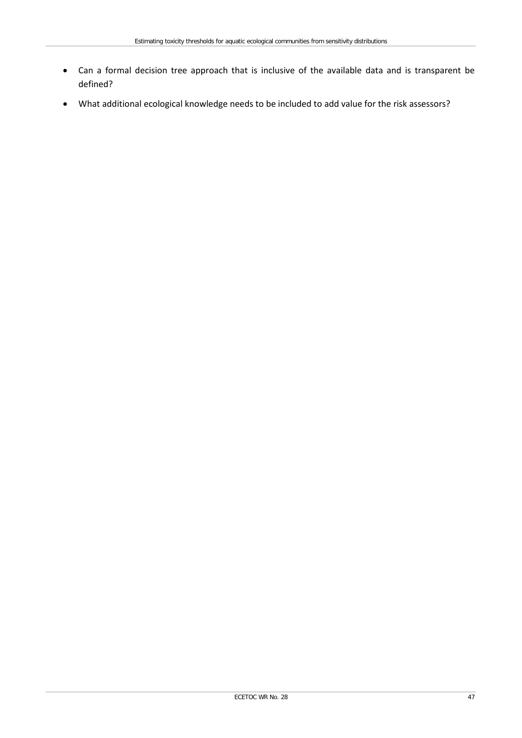- Can a formal decision tree approach that is inclusive of the available data and is transparent be defined?
- What additional ecological knowledge needs to be included to add value for the risk assessors?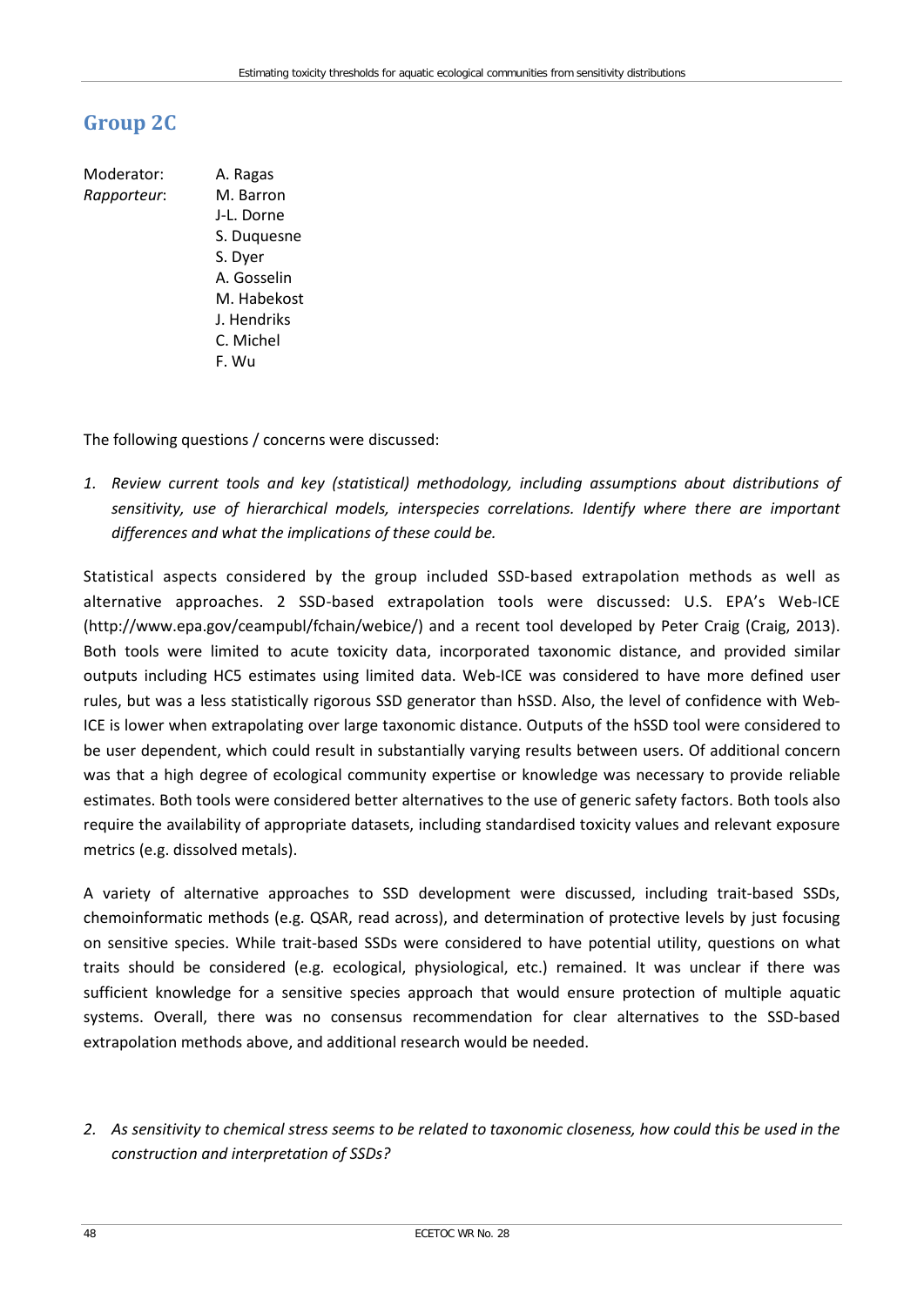## Group 2C

Moderator: A. Ragas
*Rapporteur*: M. Barron
J-L. Dorne
S. Duquesne
S. Dyer
A. Gosselin
M. Habekost
J. Hendriks
C. Michel
F. Wu

The following questions / concerns were discussed:

1. *Review current tools and key (statistical) methodology, including assumptions about distributions of sensitivity, use of hierarchical models, interspecies correlations. Identify where there are important differences and what the implications of these could be.*

Statistical aspects considered by the group included SSD-based extrapolation methods as well as alternative approaches. 2 SSD-based extrapolation tools were discussed: U.S. EPA's Web-ICE (http://www.epa.gov/ceampubl/fchain/webice/) and a recent tool developed by Peter Craig (Craig, 2013). Both tools were limited to acute toxicity data, incorporated taxonomic distance, and provided similar outputs including HC5 estimates using limited data. Web-ICE was considered to have more defined user rules, but was a less statistically rigorous SSD generator than hSSD. Also, the level of confidence with Web-ICE is lower when extrapolating over large taxonomic distance. Outputs of the hSSD tool were considered to be user dependent, which could result in substantially varying results between users. Of additional concern was that a high degree of ecological community expertise or knowledge was necessary to provide reliable estimates. Both tools were considered better alternatives to the use of generic safety factors. Both tools also require the availability of appropriate datasets, including standardised toxicity values and relevant exposure metrics (e.g. dissolved metals).

A variety of alternative approaches to SSD development were discussed, including trait-based SSDs, chemoinformatic methods (e.g. QSAR, read across), and determination of protective levels by just focusing on sensitive species. While trait-based SSDs were considered to have potential utility, questions on what traits should be considered (e.g. ecological, physiological, etc.) remained. It was unclear if there was sufficient knowledge for a sensitive species approach that would ensure protection of multiple aquatic systems. Overall, there was no consensus recommendation for clear alternatives to the SSD-based extrapolation methods above, and additional research would be needed.

2. *As sensitivity to chemical stress seems to be related to taxonomic closeness, how could this be used in the construction and interpretation of SSDs?*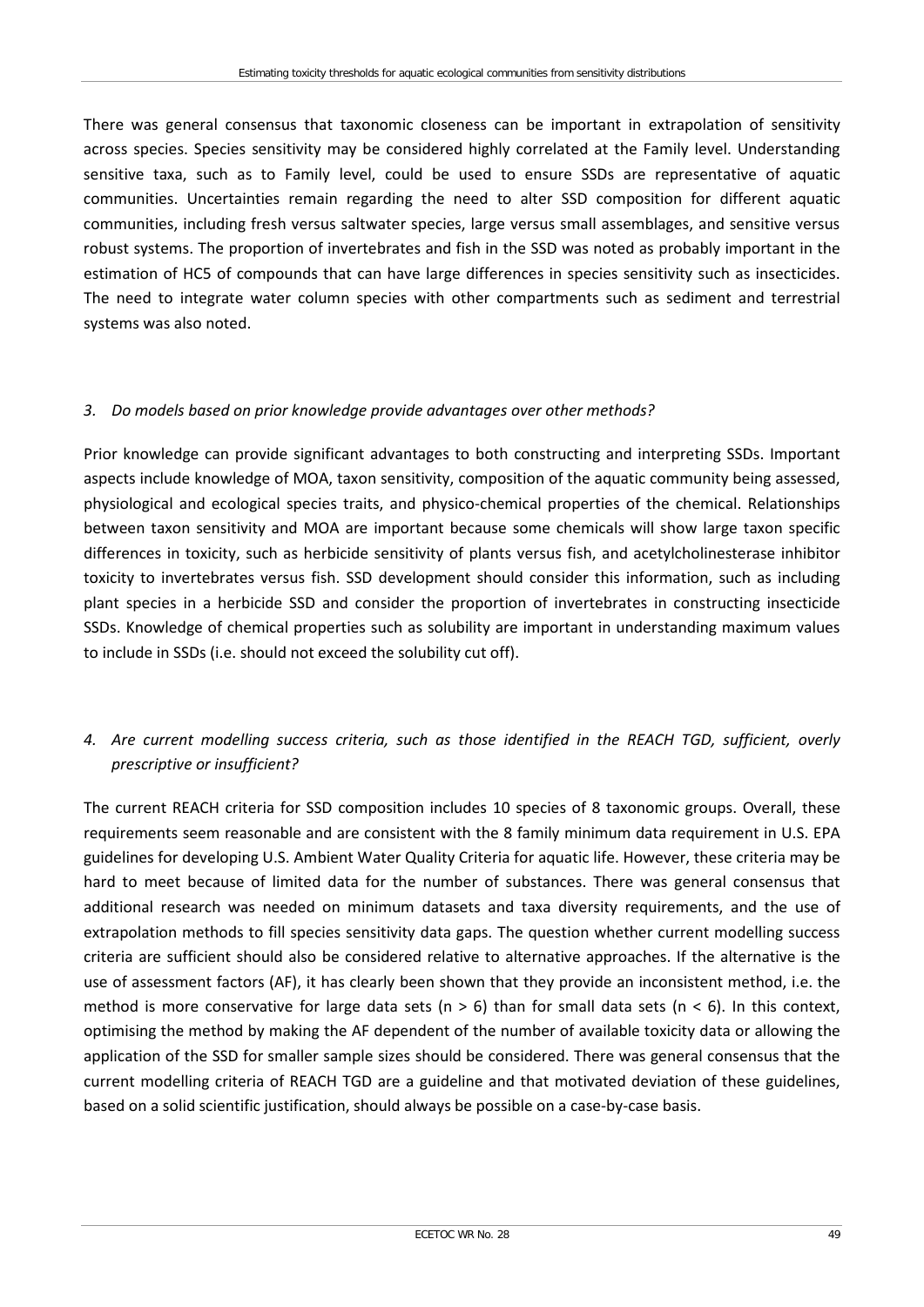There was general consensus that taxonomic closeness can be important in extrapolation of sensitivity across species. Species sensitivity may be considered highly correlated at the Family level. Understanding sensitive taxa, such as to Family level, could be used to ensure SSDs are representative of aquatic communities. Uncertainties remain regarding the need to alter SSD composition for different aquatic communities, including fresh versus saltwater species, large versus small assemblages, and sensitive versus robust systems. The proportion of invertebrates and fish in the SSD was noted as probably important in the estimation of HC5 of compounds that can have large differences in species sensitivity such as insecticides. The need to integrate water column species with other compartments such as sediment and terrestrial systems was also noted.

*3. Do models based on prior knowledge provide advantages over other methods?*

Prior knowledge can provide significant advantages to both constructing and interpreting SSDs. Important aspects include knowledge of MOA, taxon sensitivity, composition of the aquatic community being assessed, physiological and ecological species traits, and physico-chemical properties of the chemical. Relationships between taxon sensitivity and MOA are important because some chemicals will show large taxon specific differences in toxicity, such as herbicide sensitivity of plants versus fish, and acetylcholinesterase inhibitor toxicity to invertebrates versus fish. SSD development should consider this information, such as including plant species in a herbicide SSD and consider the proportion of invertebrates in constructing insecticide SSDs. Knowledge of chemical properties such as solubility are important in understanding maximum values to include in SSDs (i.e. should not exceed the solubility cut off).

*4. Are current modelling success criteria, such as those identified in the REACH TGD, sufficient, overly prescriptive or insufficient?*

The current REACH criteria for SSD composition includes 10 species of 8 taxonomic groups. Overall, these requirements seem reasonable and are consistent with the 8 family minimum data requirement in U.S. EPA guidelines for developing U.S. Ambient Water Quality Criteria for aquatic life. However, these criteria may be hard to meet because of limited data for the number of substances. There was general consensus that additional research was needed on minimum datasets and taxa diversity requirements, and the use of extrapolation methods to fill species sensitivity data gaps. The question whether current modelling success criteria are sufficient should also be considered relative to alternative approaches. If the alternative is the use of assessment factors (AF), it has clearly been shown that they provide an inconsistent method, i.e. the method is more conservative for large data sets ($n > 6$) than for small data sets ($n < 6$). In this context, optimising the method by making the AF dependent of the number of available toxicity data or allowing the application of the SSD for smaller sample sizes should be considered. There was general consensus that the current modelling criteria of REACH TGD are a guideline and that motivated deviation of these guidelines, based on a solid scientific justification, should always be possible on a case-by-case basis.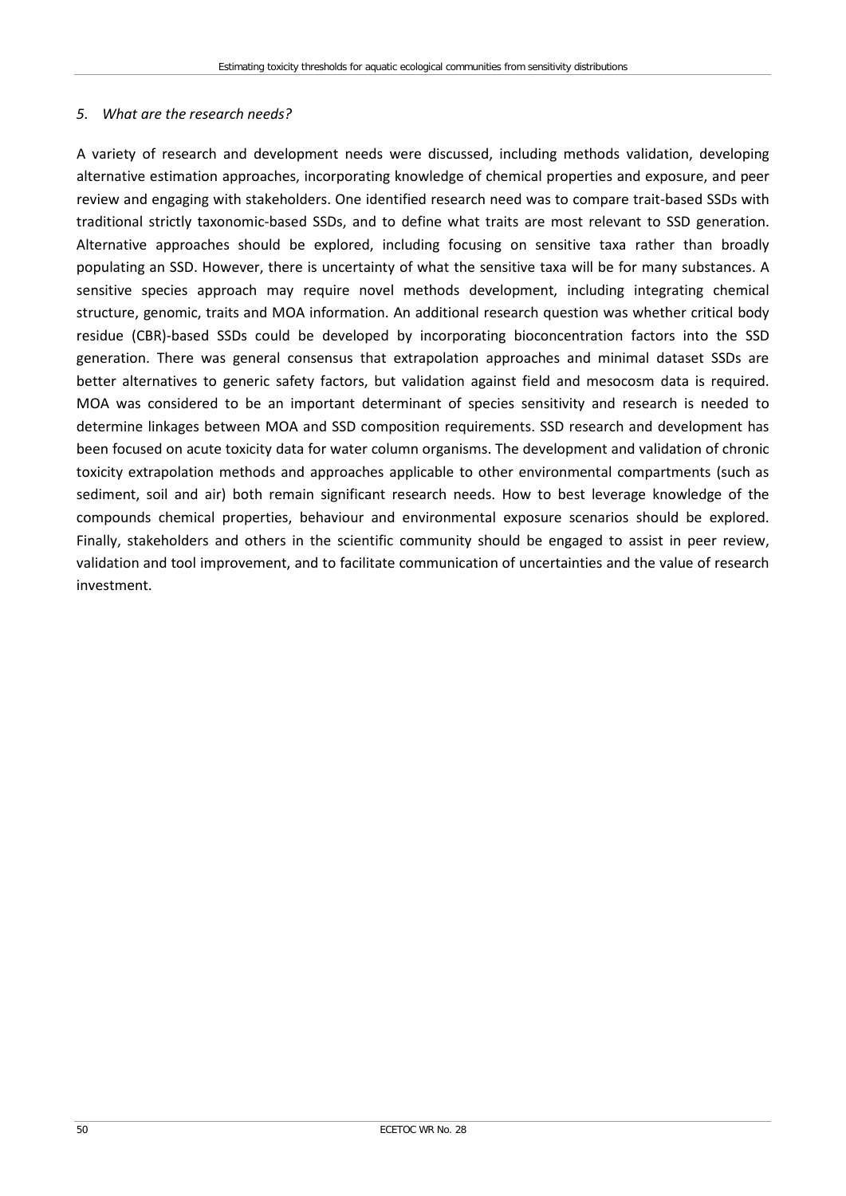*5. What are the research needs?*

A variety of research and development needs were discussed, including methods validation, developing alternative estimation approaches, incorporating knowledge of chemical properties and exposure, and peer review and engaging with stakeholders. One identified research need was to compare trait-based SSDs with traditional strictly taxonomic-based SSDs, and to define what traits are most relevant to SSD generation. Alternative approaches should be explored, including focusing on sensitive taxa rather than broadly populating an SSD. However, there is uncertainty of what the sensitive taxa will be for many substances. A sensitive species approach may require novel methods development, including integrating chemical structure, genomic, traits and MOA information. An additional research question was whether critical body residue (CBR)-based SSDs could be developed by incorporating bioconcentration factors into the SSD generation. There was general consensus that extrapolation approaches and minimal dataset SSDs are better alternatives to generic safety factors, but validation against field and mesocosm data is required. MOA was considered to be an important determinant of species sensitivity and research is needed to determine linkages between MOA and SSD composition requirements. SSD research and development has been focused on acute toxicity data for water column organisms. The development and validation of chronic toxicity extrapolation methods and approaches applicable to other environmental compartments (such as sediment, soil and air) both remain significant research needs. How to best leverage knowledge of the compounds chemical properties, behaviour and environmental exposure scenarios should be explored. Finally, stakeholders and others in the scientific community should be engaged to assist in peer review, validation and tool improvement, and to facilitate communication of uncertainties and the value of research investment.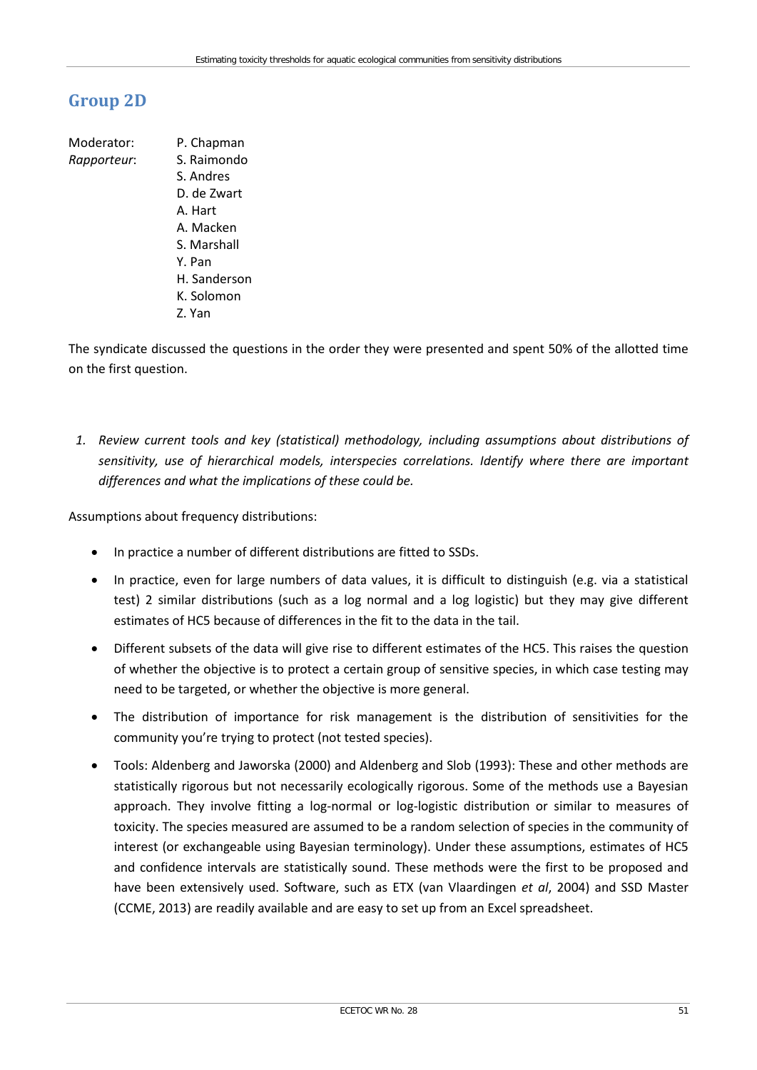## Group 2D

Moderator: P. Chapman
*Rapporteur*: S. Raimondo
S. Andres
D. de Zwart
A. Hart
A. Macken
S. Marshall
Y. Pan
H. Sanderson
K. Solomon
Z. Yan

The syndicate discussed the questions in the order they were presented and spent 50% of the allotted time on the first question.

1. *Review current tools and key (statistical) methodology, including assumptions about distributions of sensitivity, use of hierarchical models, interspecies correlations. Identify where there are important differences and what the implications of these could be.*

Assumptions about frequency distributions:

- In practice a number of different distributions are fitted to SSDs.
- In practice, even for large numbers of data values, it is difficult to distinguish (e.g. via a statistical test) 2 similar distributions (such as a log normal and a log logistic) but they may give different estimates of HC5 because of differences in the fit to the data in the tail.
- Different subsets of the data will give rise to different estimates of the HC5. This raises the question of whether the objective is to protect a certain group of sensitive species, in which case testing may need to be targeted, or whether the objective is more general.
- The distribution of importance for risk management is the distribution of sensitivities for the community you're trying to protect (not tested species).
- Tools: Aldenberg and Jaworska (2000) and Aldenberg and Slob (1993): These and other methods are statistically rigorous but not necessarily ecologically rigorous. Some of the methods use a Bayesian approach. They involve fitting a log-normal or log-logistic distribution or similar to measures of toxicity. The species measured are assumed to be a random selection of species in the community of interest (or exchangeable using Bayesian terminology). Under these assumptions, estimates of HC5 and confidence intervals are statistically sound. These methods were the first to be proposed and have been extensively used. Software, such as ETX (van Vlaardingen *et al*, 2004) and SSD Master (CCME, 2013) are readily available and are easy to set up from an Excel spreadsheet.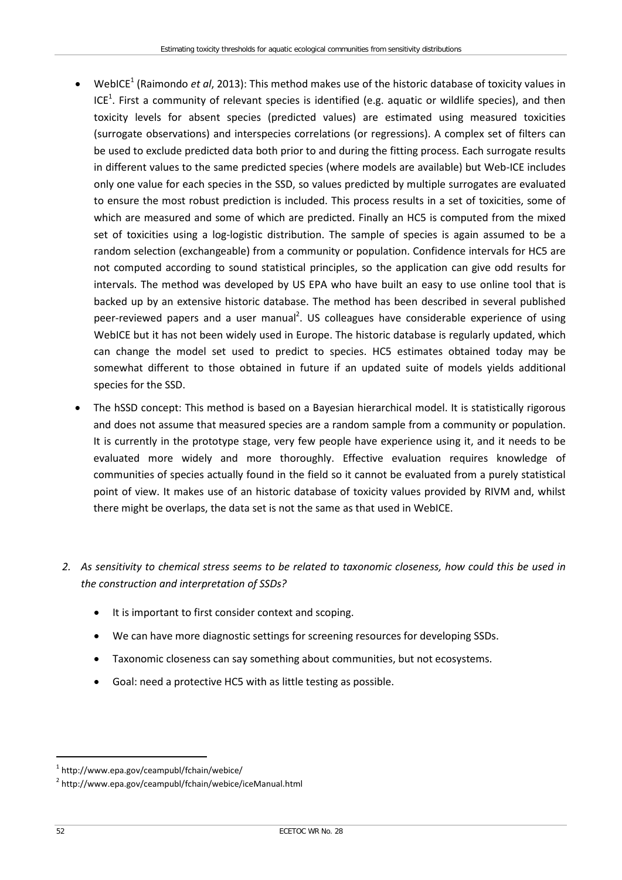- WebICE[1] (Raimondo *et al*, 2013): This method makes use of the historic database of toxicity values in ICE[1]. First a community of relevant species is identified (e.g. aquatic or wildlife species), and then toxicity levels for absent species (predicted values) are estimated using measured toxicities (surrogate observations) and interspecies correlations (or regressions). A complex set of filters can be used to exclude predicted data both prior to and during the fitting process. Each surrogate results in different values to the same predicted species (where models are available) but Web-ICE includes only one value for each species in the SSD, so values predicted by multiple surrogates are evaluated to ensure the most robust prediction is included. This process results in a set of toxicities, some of which are measured and some of which are predicted. Finally an HC5 is computed from the mixed set of toxicities using a log-logistic distribution. The sample of species is again assumed to be a random selection (exchangeable) from a community or population. Confidence intervals for HC5 are not computed according to sound statistical principles, so the application can give odd results for intervals. The method was developed by US EPA who have built an easy to use online tool that is backed up by an extensive historic database. The method has been described in several published peer-reviewed papers and a user manual[2]. US colleagues have considerable experience of using WebICE but it has not been widely used in Europe. The historic database is regularly updated, which can change the model set used to predict to species. HC5 estimates obtained today may be somewhat different to those obtained in future if an updated suite of models yields additional species for the SSD.
- The hSSD concept: This method is based on a Bayesian hierarchical model. It is statistically rigorous and does not assume that measured species are a random sample from a community or population. It is currently in the prototype stage, very few people have experience using it, and it needs to be evaluated more widely and more thoroughly. Effective evaluation requires knowledge of communities of species actually found in the field so it cannot be evaluated from a purely statistical point of view. It makes use of an historic database of toxicity values provided by RIVM and, whilst there might be overlaps, the data set is not the same as that used in WebICE.

2. *As sensitivity to chemical stress seems to be related to taxonomic closeness, how could this be used in the construction and interpretation of SSDs?*
    - It is important to first consider context and scoping.
    - We can have more diagnostic settings for screening resources for developing SSDs.
    - Taxonomic closeness can say something about communities, but not ecosystems.
    - Goal: need a protective HC5 with as little testing as possible.

[1] http://www.epa.gov/ceampubl/fchain/webice/

[2] http://www.epa.gov/ceampubl/fchain/webice/iceManual.html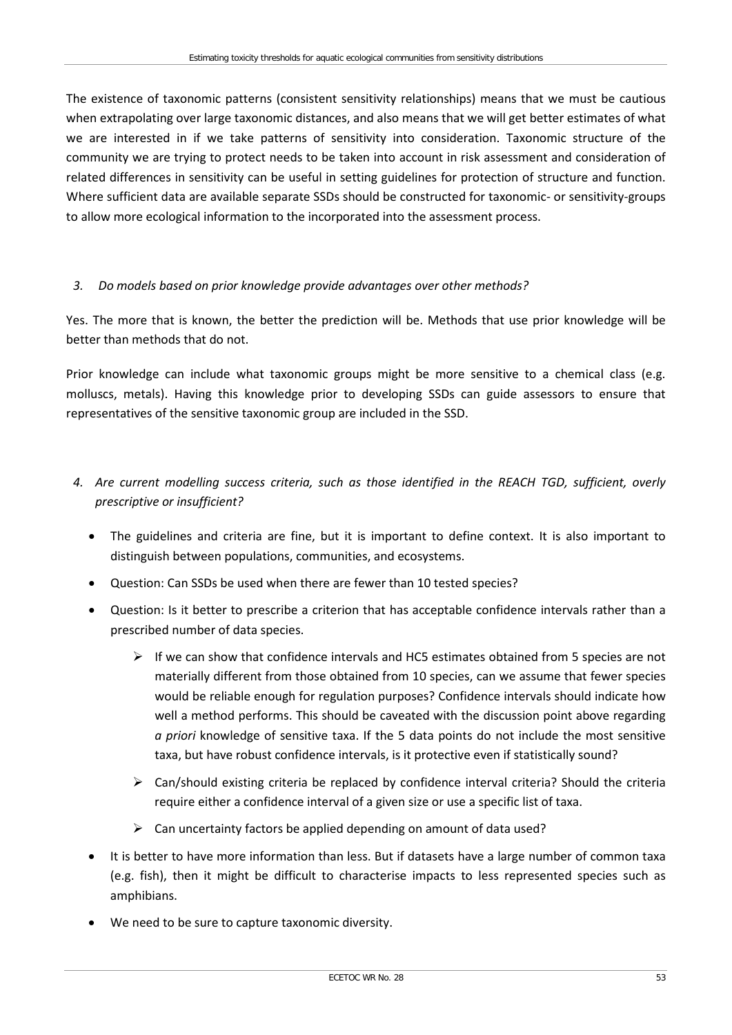The existence of taxonomic patterns (consistent sensitivity relationships) means that we must be cautious when extrapolating over large taxonomic distances, and also means that we will get better estimates of what we are interested in if we take patterns of sensitivity into consideration. Taxonomic structure of the community we are trying to protect needs to be taken into account in risk assessment and consideration of related differences in sensitivity can be useful in setting guidelines for protection of structure and function. Where sufficient data are available separate SSDs should be constructed for taxonomic- or sensitivity-groups to allow more ecological information to the incorporated into the assessment process.

*3. Do models based on prior knowledge provide advantages over other methods?*

Yes. The more that is known, the better the prediction will be. Methods that use prior knowledge will be better than methods that do not.

Prior knowledge can include what taxonomic groups might be more sensitive to a chemical class (e.g. molluscs, metals). Having this knowledge prior to developing SSDs can guide assessors to ensure that representatives of the sensitive taxonomic group are included in the SSD.

*4. Are current modelling success criteria, such as those identified in the REACH TGD, sufficient, overly prescriptive or insufficient?*

- The guidelines and criteria are fine, but it is important to define context. It is also important to distinguish between populations, communities, and ecosystems.
- Question: Can SSDs be used when there are fewer than 10 tested species?
- Question: Is it better to prescribe a criterion that has acceptable confidence intervals rather than a prescribed number of data species.
  - If we can show that confidence intervals and HC5 estimates obtained from 5 species are not materially different from those obtained from 10 species, can we assume that fewer species would be reliable enough for regulation purposes? Confidence intervals should indicate how well a method performs. This should be caveated with the discussion point above regarding *a priori* knowledge of sensitive taxa. If the 5 data points do not include the most sensitive taxa, but have robust confidence intervals, is it protective even if statistically sound?
  - Can/should existing criteria be replaced by confidence interval criteria? Should the criteria require either a confidence interval of a given size or use a specific list of taxa.
  - Can uncertainty factors be applied depending on amount of data used?
- It is better to have more information than less. But if datasets have a large number of common taxa (e.g. fish), then it might be difficult to characterise impacts to less represented species such as amphibians.
- We need to be sure to capture taxonomic diversity.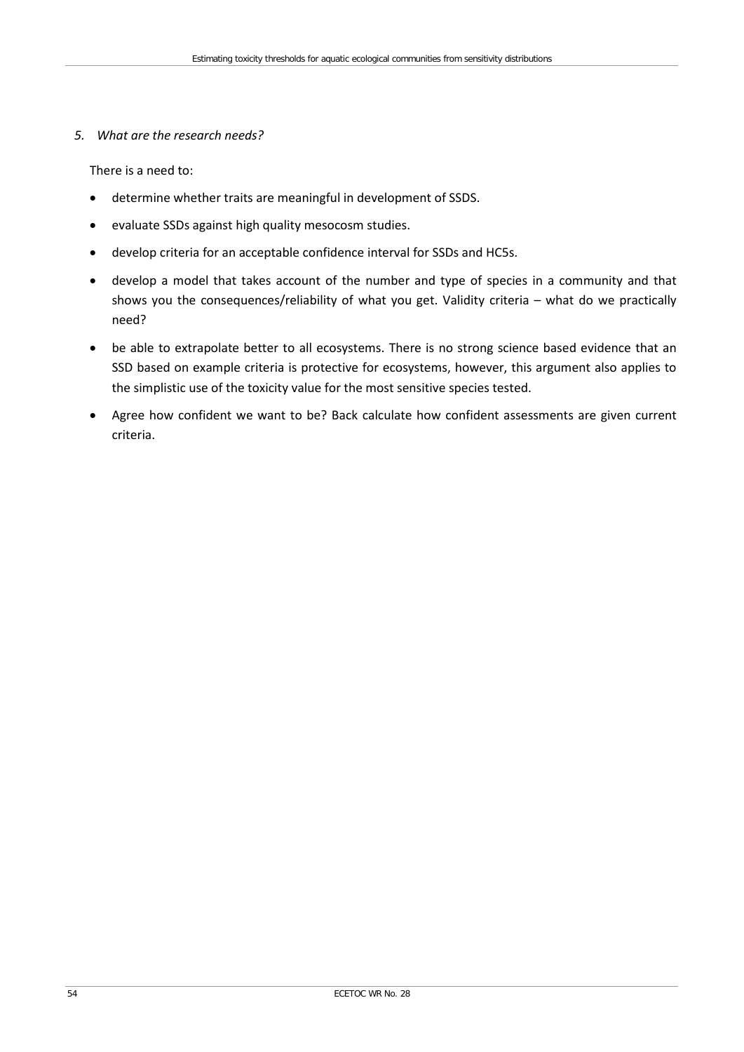*5. What are the research needs?*

There is a need to:

- determine whether traits are meaningful in development of SSDS.
- evaluate SSDs against high quality mesocosm studies.
- develop criteria for an acceptable confidence interval for SSDs and HC5s.
- develop a model that takes account of the number and type of species in a community and that shows you the consequences/reliability of what you get. Validity criteria – what do we practically need?
- be able to extrapolate better to all ecosystems. There is no strong science based evidence that an SSD based on example criteria is protective for ecosystems, however, this argument also applies to the simplistic use of the toxicity value for the most sensitive species tested.
- Agree how confident we want to be? Back calculate how confident assessments are given current criteria.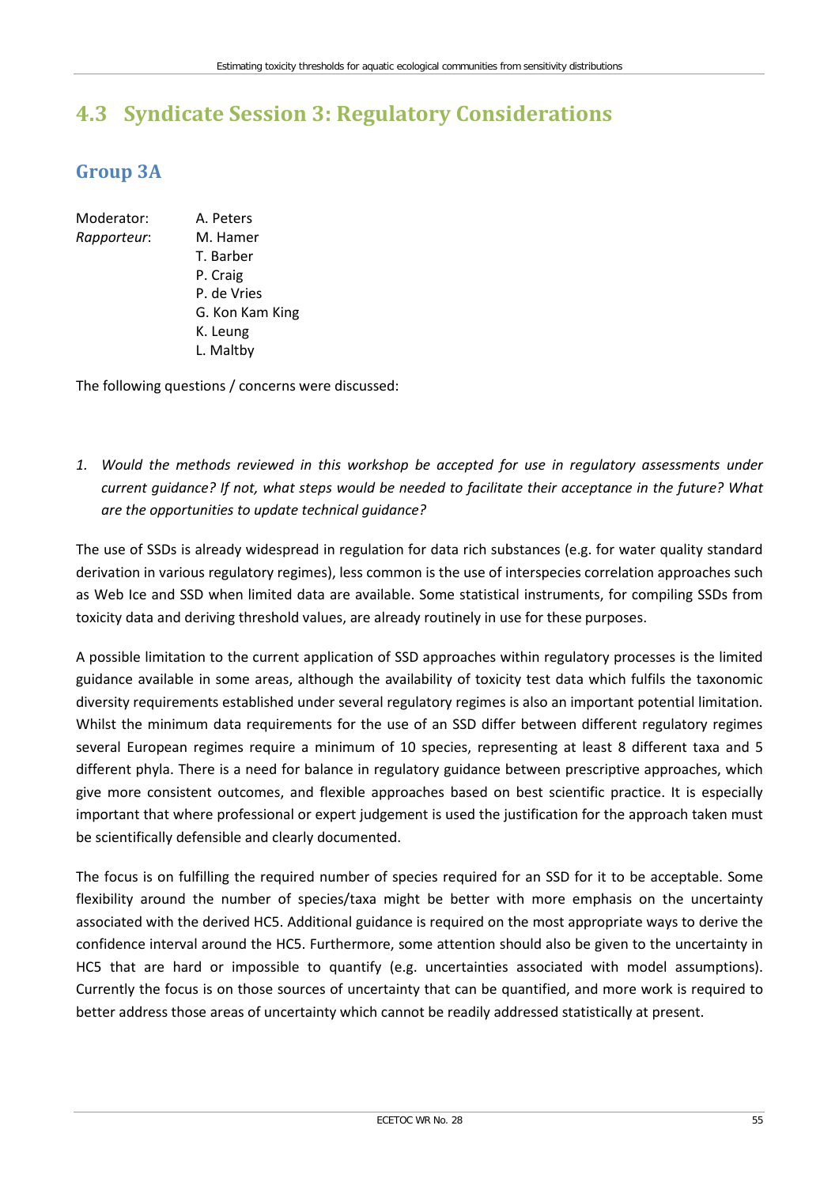## 4.3 Syndicate Session 3: Regulatory Considerations

### Group 3A

Moderator: A. Peters
*Rapporteur*: M. Hamer
T. Barber
P. Craig
P. de Vries
G. Kon Kam King
K. Leung
L. Maltby

The following questions / concerns were discussed:

1. *Would the methods reviewed in this workshop be accepted for use in regulatory assessments under current guidance? If not, what steps would be needed to facilitate their acceptance in the future? What are the opportunities to update technical guidance?*

The use of SSDs is already widespread in regulation for data rich substances (e.g. for water quality standard derivation in various regulatory regimes), less common is the use of interspecies correlation approaches such as Web Ice and SSD when limited data are available. Some statistical instruments, for compiling SSDs from toxicity data and deriving threshold values, are already routinely in use for these purposes.

A possible limitation to the current application of SSD approaches within regulatory processes is the limited guidance available in some areas, although the availability of toxicity test data which fulfils the taxonomic diversity requirements established under several regulatory regimes is also an important potential limitation. Whilst the minimum data requirements for the use of an SSD differ between different regulatory regimes several European regimes require a minimum of 10 species, representing at least 8 different taxa and 5 different phyla. There is a need for balance in regulatory guidance between prescriptive approaches, which give more consistent outcomes, and flexible approaches based on best scientific practice. It is especially important that where professional or expert judgement is used the justification for the approach taken must be scientifically defensible and clearly documented.

The focus is on fulfilling the required number of species required for an SSD for it to be acceptable. Some flexibility around the number of species/taxa might be better with more emphasis on the uncertainty associated with the derived HC5. Additional guidance is required on the most appropriate ways to derive the confidence interval around the HC5. Furthermore, some attention should also be given to the uncertainty in HC5 that are hard or impossible to quantify (e.g. uncertainties associated with model assumptions). Currently the focus is on those sources of uncertainty that can be quantified, and more work is required to better address those areas of uncertainty which cannot be readily addressed statistically at present.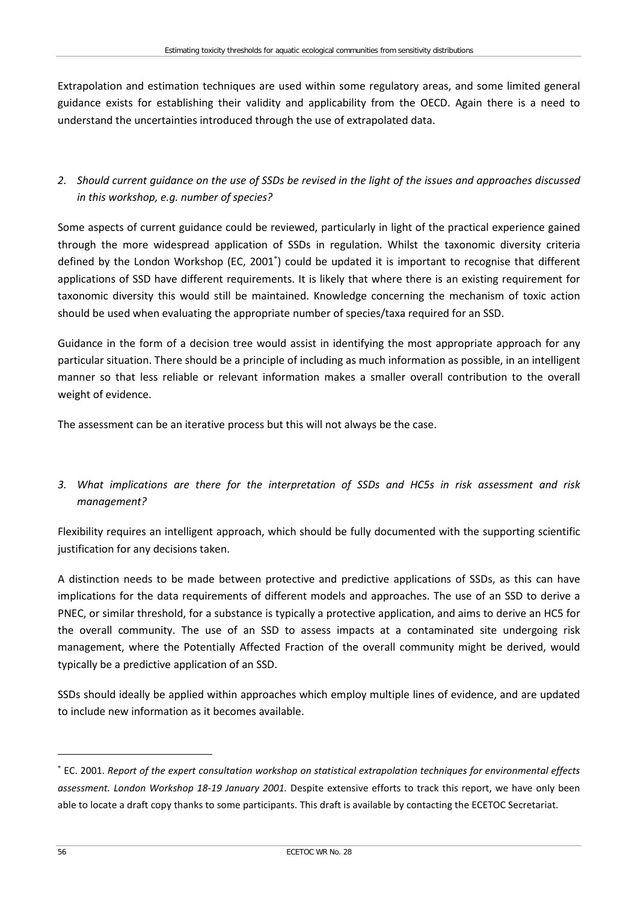Extrapolation and estimation techniques are used within some regulatory areas, and some limited general guidance exists for establishing their validity and applicability from the OECD. Again there is a need to understand the uncertainties introduced through the use of extrapolated data.

*2. Should current guidance on the use of SSDs be revised in the light of the issues and approaches discussed in this workshop, e.g. number of species?*

Some aspects of current guidance could be reviewed, particularly in light of the practical experience gained through the more widespread application of SSDs in regulation. Whilst the taxonomic diversity criteria defined by the London Workshop (EC, 2001[*]) could be updated it is important to recognise that different applications of SSD have different requirements. It is likely that where there is an existing requirement for taxonomic diversity this would still be maintained. Knowledge concerning the mechanism of toxic action should be used when evaluating the appropriate number of species/taxa required for an SSD.

Guidance in the form of a decision tree would assist in identifying the most appropriate approach for any particular situation. There should be a principle of including as much information as possible, in an intelligent manner so that less reliable or relevant information makes a smaller overall contribution to the overall weight of evidence.

The assessment can be an iterative process but this will not always be the case.

*3. What implications are there for the interpretation of SSDs and HC5s in risk assessment and risk management?*

Flexibility requires an intelligent approach, which should be fully documented with the supporting scientific justification for any decisions taken.

A distinction needs to be made between protective and predictive applications of SSDs, as this can have implications for the data requirements of different models and approaches. The use of an SSD to derive a PNEC, or similar threshold, for a substance is typically a protective application, and aims to derive an HC5 for the overall community. The use of an SSD to assess impacts at a contaminated site undergoing risk management, where the Potentially Affected Fraction of the overall community might be derived, would typically be a predictive application of an SSD.

SSDs should ideally be applied within approaches which employ multiple lines of evidence, and are updated to include new information as it becomes available.

---

[*] EC. 2001. *Report of the expert consultation workshop on statistical extrapolation techniques for environmental effects assessment. London Workshop 18-19 January 2001.* Despite extensive efforts to track this report, we have only been able to locate a draft copy thanks to some participants. This draft is available by contacting the ECETOC Secretariat.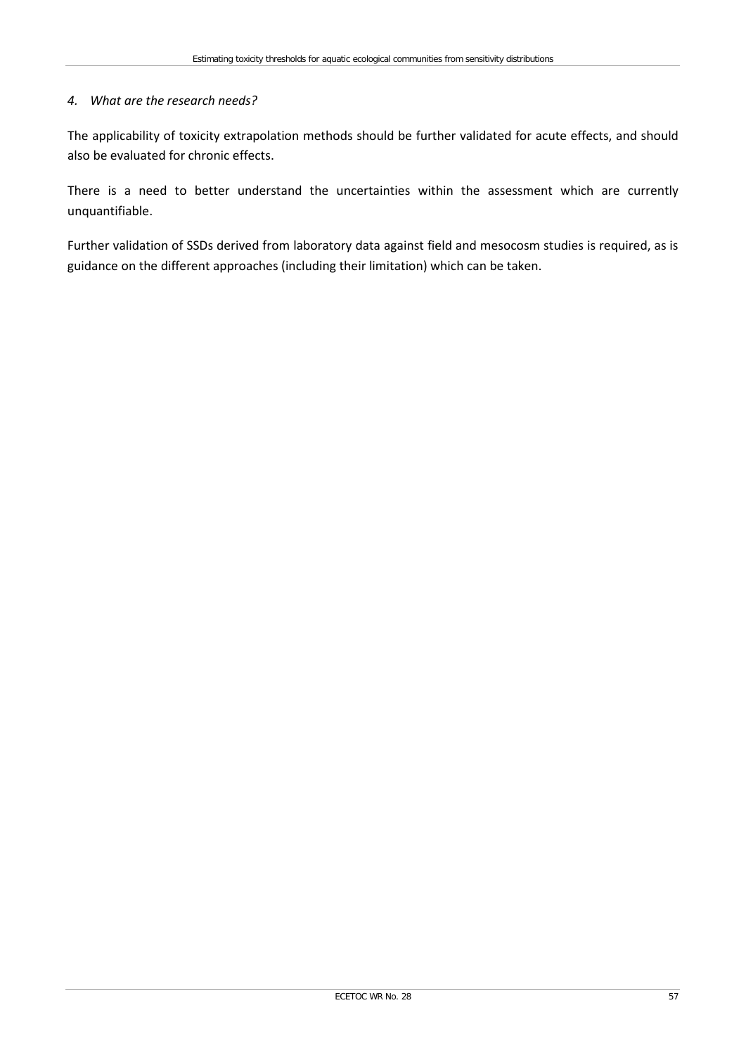*4. What are the research needs?*

The applicability of toxicity extrapolation methods should be further validated for acute effects, and should also be evaluated for chronic effects.

There is a need to better understand the uncertainties within the assessment which are currently unquantifiable.

Further validation of SSDs derived from laboratory data against field and mesocosm studies is required, as is guidance on the different approaches (including their limitation) which can be taken.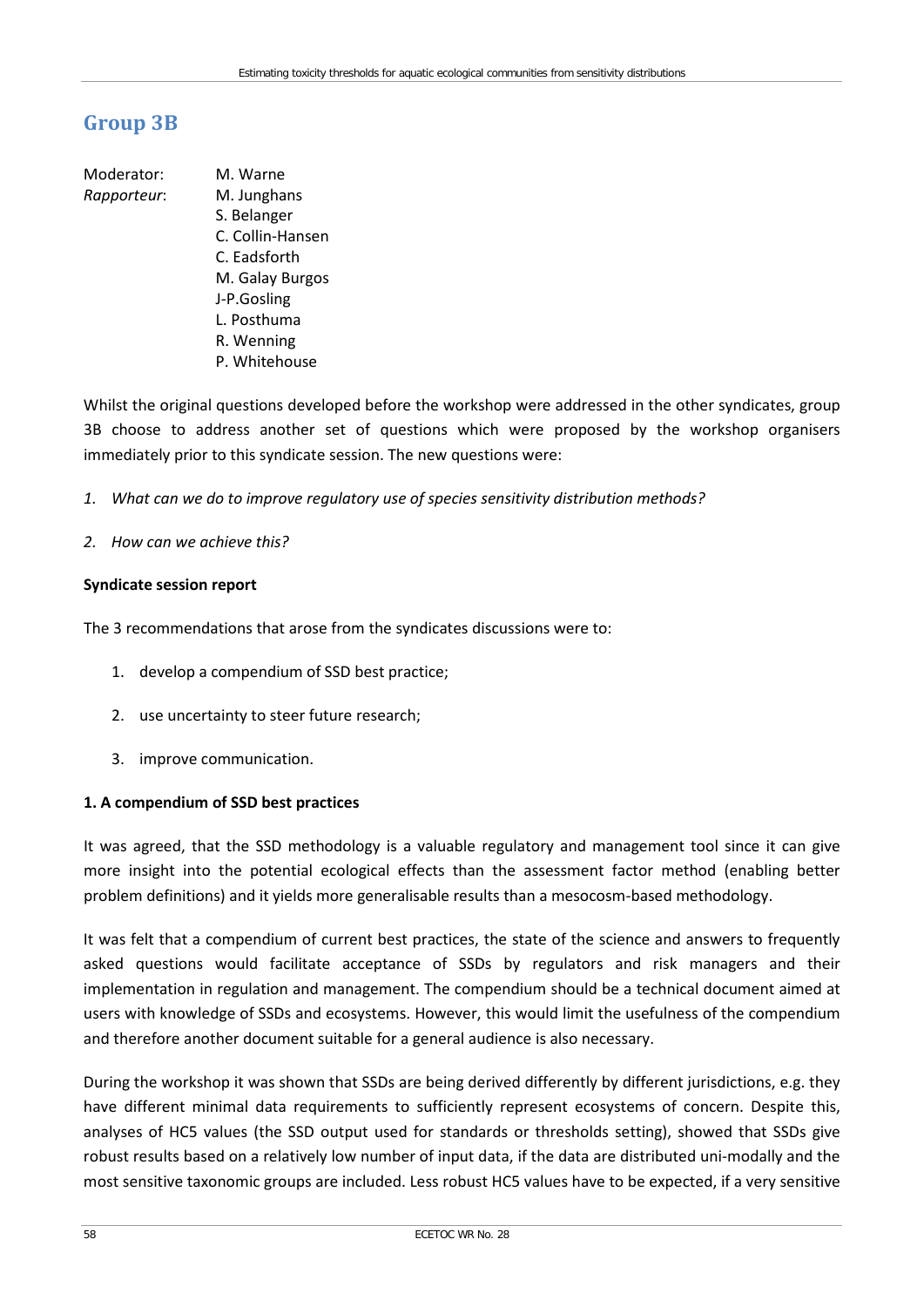## Group 3B

Moderator: M. Warne
*Rapporteur*: M. Junghans
S. Belanger
C. Collin-Hansen
C. Eadsforth
M. Galay Burgos
J-P.Gosling
L. Posthuma
R. Wenning
P. Whitehouse

Whilst the original questions developed before the workshop were addressed in the other syndicates, group 3B choose to address another set of questions which were proposed by the workshop organisers immediately prior to this syndicate session. The new questions were:

1. *What can we do to improve regulatory use of species sensitivity distribution methods?*
2. *How can we achieve this?*

**Syndicate session report**

The 3 recommendations that arose from the syndicates discussions were to:

1. develop a compendium of SSD best practice;
2. use uncertainty to steer future research;
3. improve communication.

**1. A compendium of SSD best practices**

It was agreed, that the SSD methodology is a valuable regulatory and management tool since it can give more insight into the potential ecological effects than the assessment factor method (enabling better problem definitions) and it yields more generalisable results than a mesocosm-based methodology.

It was felt that a compendium of current best practices, the state of the science and answers to frequently asked questions would facilitate acceptance of SSDs by regulators and risk managers and their implementation in regulation and management. The compendium should be a technical document aimed at users with knowledge of SSDs and ecosystems. However, this would limit the usefulness of the compendium and therefore another document suitable for a general audience is also necessary.

During the workshop it was shown that SSDs are being derived differently by different jurisdictions, e.g. they have different minimal data requirements to sufficiently represent ecosystems of concern. Despite this, analyses of HC5 values (the SSD output used for standards or thresholds setting), showed that SSDs give robust results based on a relatively low number of input data, if the data are distributed uni-modally and the most sensitive taxonomic groups are included. Less robust HC5 values have to be expected, if a very sensitive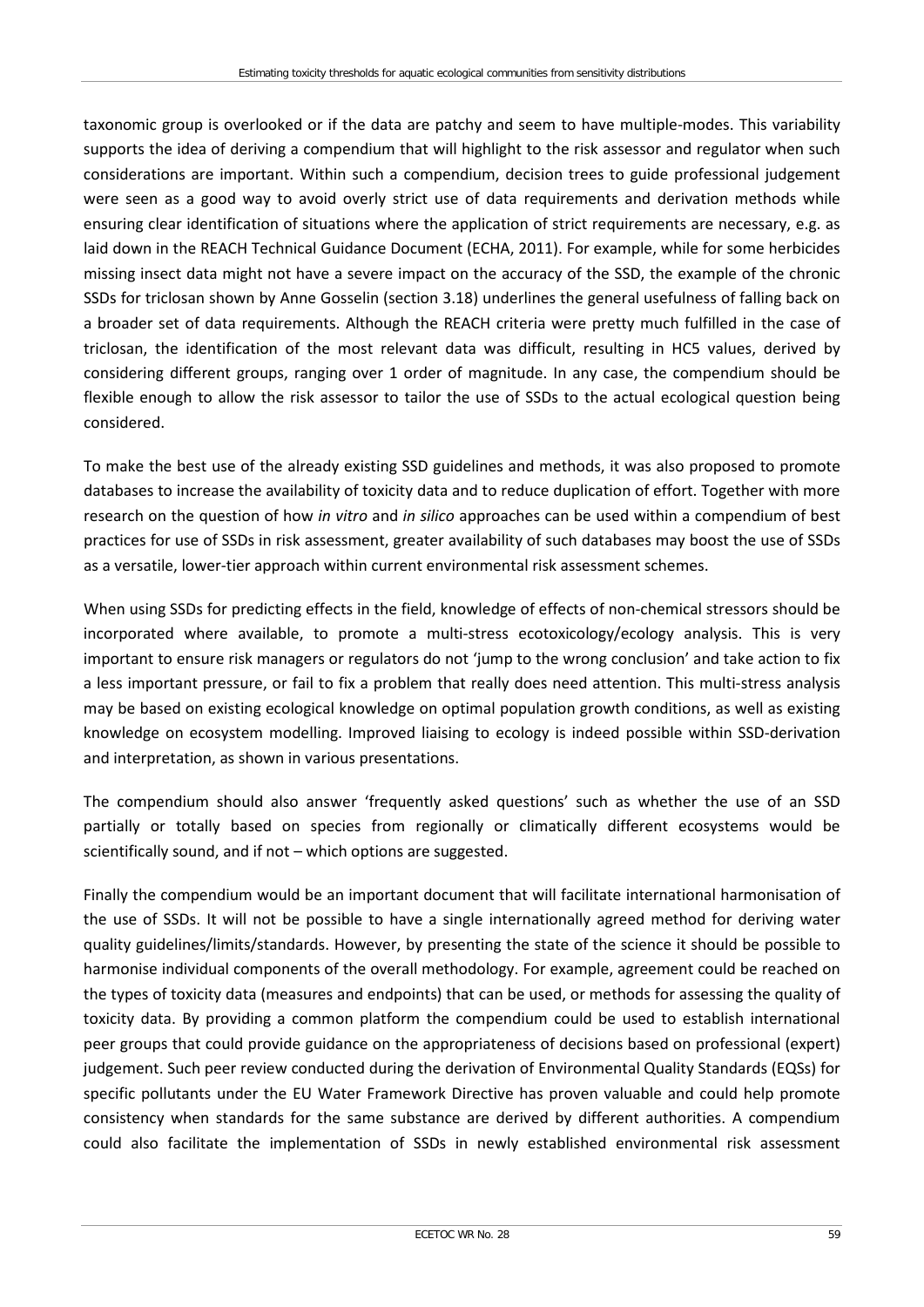taxonomic group is overlooked or if the data are patchy and seem to have multiple-modes. This variability supports the idea of deriving a compendium that will highlight to the risk assessor and regulator when such considerations are important. Within such a compendium, decision trees to guide professional judgement were seen as a good way to avoid overly strict use of data requirements and derivation methods while ensuring clear identification of situations where the application of strict requirements are necessary, e.g. as laid down in the REACH Technical Guidance Document (ECHA, 2011). For example, while for some herbicides missing insect data might not have a severe impact on the accuracy of the SSD, the example of the chronic SSDs for triclosan shown by Anne Gosselin (section 3.18) underlines the general usefulness of falling back on a broader set of data requirements. Although the REACH criteria were pretty much fulfilled in the case of triclosan, the identification of the most relevant data was difficult, resulting in HC5 values, derived by considering different groups, ranging over 1 order of magnitude. In any case, the compendium should be flexible enough to allow the risk assessor to tailor the use of SSDs to the actual ecological question being considered.

To make the best use of the already existing SSD guidelines and methods, it was also proposed to promote databases to increase the availability of toxicity data and to reduce duplication of effort. Together with more research on the question of how *in vitro* and *in silico* approaches can be used within a compendium of best practices for use of SSDs in risk assessment, greater availability of such databases may boost the use of SSDs as a versatile, lower-tier approach within current environmental risk assessment schemes.

When using SSDs for predicting effects in the field, knowledge of effects of non-chemical stressors should be incorporated where available, to promote a multi-stress ecotoxicology/ecology analysis. This is very important to ensure risk managers or regulators do not 'jump to the wrong conclusion' and take action to fix a less important pressure, or fail to fix a problem that really does need attention. This multi-stress analysis may be based on existing ecological knowledge on optimal population growth conditions, as well as existing knowledge on ecosystem modelling. Improved liaising to ecology is indeed possible within SSD-derivation and interpretation, as shown in various presentations.

The compendium should also answer 'frequently asked questions' such as whether the use of an SSD partially or totally based on species from regionally or climatically different ecosystems would be scientifically sound, and if not – which options are suggested.

Finally the compendium would be an important document that will facilitate international harmonisation of the use of SSDs. It will not be possible to have a single internationally agreed method for deriving water quality guidelines/limits/standards. However, by presenting the state of the science it should be possible to harmonise individual components of the overall methodology. For example, agreement could be reached on the types of toxicity data (measures and endpoints) that can be used, or methods for assessing the quality of toxicity data. By providing a common platform the compendium could be used to establish international peer groups that could provide guidance on the appropriateness of decisions based on professional (expert) judgement. Such peer review conducted during the derivation of Environmental Quality Standards (EQSs) for specific pollutants under the EU Water Framework Directive has proven valuable and could help promote consistency when standards for the same substance are derived by different authorities. A compendium could also facilitate the implementation of SSDs in newly established environmental risk assessment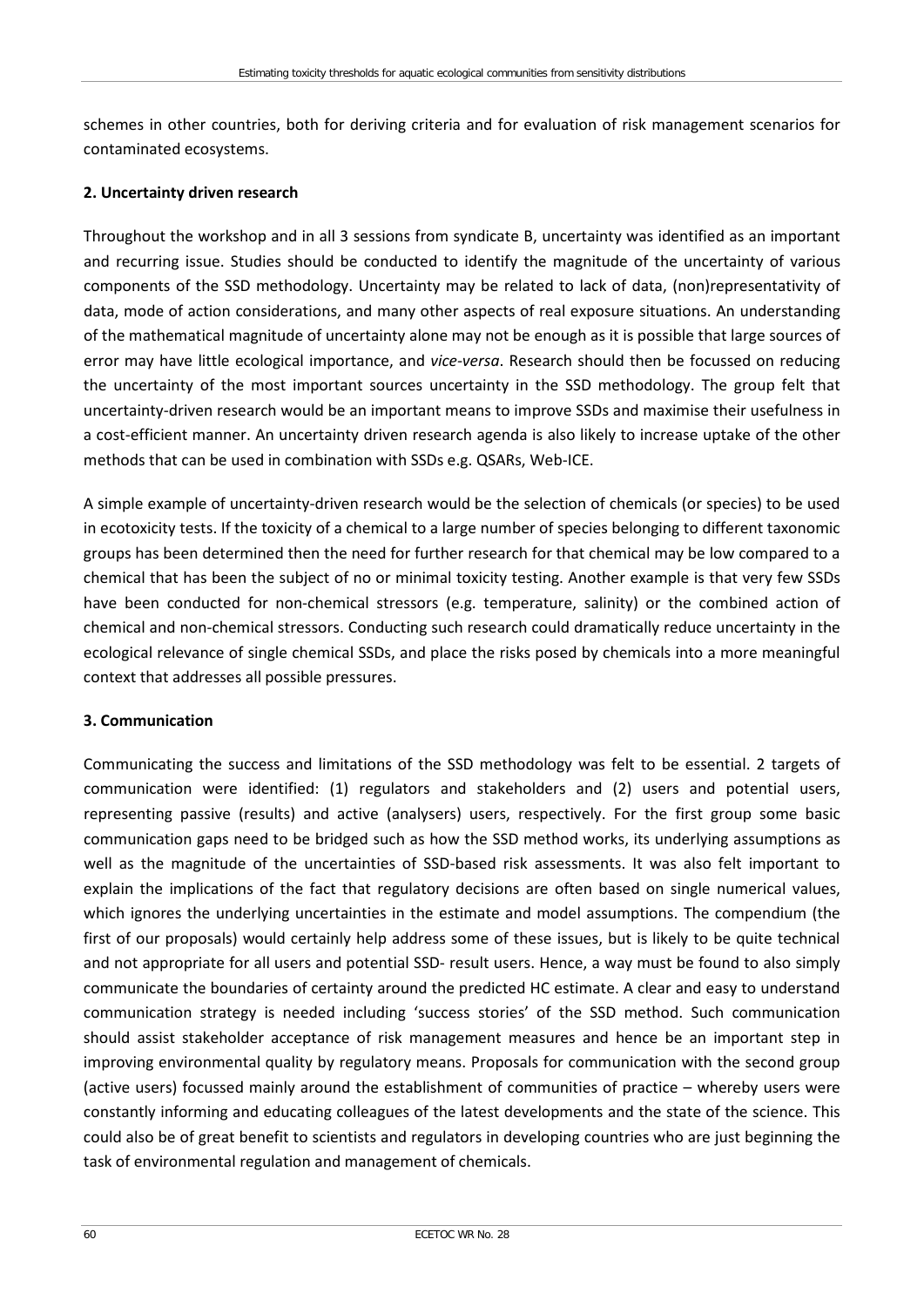schemes in other countries, both for deriving criteria and for evaluation of risk management scenarios for contaminated ecosystems.

**2. Uncertainty driven research**

Throughout the workshop and in all 3 sessions from syndicate B, uncertainty was identified as an important and recurring issue. Studies should be conducted to identify the magnitude of the uncertainty of various components of the SSD methodology. Uncertainty may be related to lack of data, (non)representativity of data, mode of action considerations, and many other aspects of real exposure situations. An understanding of the mathematical magnitude of uncertainty alone may not be enough as it is possible that large sources of error may have little ecological importance, and *vice-versa*. Research should then be focussed on reducing the uncertainty of the most important sources uncertainty in the SSD methodology. The group felt that uncertainty-driven research would be an important means to improve SSDs and maximise their usefulness in a cost-efficient manner. An uncertainty driven research agenda is also likely to increase uptake of the other methods that can be used in combination with SSDs e.g. QSARs, Web-ICE.

A simple example of uncertainty-driven research would be the selection of chemicals (or species) to be used in ecotoxicity tests. If the toxicity of a chemical to a large number of species belonging to different taxonomic groups has been determined then the need for further research for that chemical may be low compared to a chemical that has been the subject of no or minimal toxicity testing. Another example is that very few SSDs have been conducted for non-chemical stressors (e.g. temperature, salinity) or the combined action of chemical and non-chemical stressors. Conducting such research could dramatically reduce uncertainty in the ecological relevance of single chemical SSDs, and place the risks posed by chemicals into a more meaningful context that addresses all possible pressures.

**3. Communication**

Communicating the success and limitations of the SSD methodology was felt to be essential. 2 targets of communication were identified: (1) regulators and stakeholders and (2) users and potential users, representing passive (results) and active (analysers) users, respectively. For the first group some basic communication gaps need to be bridged such as how the SSD method works, its underlying assumptions as well as the magnitude of the uncertainties of SSD-based risk assessments. It was also felt important to explain the implications of the fact that regulatory decisions are often based on single numerical values, which ignores the underlying uncertainties in the estimate and model assumptions. The compendium (the first of our proposals) would certainly help address some of these issues, but is likely to be quite technical and not appropriate for all users and potential SSD- result users. Hence, a way must be found to also simply communicate the boundaries of certainty around the predicted HC estimate. A clear and easy to understand communication strategy is needed including 'success stories' of the SSD method. Such communication should assist stakeholder acceptance of risk management measures and hence be an important step in improving environmental quality by regulatory means. Proposals for communication with the second group (active users) focussed mainly around the establishment of communities of practice – whereby users were constantly informing and educating colleagues of the latest developments and the state of the science. This could also be of great benefit to scientists and regulators in developing countries who are just beginning the task of environmental regulation and management of chemicals.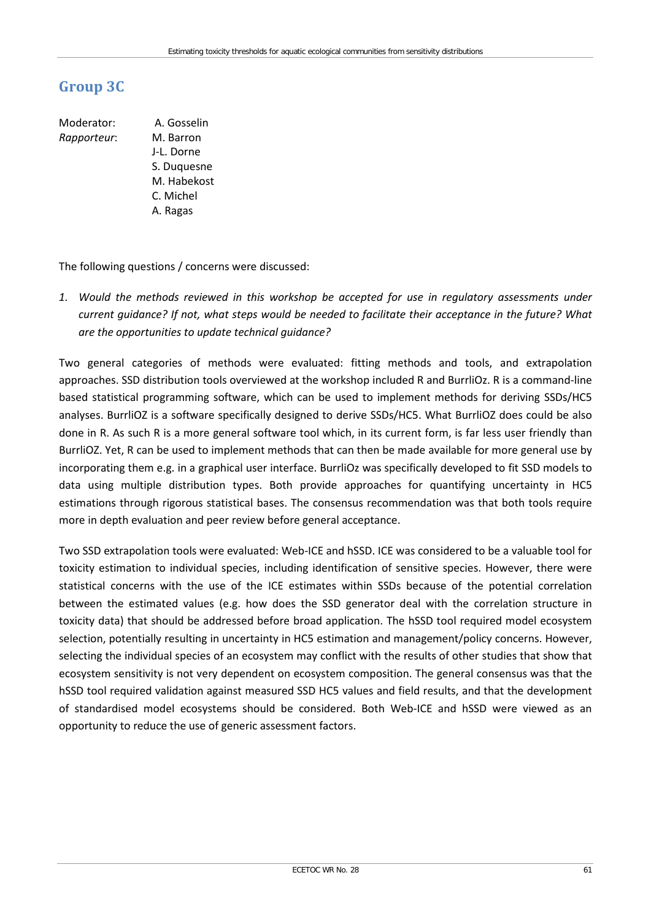## Group 3C

Moderator: A. Gosselin
*Rapporteur*: M. Barron
J-L. Dorne
S. Duquesne
M. Habekost
C. Michel
A. Ragas

The following questions / concerns were discussed:

1. *Would the methods reviewed in this workshop be accepted for use in regulatory assessments under current guidance? If not, what steps would be needed to facilitate their acceptance in the future? What are the opportunities to update technical guidance?*

Two general categories of methods were evaluated: fitting methods and tools, and extrapolation approaches. SSD distribution tools overviewed at the workshop included R and BurrliOz. R is a command-line based statistical programming software, which can be used to implement methods for deriving SSDs/HC5 analyses. BurrliOZ is a software specifically designed to derive SSDs/HC5. What BurrliOZ does could be also done in R. As such R is a more general software tool which, in its current form, is far less user friendly than BurrliOZ. Yet, R can be used to implement methods that can then be made available for more general use by incorporating them e.g. in a graphical user interface. BurrliOz was specifically developed to fit SSD models to data using multiple distribution types. Both provide approaches for quantifying uncertainty in HC5 estimations through rigorous statistical bases. The consensus recommendation was that both tools require more in depth evaluation and peer review before general acceptance.

Two SSD extrapolation tools were evaluated: Web-ICE and hSSD. ICE was considered to be a valuable tool for toxicity estimation to individual species, including identification of sensitive species. However, there were statistical concerns with the use of the ICE estimates within SSDs because of the potential correlation between the estimated values (e.g. how does the SSD generator deal with the correlation structure in toxicity data) that should be addressed before broad application. The hSSD tool required model ecosystem selection, potentially resulting in uncertainty in HC5 estimation and management/policy concerns. However, selecting the individual species of an ecosystem may conflict with the results of other studies that show that ecosystem sensitivity is not very dependent on ecosystem composition. The general consensus was that the hSSD tool required validation against measured SSD HC5 values and field results, and that the development of standardised model ecosystems should be considered. Both Web-ICE and hSSD were viewed as an opportunity to reduce the use of generic assessment factors.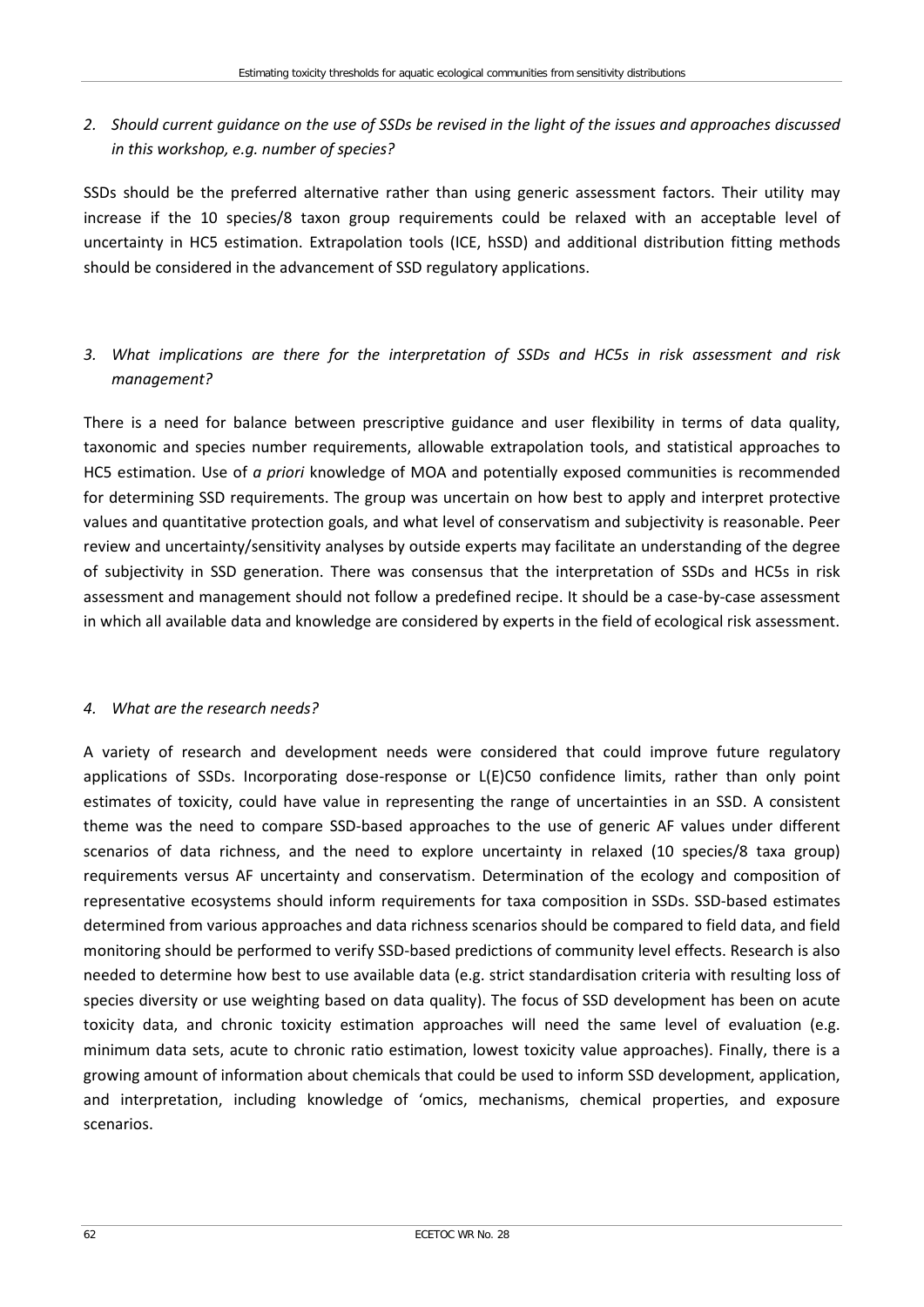*2. Should current guidance on the use of SSDs be revised in the light of the issues and approaches discussed in this workshop, e.g. number of species?*

SSDs should be the preferred alternative rather than using generic assessment factors. Their utility may increase if the 10 species/8 taxon group requirements could be relaxed with an acceptable level of uncertainty in HC5 estimation. Extrapolation tools (ICE, hSSD) and additional distribution fitting methods should be considered in the advancement of SSD regulatory applications.

*3. What implications are there for the interpretation of SSDs and HC5s in risk assessment and risk management?*

There is a need for balance between prescriptive guidance and user flexibility in terms of data quality, taxonomic and species number requirements, allowable extrapolation tools, and statistical approaches to HC5 estimation. Use of *a priori* knowledge of MOA and potentially exposed communities is recommended for determining SSD requirements. The group was uncertain on how best to apply and interpret protective values and quantitative protection goals, and what level of conservatism and subjectivity is reasonable. Peer review and uncertainty/sensitivity analyses by outside experts may facilitate an understanding of the degree of subjectivity in SSD generation. There was consensus that the interpretation of SSDs and HC5s in risk assessment and management should not follow a predefined recipe. It should be a case-by-case assessment in which all available data and knowledge are considered by experts in the field of ecological risk assessment.

*4. What are the research needs?*

A variety of research and development needs were considered that could improve future regulatory applications of SSDs. Incorporating dose-response or L(E)C50 confidence limits, rather than only point estimates of toxicity, could have value in representing the range of uncertainties in an SSD. A consistent theme was the need to compare SSD-based approaches to the use of generic AF values under different scenarios of data richness, and the need to explore uncertainty in relaxed (10 species/8 taxa group) requirements versus AF uncertainty and conservatism. Determination of the ecology and composition of representative ecosystems should inform requirements for taxa composition in SSDs. SSD-based estimates determined from various approaches and data richness scenarios should be compared to field data, and field monitoring should be performed to verify SSD-based predictions of community level effects. Research is also needed to determine how best to use available data (e.g. strict standardisation criteria with resulting loss of species diversity or use weighting based on data quality). The focus of SSD development has been on acute toxicity data, and chronic toxicity estimation approaches will need the same level of evaluation (e.g. minimum data sets, acute to chronic ratio estimation, lowest toxicity value approaches). Finally, there is a growing amount of information about chemicals that could be used to inform SSD development, application, and interpretation, including knowledge of 'omics, mechanisms, chemical properties, and exposure scenarios.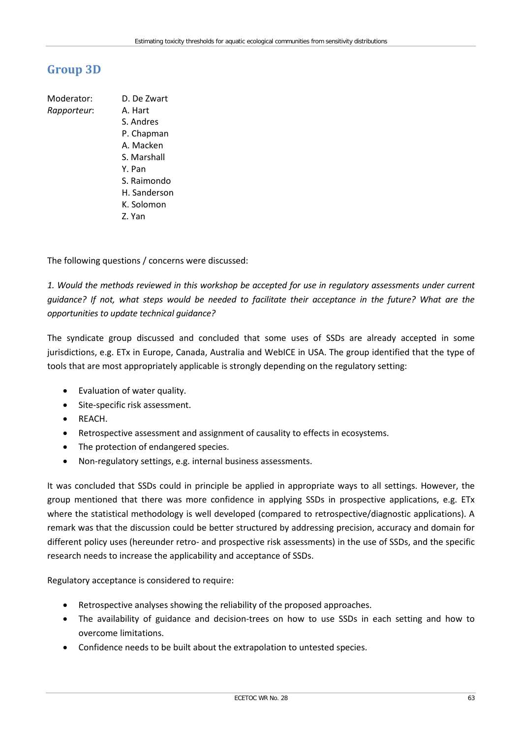## Group 3D

Moderator: D. De Zwart
*Rapporteur*: A. Hart
S. Andres
P. Chapman
A. Macken
S. Marshall
Y. Pan
S. Raimondo
H. Sanderson
K. Solomon
Z. Yan

The following questions / concerns were discussed:

*1. Would the methods reviewed in this workshop be accepted for use in regulatory assessments under current guidance? If not, what steps would be needed to facilitate their acceptance in the future? What are the opportunities to update technical guidance?*

The syndicate group discussed and concluded that some uses of SSDs are already accepted in some jurisdictions, e.g. ETx in Europe, Canada, Australia and WebICE in USA. The group identified that the type of tools that are most appropriately applicable is strongly depending on the regulatory setting:

- Evaluation of water quality.
- Site-specific risk assessment.
- REACH.
- Retrospective assessment and assignment of causality to effects in ecosystems.
- The protection of endangered species.
- Non-regulatory settings, e.g. internal business assessments.

It was concluded that SSDs could in principle be applied in appropriate ways to all settings. However, the group mentioned that there was more confidence in applying SSDs in prospective applications, e.g. ETx where the statistical methodology is well developed (compared to retrospective/diagnostic applications). A remark was that the discussion could be better structured by addressing precision, accuracy and domain for different policy uses (hereunder retro- and prospective risk assessments) in the use of SSDs, and the specific research needs to increase the applicability and acceptance of SSDs.

Regulatory acceptance is considered to require:

- Retrospective analyses showing the reliability of the proposed approaches.
- The availability of guidance and decision-trees on how to use SSDs in each setting and how to overcome limitations.
- Confidence needs to be built about the extrapolation to untested species.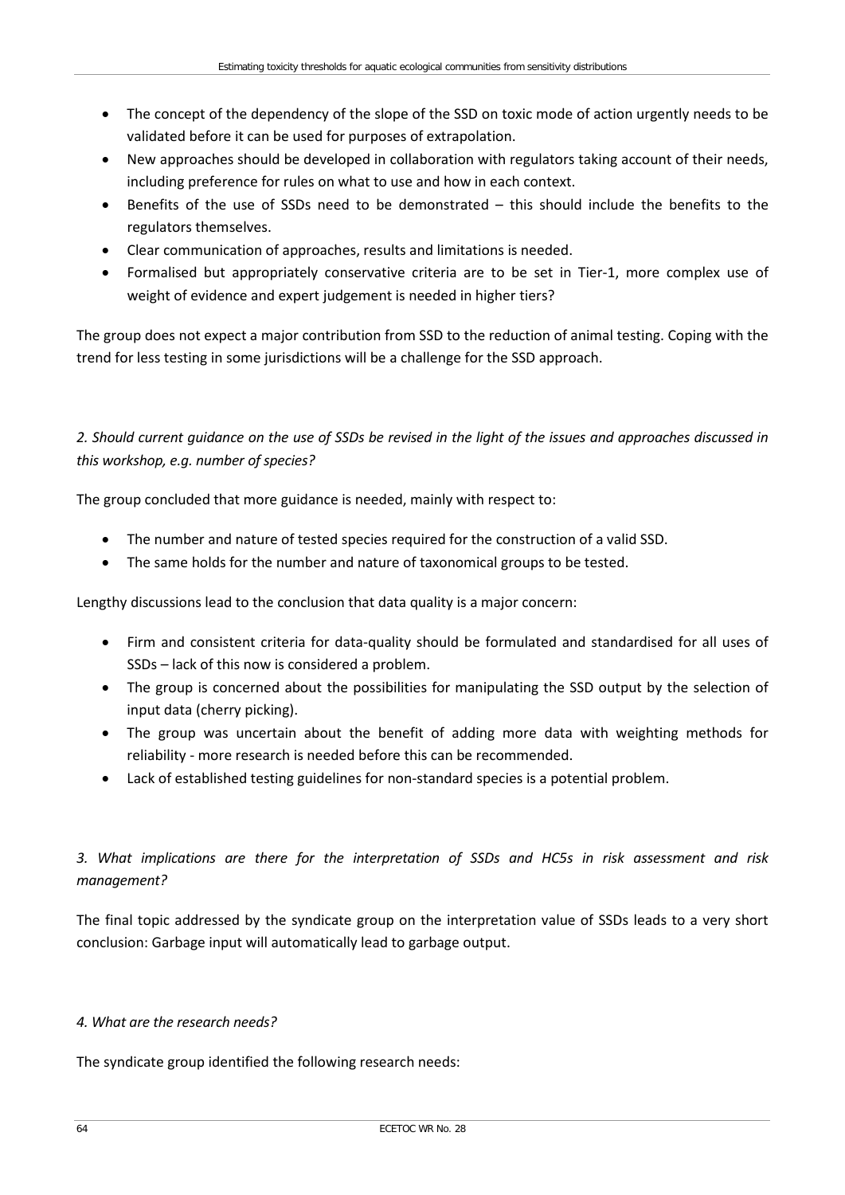- The concept of the dependency of the slope of the SSD on toxic mode of action urgently needs to be validated before it can be used for purposes of extrapolation.
- New approaches should be developed in collaboration with regulators taking account of their needs, including preference for rules on what to use and how in each context.
- Benefits of the use of SSDs need to be demonstrated – this should include the benefits to the regulators themselves.
- Clear communication of approaches, results and limitations is needed.
- Formalised but appropriately conservative criteria are to be set in Tier-1, more complex use of weight of evidence and expert judgement is needed in higher tiers?

The group does not expect a major contribution from SSD to the reduction of animal testing. Coping with the trend for less testing in some jurisdictions will be a challenge for the SSD approach.

*2. Should current guidance on the use of SSDs be revised in the light of the issues and approaches discussed in this workshop, e.g. number of species?*

The group concluded that more guidance is needed, mainly with respect to:

- The number and nature of tested species required for the construction of a valid SSD.
- The same holds for the number and nature of taxonomical groups to be tested.

Lengthy discussions lead to the conclusion that data quality is a major concern:

- Firm and consistent criteria for data-quality should be formulated and standardised for all uses of SSDs – lack of this now is considered a problem.
- The group is concerned about the possibilities for manipulating the SSD output by the selection of input data (cherry picking).
- The group was uncertain about the benefit of adding more data with weighting methods for reliability - more research is needed before this can be recommended.
- Lack of established testing guidelines for non-standard species is a potential problem.

*3. What implications are there for the interpretation of SSDs and HC5s in risk assessment and risk management?*

The final topic addressed by the syndicate group on the interpretation value of SSDs leads to a very short conclusion: Garbage input will automatically lead to garbage output.

*4. What are the research needs?*

The syndicate group identified the following research needs: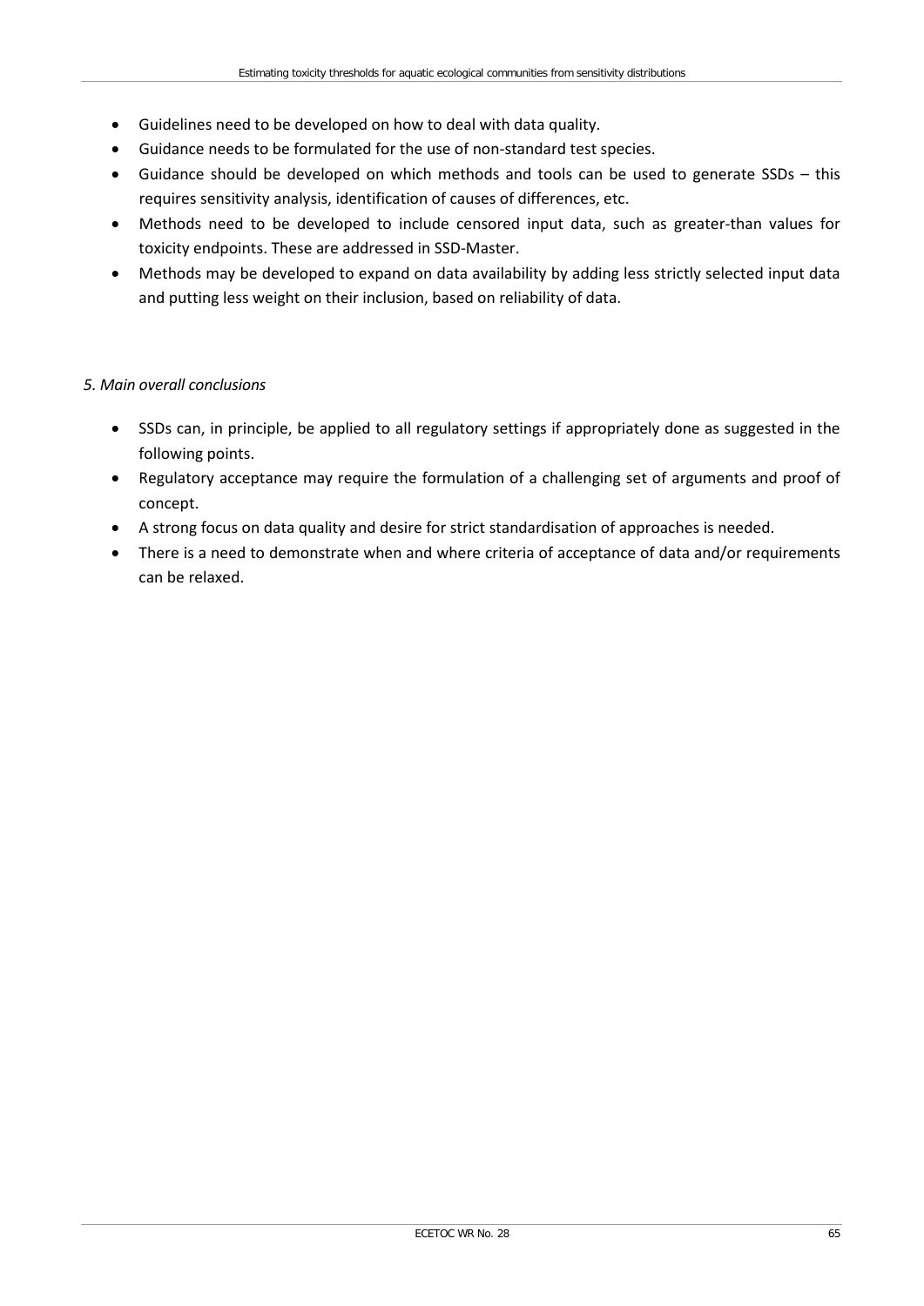- Guidelines need to be developed on how to deal with data quality.
- Guidance needs to be formulated for the use of non-standard test species.
- Guidance should be developed on which methods and tools can be used to generate SSDs – this requires sensitivity analysis, identification of causes of differences, etc.
- Methods need to be developed to include censored input data, such as greater-than values for toxicity endpoints. These are addressed in SSD-Master.
- Methods may be developed to expand on data availability by adding less strictly selected input data and putting less weight on their inclusion, based on reliability of data.

*5. Main overall conclusions*

- SSDs can, in principle, be applied to all regulatory settings if appropriately done as suggested in the following points.
- Regulatory acceptance may require the formulation of a challenging set of arguments and proof of concept.
- A strong focus on data quality and desire for strict standardisation of approaches is needed.
- There is a need to demonstrate when and where criteria of acceptance of data and/or requirements can be relaxed.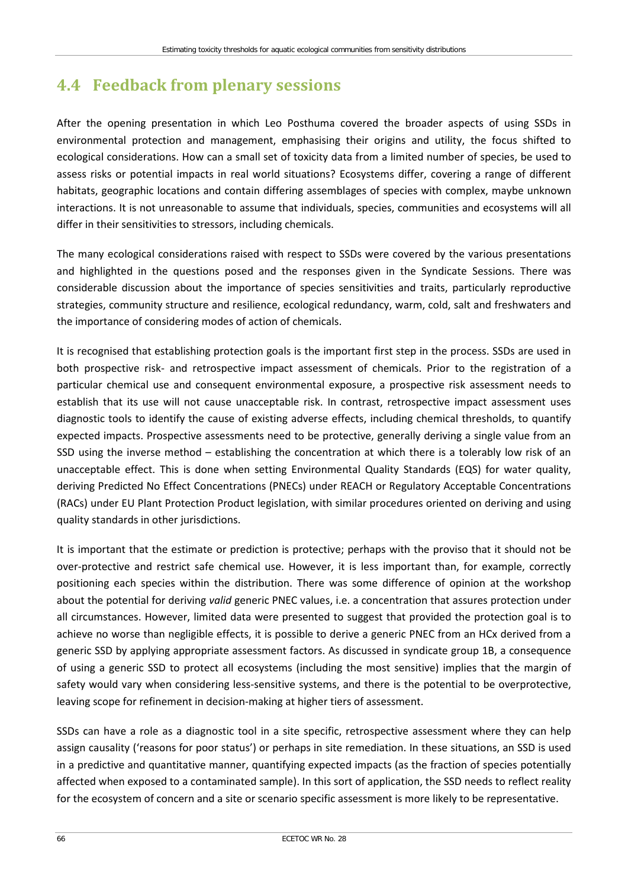## 4.4 Feedback from plenary sessions

After the opening presentation in which Leo Posthuma covered the broader aspects of using SSDs in environmental protection and management, emphasising their origins and utility, the focus shifted to ecological considerations. How can a small set of toxicity data from a limited number of species, be used to assess risks or potential impacts in real world situations? Ecosystems differ, covering a range of different habitats, geographic locations and contain differing assemblages of species with complex, maybe unknown interactions. It is not unreasonable to assume that individuals, species, communities and ecosystems will all differ in their sensitivities to stressors, including chemicals.

The many ecological considerations raised with respect to SSDs were covered by the various presentations and highlighted in the questions posed and the responses given in the Syndicate Sessions. There was considerable discussion about the importance of species sensitivities and traits, particularly reproductive strategies, community structure and resilience, ecological redundancy, warm, cold, salt and freshwaters and the importance of considering modes of action of chemicals.

It is recognised that establishing protection goals is the important first step in the process. SSDs are used in both prospective risk- and retrospective impact assessment of chemicals. Prior to the registration of a particular chemical use and consequent environmental exposure, a prospective risk assessment needs to establish that its use will not cause unacceptable risk. In contrast, retrospective impact assessment uses diagnostic tools to identify the cause of existing adverse effects, including chemical thresholds, to quantify expected impacts. Prospective assessments need to be protective, generally deriving a single value from an SSD using the inverse method – establishing the concentration at which there is a tolerably low risk of an unacceptable effect. This is done when setting Environmental Quality Standards (EQS) for water quality, deriving Predicted No Effect Concentrations (PNECs) under REACH or Regulatory Acceptable Concentrations (RACs) under EU Plant Protection Product legislation, with similar procedures oriented on deriving and using quality standards in other jurisdictions.

It is important that the estimate or prediction is protective; perhaps with the proviso that it should not be over-protective and restrict safe chemical use. However, it is less important than, for example, correctly positioning each species within the distribution. There was some difference of opinion at the workshop about the potential for deriving *valid* generic PNEC values, i.e. a concentration that assures protection under all circumstances. However, limited data were presented to suggest that provided the protection goal is to achieve no worse than negligible effects, it is possible to derive a generic PNEC from an HCx derived from a generic SSD by applying appropriate assessment factors. As discussed in syndicate group 1B, a consequence of using a generic SSD to protect all ecosystems (including the most sensitive) implies that the margin of safety would vary when considering less-sensitive systems, and there is the potential to be overprotective, leaving scope for refinement in decision-making at higher tiers of assessment.

SSDs can have a role as a diagnostic tool in a site specific, retrospective assessment where they can help assign causality ('reasons for poor status') or perhaps in site remediation. In these situations, an SSD is used in a predictive and quantitative manner, quantifying expected impacts (as the fraction of species potentially affected when exposed to a contaminated sample). In this sort of application, the SSD needs to reflect reality for the ecosystem of concern and a site or scenario specific assessment is more likely to be representative.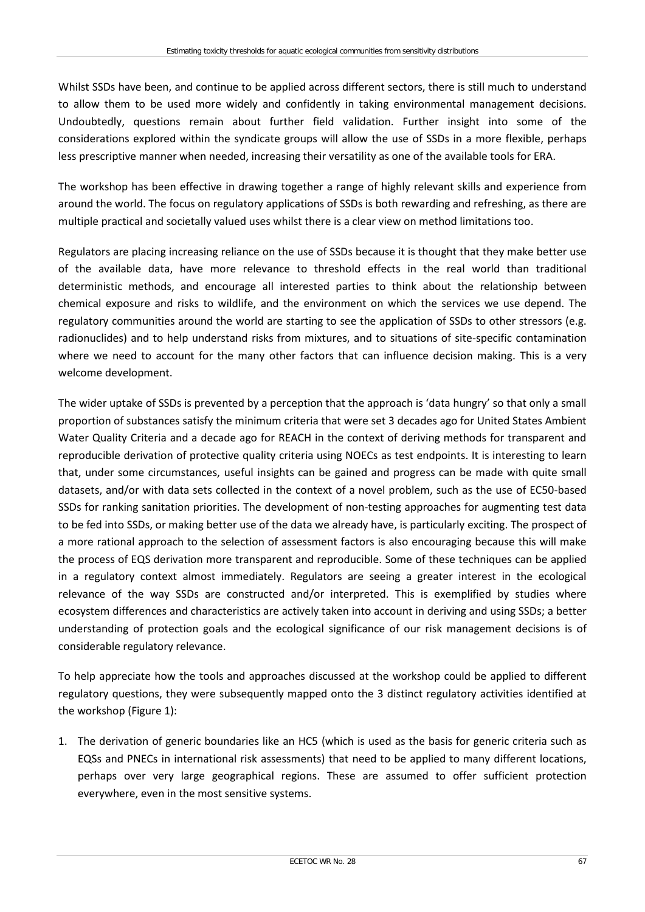Whilst SSDs have been, and continue to be applied across different sectors, there is still much to understand to allow them to be used more widely and confidently in taking environmental management decisions. Undoubtedly, questions remain about further field validation. Further insight into some of the considerations explored within the syndicate groups will allow the use of SSDs in a more flexible, perhaps less prescriptive manner when needed, increasing their versatility as one of the available tools for ERA.

The workshop has been effective in drawing together a range of highly relevant skills and experience from around the world. The focus on regulatory applications of SSDs is both rewarding and refreshing, as there are multiple practical and societally valued uses whilst there is a clear view on method limitations too.

Regulators are placing increasing reliance on the use of SSDs because it is thought that they make better use of the available data, have more relevance to threshold effects in the real world than traditional deterministic methods, and encourage all interested parties to think about the relationship between chemical exposure and risks to wildlife, and the environment on which the services we use depend. The regulatory communities around the world are starting to see the application of SSDs to other stressors (e.g. radionuclides) and to help understand risks from mixtures, and to situations of site-specific contamination where we need to account for the many other factors that can influence decision making. This is a very welcome development.

The wider uptake of SSDs is prevented by a perception that the approach is 'data hungry' so that only a small proportion of substances satisfy the minimum criteria that were set 3 decades ago for United States Ambient Water Quality Criteria and a decade ago for REACH in the context of deriving methods for transparent and reproducible derivation of protective quality criteria using NOECs as test endpoints. It is interesting to learn that, under some circumstances, useful insights can be gained and progress can be made with quite small datasets, and/or with data sets collected in the context of a novel problem, such as the use of EC50-based SSDs for ranking sanitation priorities. The development of non-testing approaches for augmenting test data to be fed into SSDs, or making better use of the data we already have, is particularly exciting. The prospect of a more rational approach to the selection of assessment factors is also encouraging because this will make the process of EQS derivation more transparent and reproducible. Some of these techniques can be applied in a regulatory context almost immediately. Regulators are seeing a greater interest in the ecological relevance of the way SSDs are constructed and/or interpreted. This is exemplified by studies where ecosystem differences and characteristics are actively taken into account in deriving and using SSDs; a better understanding of protection goals and the ecological significance of our risk management decisions is of considerable regulatory relevance.

To help appreciate how the tools and approaches discussed at the workshop could be applied to different regulatory questions, they were subsequently mapped onto the 3 distinct regulatory activities identified at the workshop (Figure 1):

1. The derivation of generic boundaries like an HC5 (which is used as the basis for generic criteria such as EQSs and PNECs in international risk assessments) that need to be applied to many different locations, perhaps over very large geographical regions. These are assumed to offer sufficient protection everywhere, even in the most sensitive systems.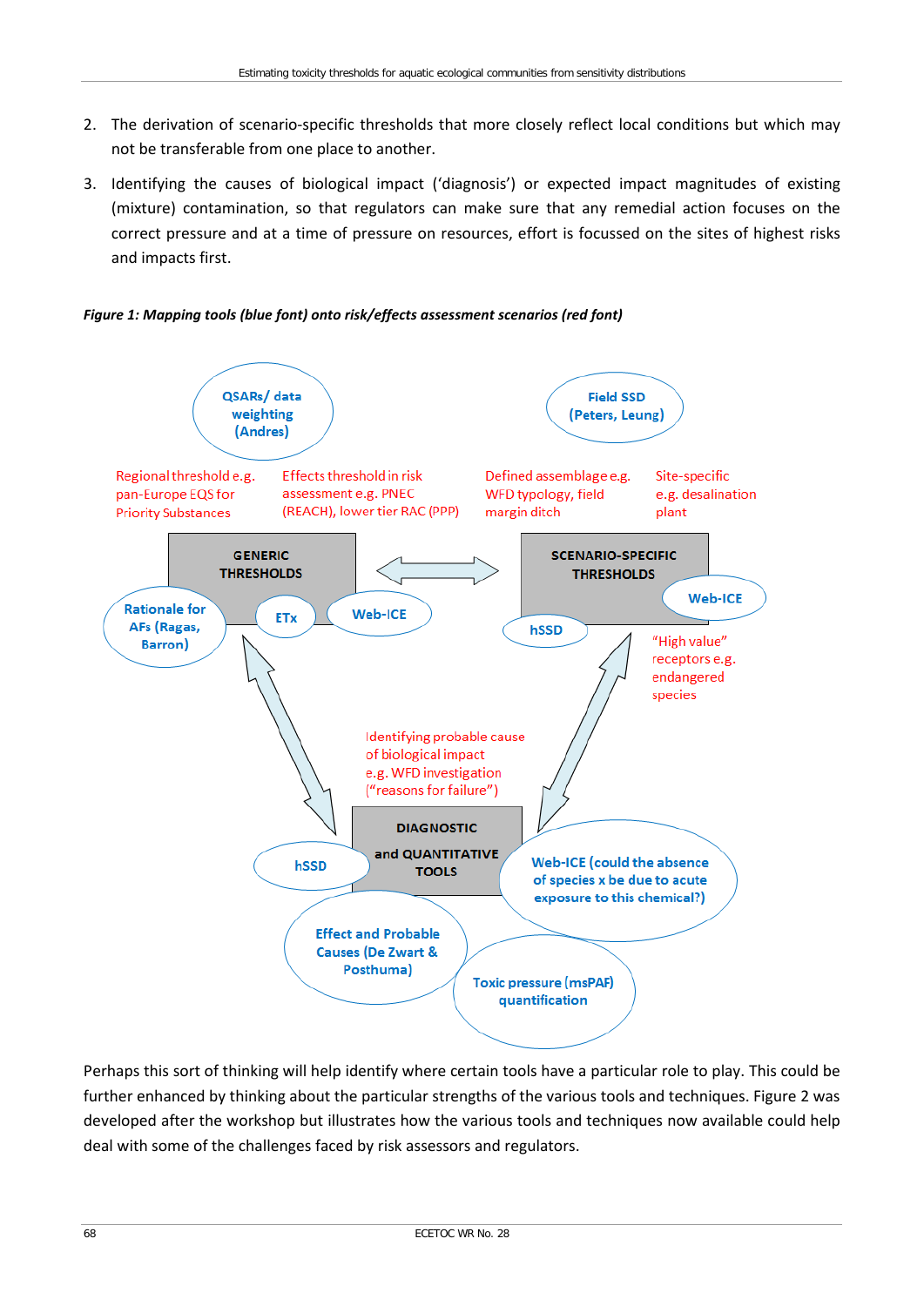2. The derivation of scenario-specific thresholds that more closely reflect local conditions but which may not be transferable from one place to another.

3. Identifying the causes of biological impact ('diagnosis') or expected impact magnitudes of existing (mixture) contamination, so that regulators can make sure that any remedial action focuses on the correct pressure and at a time of pressure on resources, effort is focussed on the sites of highest risks and impacts first.

***Figure 1: Mapping tools (blue font) onto risk/effects assessment scenarios (red font)***

QSARs/ data weighting (Andres)

Field SSD (Peters, Leung)

Regional threshold e.g. pan-Europe EQS for Priority Substances

Effects threshold in risk assessment e.g. PNEC (REACH), lower tier RAC (PPP)

Defined assemblage e.g. WFD typology, field margin ditch

Site-specific e.g. desalination plant

GENERIC THRESHOLDS

SCENARIO-SPECIFIC THRESHOLDS

Rationale for AFs (Ragas, Barron)

ETx

Web-ICE

Web-ICE

hSSD

"High value" receptors e.g. endangered species

Identifying probable cause of biological impact e.g. WFD investigation ("reasons for failure")

DIAGNOSTIC and QUANTITATIVE TOOLS

hSSD

Web-ICE (could the absence of species x be due to acute exposure to this chemical?)

Effect and Probable Causes (De Zwart & Posthuma)

Toxic pressure (msPAF) quantification

Perhaps this sort of thinking will help identify where certain tools have a particular role to play. This could be further enhanced by thinking about the particular strengths of the various tools and techniques. Figure 2 was developed after the workshop but illustrates how the various tools and techniques now available could help deal with some of the challenges faced by risk assessors and regulators.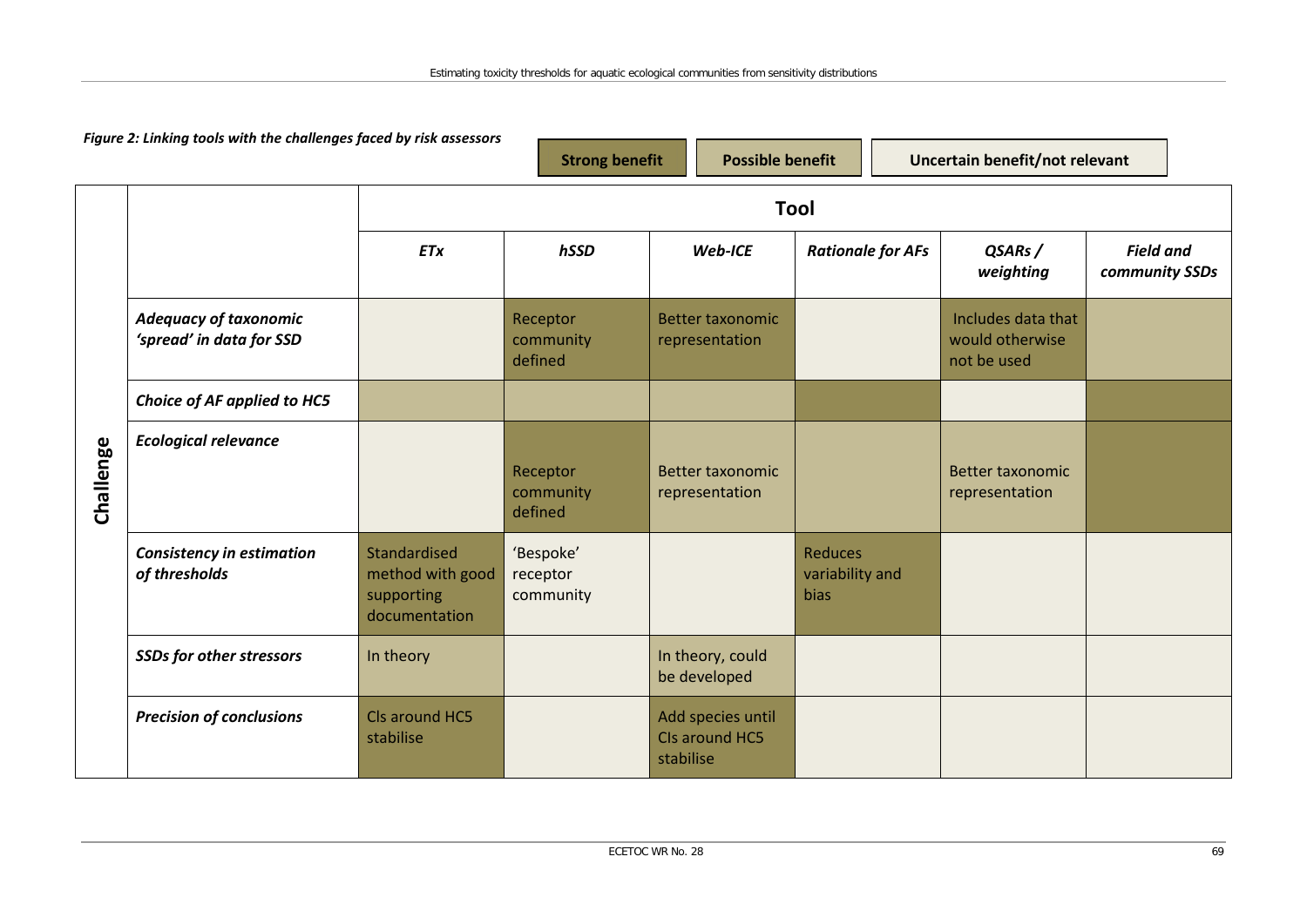*Figure 2: Linking tools with the challenges faced by risk assessors*

**Strong benefit** | **Possible benefit** | **Uncertain benefit/not relevant**

| Challenge | ETx | hSSD | Web-ICE | Rationale for AFs | QSARs / weighting | Field and community SSDs |
|---|---|---|---|---|---|---|
| ***Adequacy of taxonomic 'spread' in data for SSD*** | | Receptor community defined | Better taxonomic representation | | Includes data that would otherwise not be used | |
| ***Choice of AF applied to HC5*** | | | | | | |
| ***Ecological relevance*** | | Receptor community defined | Better taxonomic representation | | Better taxonomic representation | |
| ***Consistency in estimation of thresholds*** | Standardised method with good supporting documentation | 'Bespoke' receptor community | | Reduces variability and bias | | |
| ***SSDs for other stressors*** | In theory | | In theory, could be developed | | | |
| ***Precision of conclusions*** | CIs around HC5 stabilise | | Add species until CIs around HC5 stabilise | | | |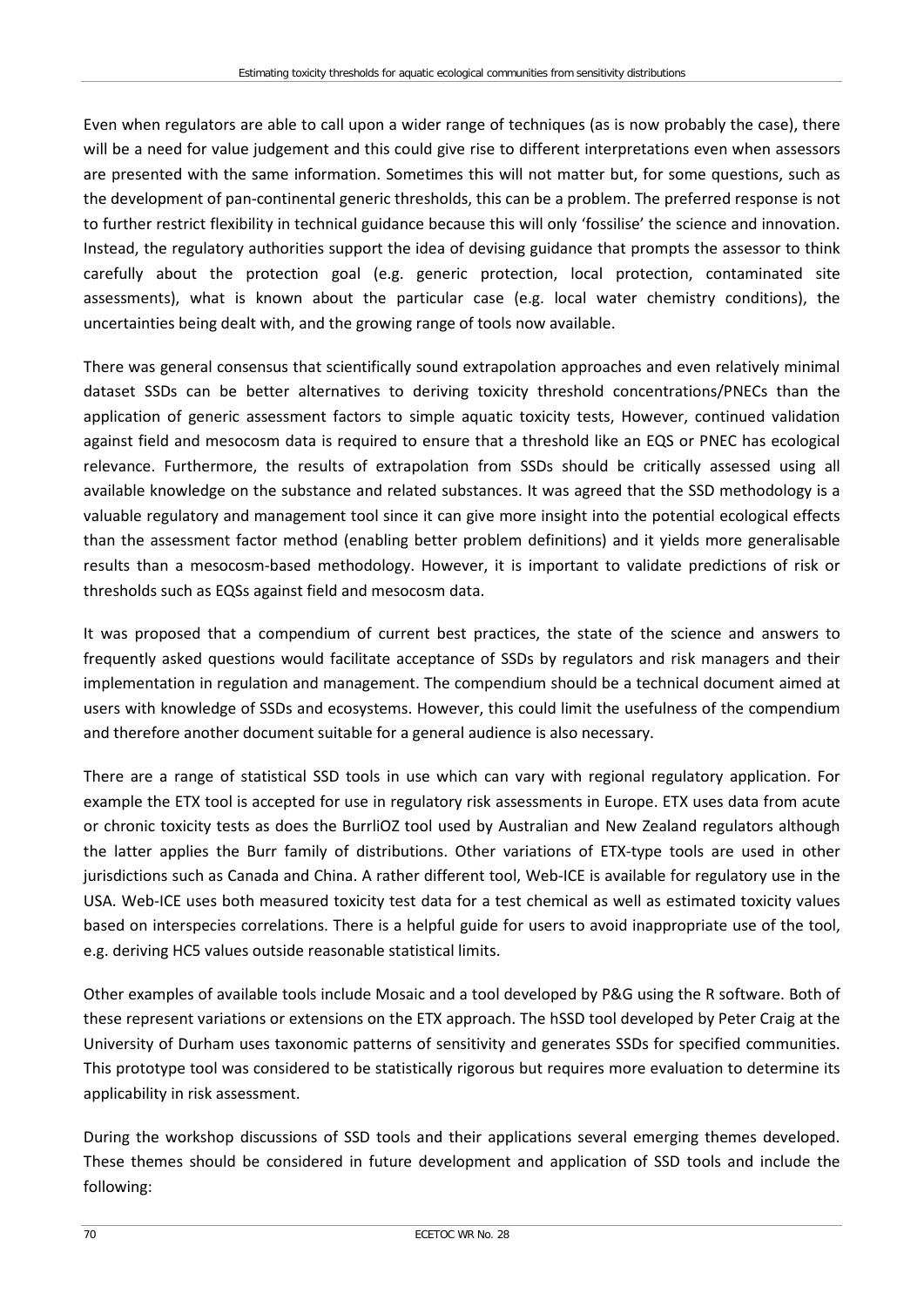Even when regulators are able to call upon a wider range of techniques (as is now probably the case), there will be a need for value judgement and this could give rise to different interpretations even when assessors are presented with the same information. Sometimes this will not matter but, for some questions, such as the development of pan-continental generic thresholds, this can be a problem. The preferred response is not to further restrict flexibility in technical guidance because this will only 'fossilise' the science and innovation. Instead, the regulatory authorities support the idea of devising guidance that prompts the assessor to think carefully about the protection goal (e.g. generic protection, local protection, contaminated site assessments), what is known about the particular case (e.g. local water chemistry conditions), the uncertainties being dealt with, and the growing range of tools now available.

There was general consensus that scientifically sound extrapolation approaches and even relatively minimal dataset SSDs can be better alternatives to deriving toxicity threshold concentrations/PNECs than the application of generic assessment factors to simple aquatic toxicity tests, However, continued validation against field and mesocosm data is required to ensure that a threshold like an EQS or PNEC has ecological relevance. Furthermore, the results of extrapolation from SSDs should be critically assessed using all available knowledge on the substance and related substances. It was agreed that the SSD methodology is a valuable regulatory and management tool since it can give more insight into the potential ecological effects than the assessment factor method (enabling better problem definitions) and it yields more generalisable results than a mesocosm-based methodology. However, it is important to validate predictions of risk or thresholds such as EQSs against field and mesocosm data.

It was proposed that a compendium of current best practices, the state of the science and answers to frequently asked questions would facilitate acceptance of SSDs by regulators and risk managers and their implementation in regulation and management. The compendium should be a technical document aimed at users with knowledge of SSDs and ecosystems. However, this could limit the usefulness of the compendium and therefore another document suitable for a general audience is also necessary.

There are a range of statistical SSD tools in use which can vary with regional regulatory application. For example the ETX tool is accepted for use in regulatory risk assessments in Europe. ETX uses data from acute or chronic toxicity tests as does the BurrliOZ tool used by Australian and New Zealand regulators although the latter applies the Burr family of distributions. Other variations of ETX-type tools are used in other jurisdictions such as Canada and China. A rather different tool, Web-ICE is available for regulatory use in the USA. Web-ICE uses both measured toxicity test data for a test chemical as well as estimated toxicity values based on interspecies correlations. There is a helpful guide for users to avoid inappropriate use of the tool, e.g. deriving HC5 values outside reasonable statistical limits.

Other examples of available tools include Mosaic and a tool developed by P&G using the R software. Both of these represent variations or extensions on the ETX approach. The hSSD tool developed by Peter Craig at the University of Durham uses taxonomic patterns of sensitivity and generates SSDs for specified communities. This prototype tool was considered to be statistically rigorous but requires more evaluation to determine its applicability in risk assessment.

During the workshop discussions of SSD tools and their applications several emerging themes developed. These themes should be considered in future development and application of SSD tools and include the following: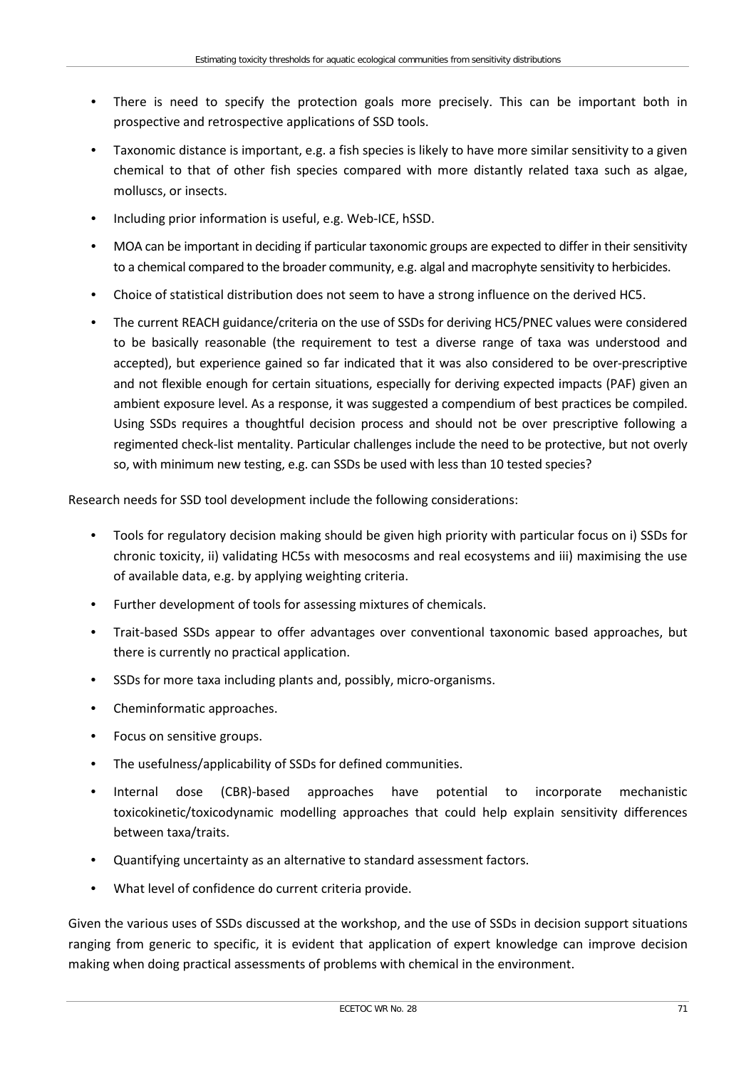- There is need to specify the protection goals more precisely. This can be important both in prospective and retrospective applications of SSD tools.
- Taxonomic distance is important, e.g. a fish species is likely to have more similar sensitivity to a given chemical to that of other fish species compared with more distantly related taxa such as algae, molluscs, or insects.
- Including prior information is useful, e.g. Web-ICE, hSSD.
- MOA can be important in deciding if particular taxonomic groups are expected to differ in their sensitivity to a chemical compared to the broader community, e.g. algal and macrophyte sensitivity to herbicides.
- Choice of statistical distribution does not seem to have a strong influence on the derived HC5.
- The current REACH guidance/criteria on the use of SSDs for deriving HC5/PNEC values were considered to be basically reasonable (the requirement to test a diverse range of taxa was understood and accepted), but experience gained so far indicated that it was also considered to be over-prescriptive and not flexible enough for certain situations, especially for deriving expected impacts (PAF) given an ambient exposure level. As a response, it was suggested a compendium of best practices be compiled. Using SSDs requires a thoughtful decision process and should not be over prescriptive following a regimented check-list mentality. Particular challenges include the need to be protective, but not overly so, with minimum new testing, e.g. can SSDs be used with less than 10 tested species?

Research needs for SSD tool development include the following considerations:

- Tools for regulatory decision making should be given high priority with particular focus on i) SSDs for chronic toxicity, ii) validating HC5s with mesocosms and real ecosystems and iii) maximising the use of available data, e.g. by applying weighting criteria.
- Further development of tools for assessing mixtures of chemicals.
- Trait-based SSDs appear to offer advantages over conventional taxonomic based approaches, but there is currently no practical application.
- SSDs for more taxa including plants and, possibly, micro-organisms.
- Cheminformatic approaches.
- Focus on sensitive groups.
- The usefulness/applicability of SSDs for defined communities.
- Internal dose (CBR)-based approaches have potential to incorporate mechanistic toxicokinetic/toxicodynamic modelling approaches that could help explain sensitivity differences between taxa/traits.
- Quantifying uncertainty as an alternative to standard assessment factors.
- What level of confidence do current criteria provide.

Given the various uses of SSDs discussed at the workshop, and the use of SSDs in decision support situations ranging from generic to specific, it is evident that application of expert knowledge can improve decision making when doing practical assessments of problems with chemical in the environment.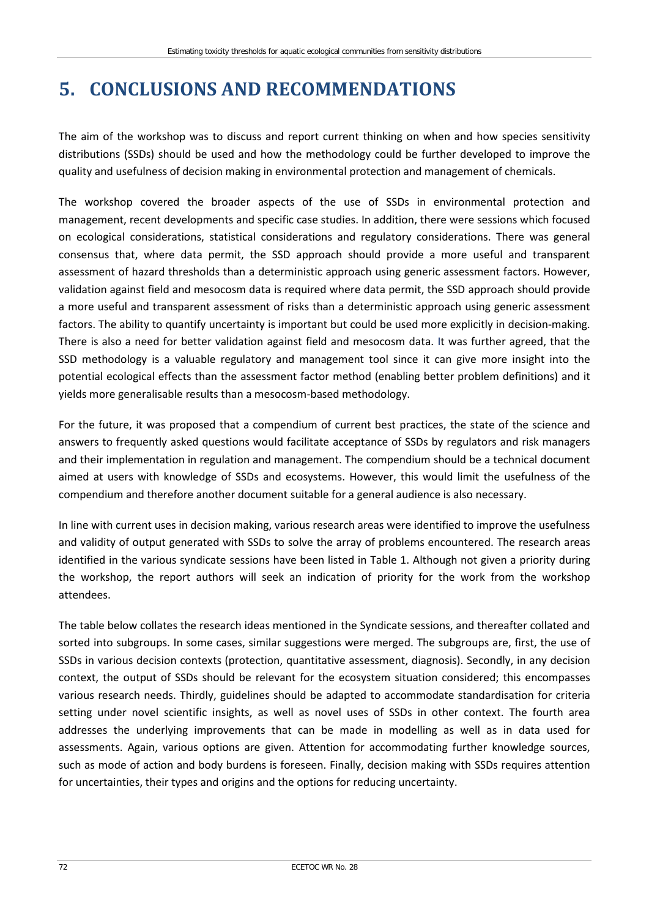# 5. CONCLUSIONS AND RECOMMENDATIONS

The aim of the workshop was to discuss and report current thinking on when and how species sensitivity distributions (SSDs) should be used and how the methodology could be further developed to improve the quality and usefulness of decision making in environmental protection and management of chemicals.

The workshop covered the broader aspects of the use of SSDs in environmental protection and management, recent developments and specific case studies. In addition, there were sessions which focused on ecological considerations, statistical considerations and regulatory considerations. There was general consensus that, where data permit, the SSD approach should provide a more useful and transparent assessment of hazard thresholds than a deterministic approach using generic assessment factors. However, validation against field and mesocosm data is required where data permit, the SSD approach should provide a more useful and transparent assessment of risks than a deterministic approach using generic assessment factors. The ability to quantify uncertainty is important but could be used more explicitly in decision-making. There is also a need for better validation against field and mesocosm data. It was further agreed, that the SSD methodology is a valuable regulatory and management tool since it can give more insight into the potential ecological effects than the assessment factor method (enabling better problem definitions) and it yields more generalisable results than a mesocosm-based methodology.

For the future, it was proposed that a compendium of current best practices, the state of the science and answers to frequently asked questions would facilitate acceptance of SSDs by regulators and risk managers and their implementation in regulation and management. The compendium should be a technical document aimed at users with knowledge of SSDs and ecosystems. However, this would limit the usefulness of the compendium and therefore another document suitable for a general audience is also necessary.

In line with current uses in decision making, various research areas were identified to improve the usefulness and validity of output generated with SSDs to solve the array of problems encountered. The research areas identified in the various syndicate sessions have been listed in Table 1. Although not given a priority during the workshop, the report authors will seek an indication of priority for the work from the workshop attendees.

The table below collates the research ideas mentioned in the Syndicate sessions, and thereafter collated and sorted into subgroups. In some cases, similar suggestions were merged. The subgroups are, first, the use of SSDs in various decision contexts (protection, quantitative assessment, diagnosis). Secondly, in any decision context, the output of SSDs should be relevant for the ecosystem situation considered; this encompasses various research needs. Thirdly, guidelines should be adapted to accommodate standardisation for criteria setting under novel scientific insights, as well as novel uses of SSDs in other context. The fourth area addresses the underlying improvements that can be made in modelling as well as in data used for assessments. Again, various options are given. Attention for accommodating further knowledge sources, such as mode of action and body burdens is foreseen. Finally, decision making with SSDs requires attention for uncertainties, their types and origins and the options for reducing uncertainty.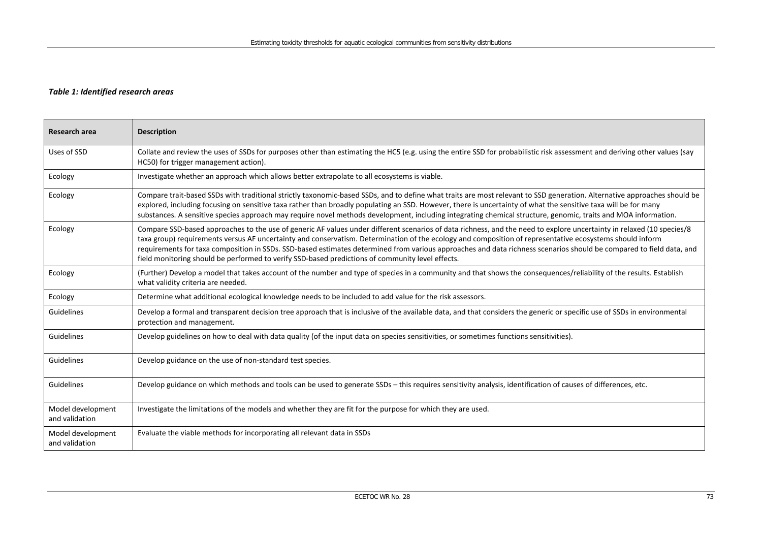***Table 1: Identified research areas***

| Research area | Description |
|---|---|
| Uses of SSD | Collate and review the uses of SSDs for purposes other than estimating the HC5 (e.g. using the entire SSD for probabilistic risk assessment and deriving other values (say HC50) for trigger management action). |
| Ecology | Investigate whether an approach which allows better extrapolate to all ecosystems is viable. |
| Ecology | Compare trait-based SSDs with traditional strictly taxonomic-based SSDs, and to define what traits are most relevant to SSD generation. Alternative approaches should be explored, including focusing on sensitive taxa rather than broadly populating an SSD. However, there is uncertainty of what the sensitive taxa will be for many substances. A sensitive species approach may require novel methods development, including integrating chemical structure, genomic, traits and MOA information. |
| Ecology | Compare SSD-based approaches to the use of generic AF values under different scenarios of data richness, and the need to explore uncertainty in relaxed (10 species/8 taxa group) requirements versus AF uncertainty and conservatism. Determination of the ecology and composition of representative ecosystems should inform requirements for taxa composition in SSDs. SSD-based estimates determined from various approaches and data richness scenarios should be compared to field data, and field monitoring should be performed to verify SSD-based predictions of community level effects. |
| Ecology | (Further) Develop a model that takes account of the number and type of species in a community and that shows the consequences/reliability of the results. Establish what validity criteria are needed. |
| Ecology | Determine what additional ecological knowledge needs to be included to add value for the risk assessors. |
| Guidelines | Develop a formal and transparent decision tree approach that is inclusive of the available data, and that considers the generic or specific use of SSDs in environmental protection and management. |
| Guidelines | Develop guidelines on how to deal with data quality (of the input data on species sensitivities, or sometimes functions sensitivities). |
| Guidelines | Develop guidance on the use of non-standard test species. |
| Guidelines | Develop guidance on which methods and tools can be used to generate SSDs – this requires sensitivity analysis, identification of causes of differences, etc. |
| Model development and validation | Investigate the limitations of the models and whether they are fit for the purpose for which they are used. |
| Model development and validation | Evaluate the viable methods for incorporating all relevant data in SSDs |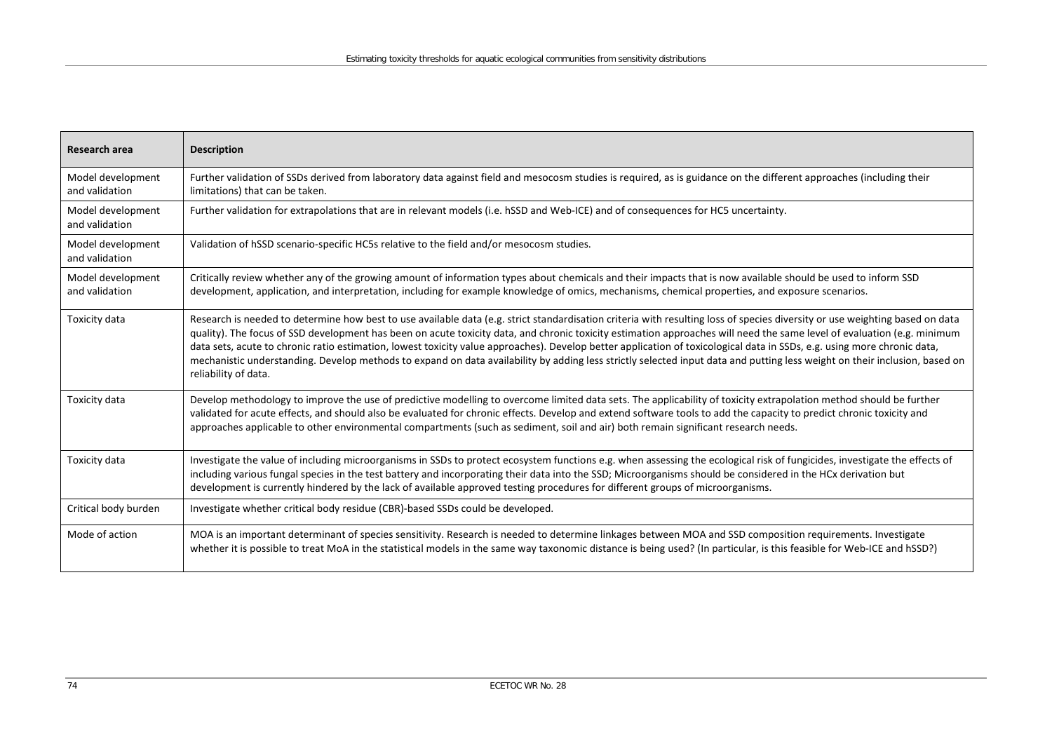| Research area | Description |
|---|---|
| Model development and validation | Further validation of SSDs derived from laboratory data against field and mesocosm studies is required, as is guidance on the different approaches (including their limitations) that can be taken. |
| Model development and validation | Further validation for extrapolations that are in relevant models (i.e. hSSD and Web-ICE) and of consequences for HC5 uncertainty. |
| Model development and validation | Validation of hSSD scenario-specific HC5s relative to the field and/or mesocosm studies. |
| Model development and validation | Critically review whether any of the growing amount of information types about chemicals and their impacts that is now available should be used to inform SSD development, application, and interpretation, including for example knowledge of omics, mechanisms, chemical properties, and exposure scenarios. |
| Toxicity data | Research is needed to determine how best to use available data (e.g. strict standardisation criteria with resulting loss of species diversity or use weighting based on data quality). The focus of SSD development has been on acute toxicity data, and chronic toxicity estimation approaches will need the same level of evaluation (e.g. minimum data sets, acute to chronic ratio estimation, lowest toxicity value approaches). Develop better application of toxicological data in SSDs, e.g. using more chronic data, mechanistic understanding. Develop methods to expand on data availability by adding less strictly selected input data and putting less weight on their inclusion, based on reliability of data. |
| Toxicity data | Develop methodology to improve the use of predictive modelling to overcome limited data sets. The applicability of toxicity extrapolation method should be further validated for acute effects, and should also be evaluated for chronic effects. Develop and extend software tools to add the capacity to predict chronic toxicity and approaches applicable to other environmental compartments (such as sediment, soil and air) both remain significant research needs. |
| Toxicity data | Investigate the value of including microorganisms in SSDs to protect ecosystem functions e.g. when assessing the ecological risk of fungicides, investigate the effects of including various fungal species in the test battery and incorporating their data into the SSD; Microorganisms should be considered in the HCx derivation but development is currently hindered by the lack of available approved testing procedures for different groups of microorganisms. |
| Critical body burden | Investigate whether critical body residue (CBR)-based SSDs could be developed. |
| Mode of action | MOA is an important determinant of species sensitivity. Research is needed to determine linkages between MOA and SSD composition requirements. Investigate whether it is possible to treat MoA in the statistical models in the same way taxonomic distance is being used? (In particular, is this feasible for Web-ICE and hSSD?) |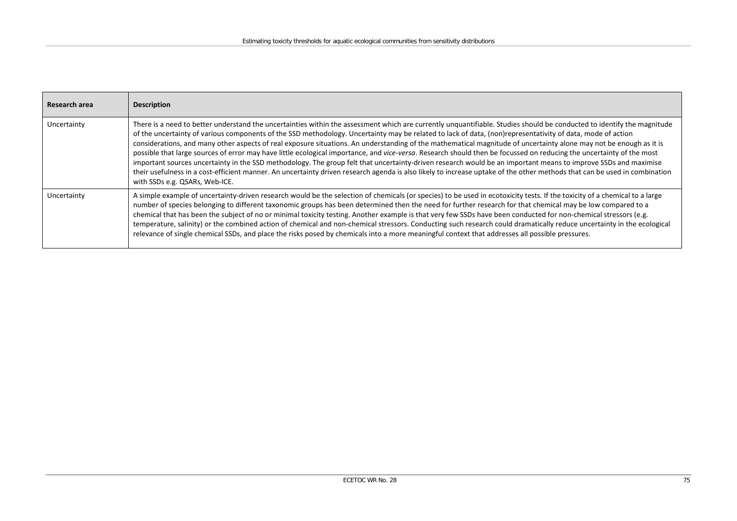| Research area | Description |
|---|---|
| Uncertainty | There is a need to better understand the uncertainties within the assessment which are currently unquantifiable. Studies should be conducted to identify the magnitude of the uncertainty of various components of the SSD methodology. Uncertainty may be related to lack of data, (non)representativity of data, mode of action considerations, and many other aspects of real exposure situations. An understanding of the mathematical magnitude of uncertainty alone may not be enough as it is possible that large sources of error may have little ecological importance, and *vice-versa*. Research should then be focussed on reducing the uncertainty of the most important sources uncertainty in the SSD methodology. The group felt that uncertainty-driven research would be an important means to improve SSDs and maximise their usefulness in a cost-efficient manner. An uncertainty driven research agenda is also likely to increase uptake of the other methods that can be used in combination with SSDs e.g. QSARs, Web-ICE. |
| Uncertainty | A simple example of uncertainty-driven research would be the selection of chemicals (or species) to be used in ecotoxicity tests. If the toxicity of a chemical to a large number of species belonging to different taxonomic groups has been determined then the need for further research for that chemical may be low compared to a chemical that has been the subject of no or minimal toxicity testing. Another example is that very few SSDs have been conducted for non-chemical stressors (e.g. temperature, salinity) or the combined action of chemical and non-chemical stressors. Conducting such research could dramatically reduce uncertainty in the ecological relevance of single chemical SSDs, and place the risks posed by chemicals into a more meaningful context that addresses all possible pressures. |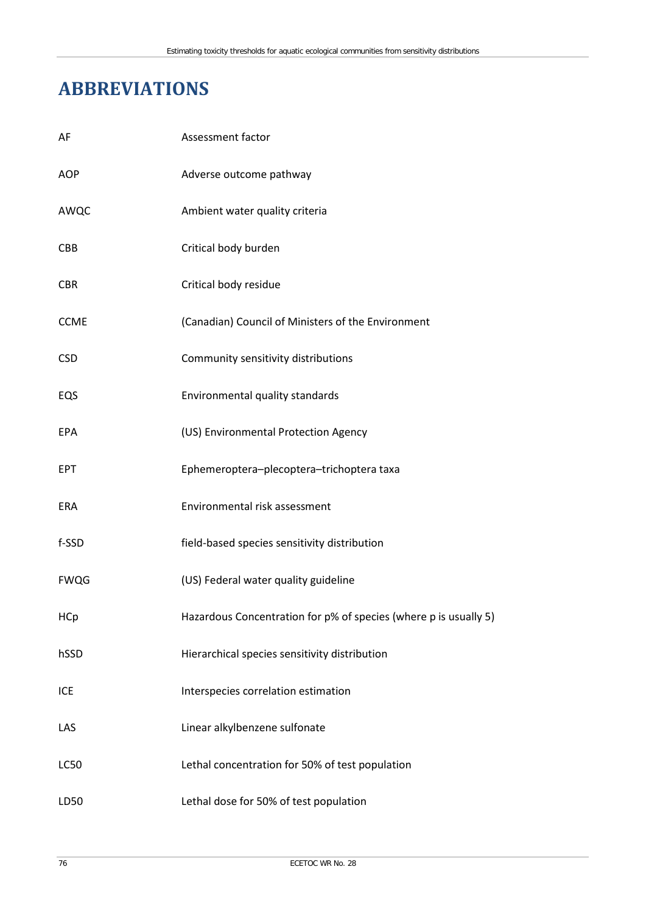# ABBREVIATIONS

| | |
|---|---|
| AF | Assessment factor |
| AOP | Adverse outcome pathway |
| AWQC | Ambient water quality criteria |
| CBB | Critical body burden |
| CBR | Critical body residue |
| CCME | (Canadian) Council of Ministers of the Environment |
| CSD | Community sensitivity distributions |
| EQS | Environmental quality standards |
| EPA | (US) Environmental Protection Agency |
| EPT | Ephemeroptera–plecoptera–trichoptera taxa |
| ERA | Environmental risk assessment |
| f-SSD | field-based species sensitivity distribution |
| FWQG | (US) Federal water quality guideline |
| HCp | Hazardous Concentration for p% of species (where p is usually 5) |
| hSSD | Hierarchical species sensitivity distribution |
| ICE | Interspecies correlation estimation |
| LAS | Linear alkylbenzene sulfonate |
| LC50 | Lethal concentration for 50% of test population |
| LD50 | Lethal dose for 50% of test population |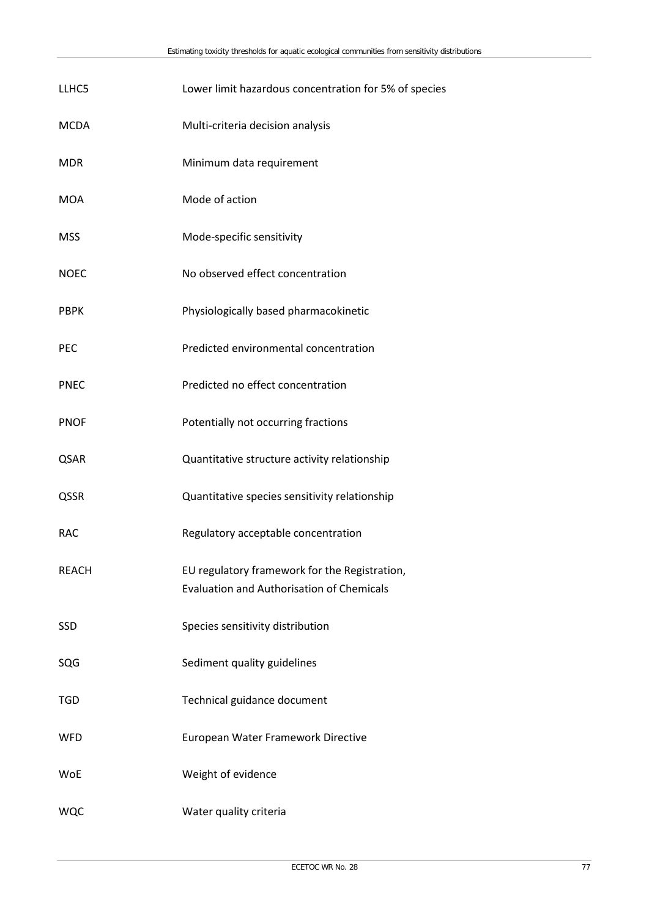| | |
|---|---|
| LLHC5 | Lower limit hazardous concentration for 5% of species |
| MCDA | Multi-criteria decision analysis |
| MDR | Minimum data requirement |
| MOA | Mode of action |
| MSS | Mode-specific sensitivity |
| NOEC | No observed effect concentration |
| PBPK | Physiologically based pharmacokinetic |
| PEC | Predicted environmental concentration |
| PNEC | Predicted no effect concentration |
| PNOF | Potentially not occurring fractions |
| QSAR | Quantitative structure activity relationship |
| QSSR | Quantitative species sensitivity relationship |
| RAC | Regulatory acceptable concentration |
| REACH | EU regulatory framework for the Registration, Evaluation and Authorisation of Chemicals |
| SSD | Species sensitivity distribution |
| SQG | Sediment quality guidelines |
| TGD | Technical guidance document |
| WFD | European Water Framework Directive |
| WoE | Weight of evidence |
| WQC | Water quality criteria |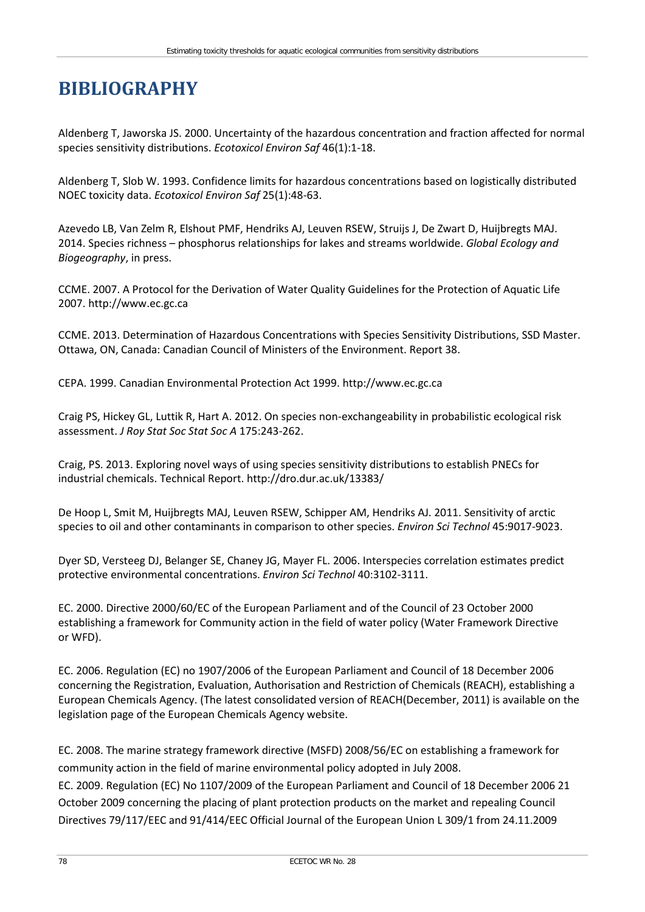# BIBLIOGRAPHY

Aldenberg T, Jaworska JS. 2000. Uncertainty of the hazardous concentration and fraction affected for normal species sensitivity distributions. *Ecotoxicol Environ Saf* 46(1):1-18.

Aldenberg T, Slob W. 1993. Confidence limits for hazardous concentrations based on logistically distributed NOEC toxicity data. *Ecotoxicol Environ Saf* 25(1):48-63.

Azevedo LB, Van Zelm R, Elshout PMF, Hendriks AJ, Leuven RSEW, Struijs J, De Zwart D, Huijbregts MAJ. 2014. Species richness – phosphorus relationships for lakes and streams worldwide. *Global Ecology and Biogeography*, in press.

CCME. 2007. A Protocol for the Derivation of Water Quality Guidelines for the Protection of Aquatic Life 2007. http://www.ec.gc.ca

CCME. 2013. Determination of Hazardous Concentrations with Species Sensitivity Distributions, SSD Master. Ottawa, ON, Canada: Canadian Council of Ministers of the Environment. Report 38.

CEPA. 1999. Canadian Environmental Protection Act 1999. http://www.ec.gc.ca

Craig PS, Hickey GL, Luttik R, Hart A. 2012. On species non-exchangeability in probabilistic ecological risk assessment. *J Roy Stat Soc Stat Soc A* 175:243-262.

Craig, PS. 2013. Exploring novel ways of using species sensitivity distributions to establish PNECs for industrial chemicals. Technical Report. http://dro.dur.ac.uk/13383/

De Hoop L, Smit M, Huijbregts MAJ, Leuven RSEW, Schipper AM, Hendriks AJ. 2011. Sensitivity of arctic species to oil and other contaminants in comparison to other species. *Environ Sci Technol* 45:9017-9023.

Dyer SD, Versteeg DJ, Belanger SE, Chaney JG, Mayer FL. 2006. Interspecies correlation estimates predict protective environmental concentrations. *Environ Sci Technol* 40:3102-3111.

EC. 2000. Directive 2000/60/EC of the European Parliament and of the Council of 23 October 2000 establishing a framework for Community action in the field of water policy (Water Framework Directive or WFD).

EC. 2006. Regulation (EC) no 1907/2006 of the European Parliament and Council of 18 December 2006 concerning the Registration, Evaluation, Authorisation and Restriction of Chemicals (REACH), establishing a European Chemicals Agency. (The latest consolidated version of REACH(December, 2011) is available on the legislation page of the European Chemicals Agency website.

EC. 2008. The marine strategy framework directive (MSFD) 2008/56/EC on establishing a framework for community action in the field of marine environmental policy adopted in July 2008.

EC. 2009. Regulation (EC) No 1107/2009 of the European Parliament and Council of 18 December 2006 21 October 2009 concerning the placing of plant protection products on the market and repealing Council Directives 79/117/EEC and 91/414/EEC Official Journal of the European Union L 309/1 from 24.11.2009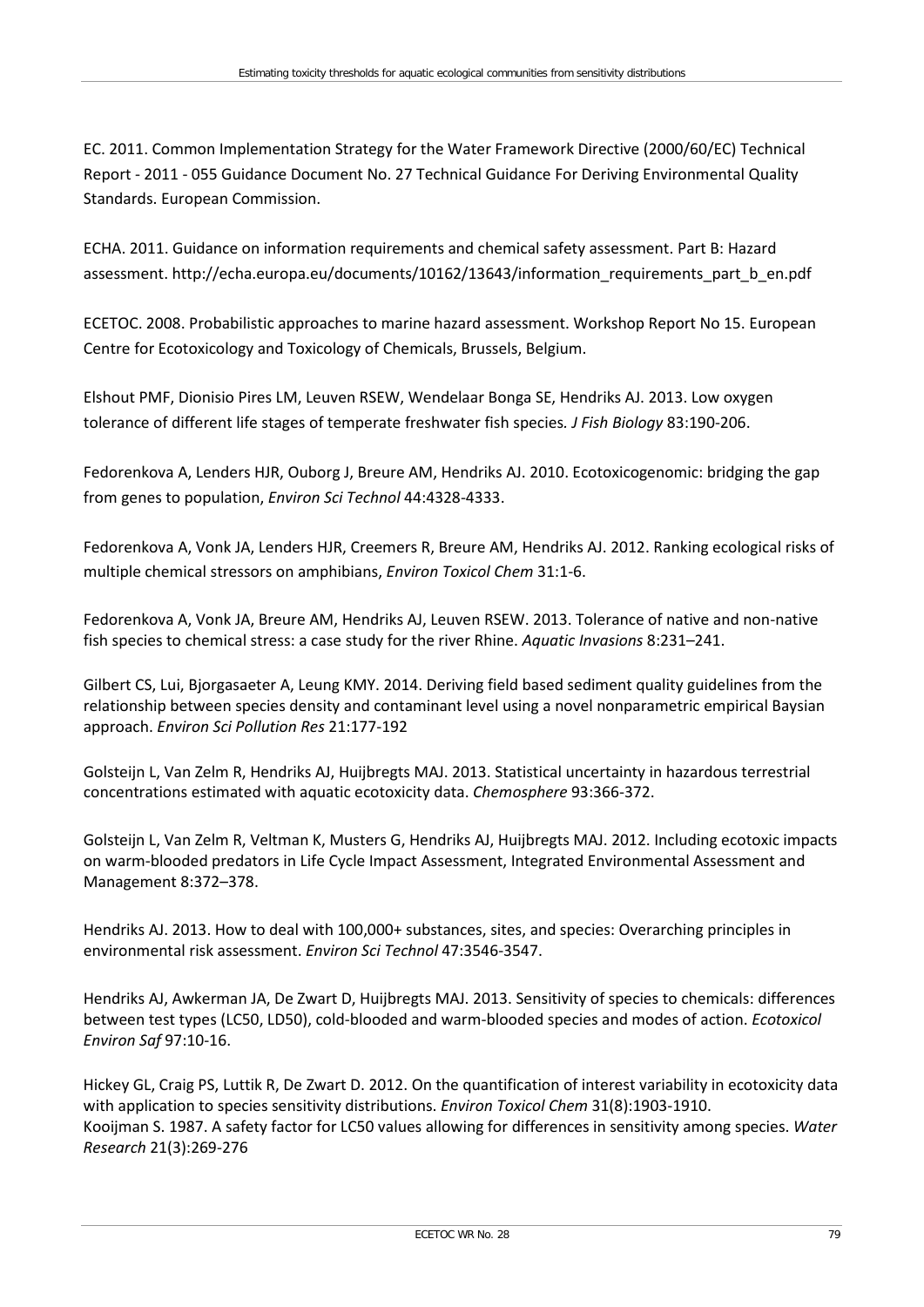EC. 2011. Common Implementation Strategy for the Water Framework Directive (2000/60/EC) Technical Report - 2011 - 055 Guidance Document No. 27 Technical Guidance For Deriving Environmental Quality Standards. European Commission.

ECHA. 2011. Guidance on information requirements and chemical safety assessment. Part B: Hazard assessment. http://echa.europa.eu/documents/10162/13643/information_requirements_part_b_en.pdf

ECETOC. 2008. Probabilistic approaches to marine hazard assessment. Workshop Report No 15. European Centre for Ecotoxicology and Toxicology of Chemicals, Brussels, Belgium.

Elshout PMF, Dionisio Pires LM, Leuven RSEW, Wendelaar Bonga SE, Hendriks AJ. 2013. Low oxygen tolerance of different life stages of temperate freshwater fish species. *J Fish Biology* 83:190-206.

Fedorenkova A, Lenders HJR, Ouborg J, Breure AM, Hendriks AJ. 2010. Ecotoxicogenomic: bridging the gap from genes to population, *Environ Sci Technol* 44:4328-4333.

Fedorenkova A, Vonk JA, Lenders HJR, Creemers R, Breure AM, Hendriks AJ. 2012. Ranking ecological risks of multiple chemical stressors on amphibians, *Environ Toxicol Chem* 31:1-6.

Fedorenkova A, Vonk JA, Breure AM, Hendriks AJ, Leuven RSEW. 2013. Tolerance of native and non-native fish species to chemical stress: a case study for the river Rhine. *Aquatic Invasions* 8:231–241.

Gilbert CS, Lui, Bjorgasaeter A, Leung KMY. 2014. Deriving field based sediment quality guidelines from the relationship between species density and contaminant level using a novel nonparametric empirical Baysian approach. *Environ Sci Pollution Res* 21:177-192

Golsteijn L, Van Zelm R, Hendriks AJ, Huijbregts MAJ. 2013. Statistical uncertainty in hazardous terrestrial concentrations estimated with aquatic ecotoxicity data. *Chemosphere* 93:366-372.

Golsteijn L, Van Zelm R, Veltman K, Musters G, Hendriks AJ, Huijbregts MAJ. 2012. Including ecotoxic impacts on warm-blooded predators in Life Cycle Impact Assessment, Integrated Environmental Assessment and Management 8:372–378.

Hendriks AJ. 2013. How to deal with 100,000+ substances, sites, and species: Overarching principles in environmental risk assessment. *Environ Sci Technol* 47:3546-3547.

Hendriks AJ, Awkerman JA, De Zwart D, Huijbregts MAJ. 2013. Sensitivity of species to chemicals: differences between test types (LC50, LD50), cold-blooded and warm-blooded species and modes of action. *Ecotoxicol Environ Saf* 97:10-16.

Hickey GL, Craig PS, Luttik R, De Zwart D. 2012. On the quantification of interest variability in ecotoxicity data with application to species sensitivity distributions. *Environ Toxicol Chem* 31(8):1903-1910.

Kooijman S. 1987. A safety factor for LC50 values allowing for differences in sensitivity among species. *Water Research* 21(3):269-276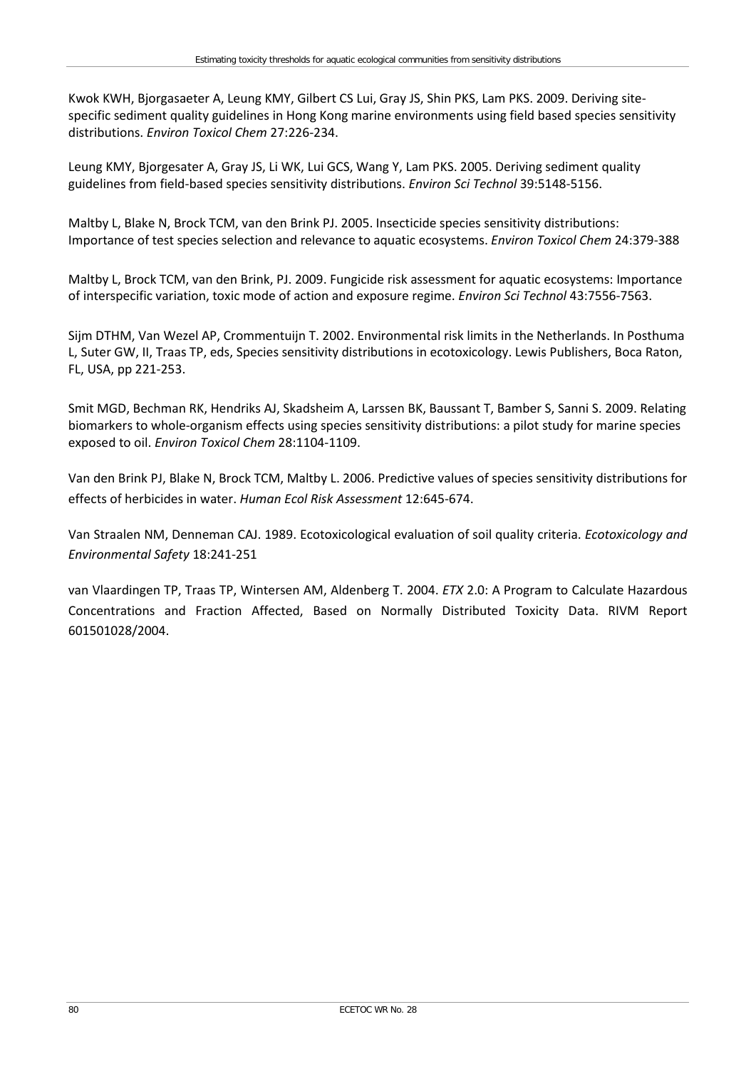Kwok KWH, Bjorgasaeter A, Leung KMY, Gilbert CS Lui, Gray JS, Shin PKS, Lam PKS. 2009. Deriving site-specific sediment quality guidelines in Hong Kong marine environments using field based species sensitivity distributions. *Environ Toxicol Chem* 27:226-234.

Leung KMY, Bjorgesater A, Gray JS, Li WK, Lui GCS, Wang Y, Lam PKS. 2005. Deriving sediment quality guidelines from field-based species sensitivity distributions. *Environ Sci Technol* 39:5148-5156.

Maltby L, Blake N, Brock TCM, van den Brink PJ. 2005. Insecticide species sensitivity distributions: Importance of test species selection and relevance to aquatic ecosystems. *Environ Toxicol Chem* 24:379-388

Maltby L, Brock TCM, van den Brink, PJ. 2009. Fungicide risk assessment for aquatic ecosystems: Importance of interspecific variation, toxic mode of action and exposure regime. *Environ Sci Technol* 43:7556-7563.

Sijm DTHM, Van Wezel AP, Crommentuijn T. 2002. Environmental risk limits in the Netherlands. In Posthuma L, Suter GW, II, Traas TP, eds, Species sensitivity distributions in ecotoxicology. Lewis Publishers, Boca Raton, FL, USA, pp 221-253.

Smit MGD, Bechman RK, Hendriks AJ, Skadsheim A, Larssen BK, Baussant T, Bamber S, Sanni S. 2009. Relating biomarkers to whole-organism effects using species sensitivity distributions: a pilot study for marine species exposed to oil. *Environ Toxicol Chem* 28:1104-1109.

Van den Brink PJ, Blake N, Brock TCM, Maltby L. 2006. Predictive values of species sensitivity distributions for effects of herbicides in water. *Human Ecol Risk Assessment* 12:645-674.

Van Straalen NM, Denneman CAJ. 1989. Ecotoxicological evaluation of soil quality criteria. *Ecotoxicology and Environmental Safety* 18:241-251

van Vlaardingen TP, Traas TP, Wintersen AM, Aldenberg T. 2004. *ETX* 2.0: A Program to Calculate Hazardous Concentrations and Fraction Affected, Based on Normally Distributed Toxicity Data. RIVM Report 601501028/2004.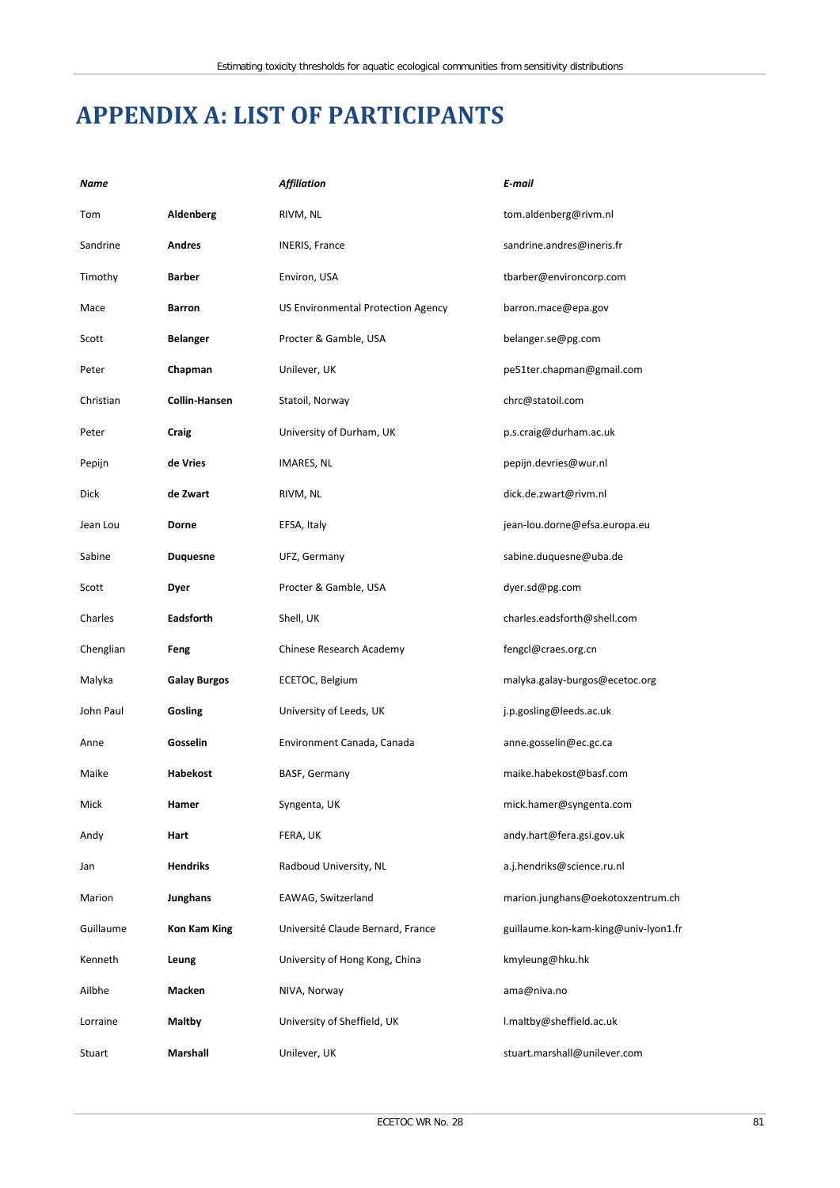# APPENDIX A: LIST OF PARTICIPANTS

| *Name* | | *Affiliation* | *E-mail* |
|---|---|---|---|
| Tom | **Aldenberg** | RIVM, NL | tom.aldenberg@rivm.nl |
| Sandrine | **Andres** | INERIS, France | sandrine.andres@ineris.fr |
| Timothy | **Barber** | Environ, USA | tbarber@environcorp.com |
| Mace | **Barron** | US Environmental Protection Agency | barron.mace@epa.gov |
| Scott | **Belanger** | Procter & Gamble, USA | belanger.se@pg.com |
| Peter | **Chapman** | Unilever, UK | pe51ter.chapman@gmail.com |
| Christian | **Collin-Hansen** | Statoil, Norway | chrc@statoil.com |
| Peter | **Craig** | University of Durham, UK | p.s.craig@durham.ac.uk |
| Pepijn | **de Vries** | IMARES, NL | pepijn.devries@wur.nl |
| Dick | **de Zwart** | RIVM, NL | dick.de.zwart@rivm.nl |
| Jean Lou | **Dorne** | EFSA, Italy | jean-lou.dorne@efsa.europa.eu |
| Sabine | **Duquesne** | UFZ, Germany | sabine.duquesne@uba.de |
| Scott | **Dyer** | Procter & Gamble, USA | dyer.sd@pg.com |
| Charles | **Eadsforth** | Shell, UK | charles.eadsforth@shell.com |
| Chenglian | **Feng** | Chinese Research Academy | fengcl@craes.org.cn |
| Malyka | **Galay Burgos** | ECETOC, Belgium | malyka.galay-burgos@ecetoc.org |
| John Paul | **Gosling** | University of Leeds, UK | j.p.gosling@leeds.ac.uk |
| Anne | **Gosselin** | Environment Canada, Canada | anne.gosselin@ec.gc.ca |
| Maike | **Habekost** | BASF, Germany | maike.habekost@basf.com |
| Mick | **Hamer** | Syngenta, UK | mick.hamer@syngenta.com |
| Andy | **Hart** | FERA, UK | andy.hart@fera.gsi.gov.uk |
| Jan | **Hendriks** | Radboud University, NL | a.j.hendriks@science.ru.nl |
| Marion | **Junghans** | EAWAG, Switzerland | marion.junghans@oekotoxzentrum.ch |
| Guillaume | **Kon Kam King** | Université Claude Bernard, France | guillaume.kon-kam-king@univ-lyon1.fr |
| Kenneth | **Leung** | University of Hong Kong, China | kmyleung@hku.hk |
| Ailbhe | **Macken** | NIVA, Norway | ama@niva.no |
| Lorraine | **Maltby** | University of Sheffield, UK | l.maltby@sheffield.ac.uk |
| Stuart | **Marshall** | Unilever, UK | stuart.marshall@unilever.com |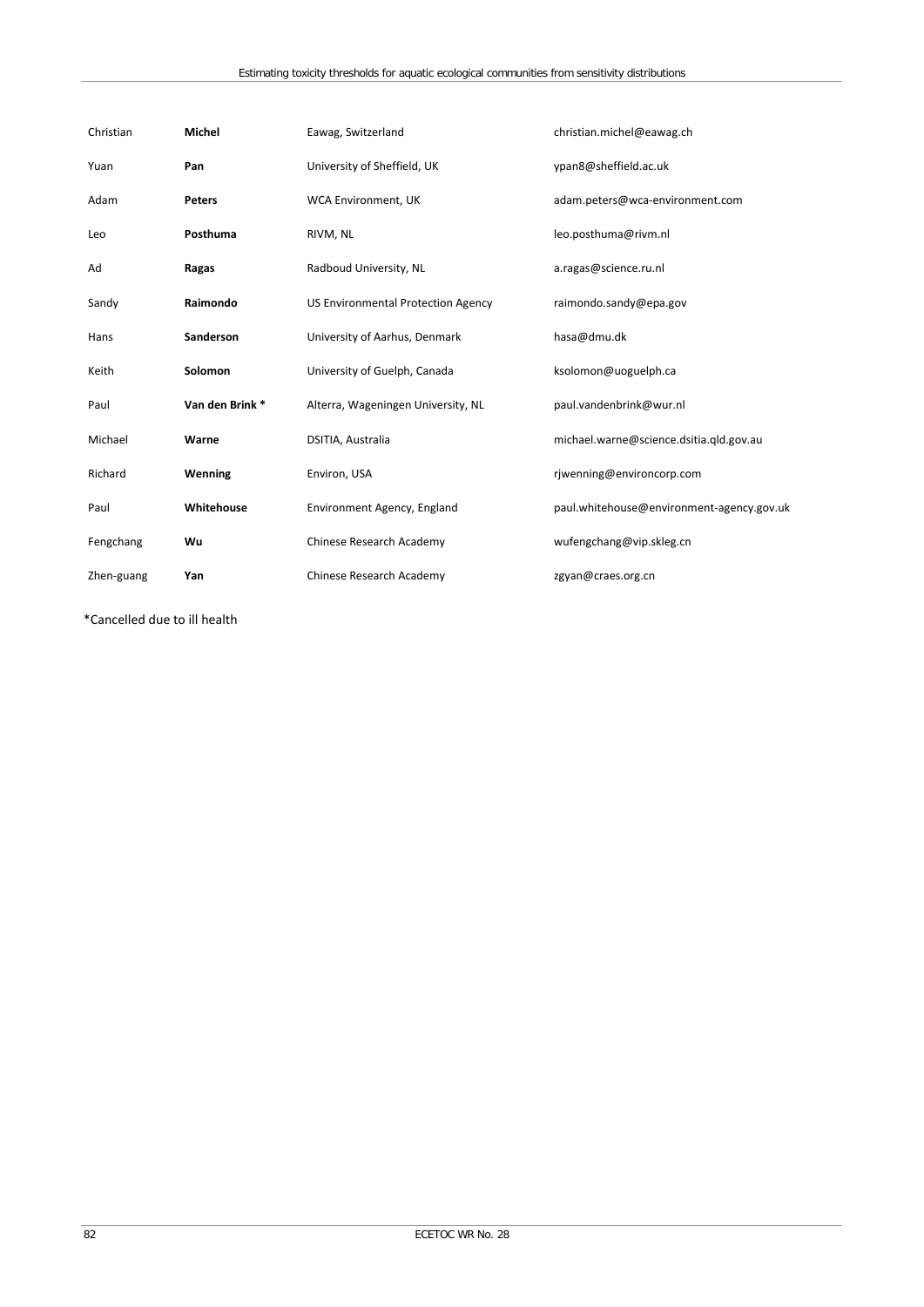| | | | |
|---|---|---|---|
| Christian | **Michel** | Eawag, Switzerland | christian.michel@eawag.ch |
| Yuan | **Pan** | University of Sheffield, UK | ypan8@sheffield.ac.uk |
| Adam | **Peters** | WCA Environment, UK | adam.peters@wca-environment.com |
| Leo | **Posthuma** | RIVM, NL | leo.posthuma@rivm.nl |
| Ad | **Ragas** | Radboud University, NL | a.ragas@science.ru.nl |
| Sandy | **Raimondo** | US Environmental Protection Agency | raimondo.sandy@epa.gov |
| Hans | **Sanderson** | University of Aarhus, Denmark | hasa@dmu.dk |
| Keith | **Solomon** | University of Guelph, Canada | ksolomon@uoguelph.ca |
| Paul | **Van den Brink** * | Alterra, Wageningen University, NL | paul.vandenbrink@wur.nl |
| Michael | **Warne** | DSITIA, Australia | michael.warne@science.dsitia.qld.gov.au |
| Richard | **Wenning** | Environ, USA | rjwenning@environcorp.com |
| Paul | **Whitehouse** | Environment Agency, England | paul.whitehouse@environment-agency.gov.uk |
| Fengchang | **Wu** | Chinese Research Academy | wufengchang@vip.skleg.cn |
| Zhen-guang | **Yan** | Chinese Research Academy | zgyan@craes.org.cn |

*Cancelled due to ill health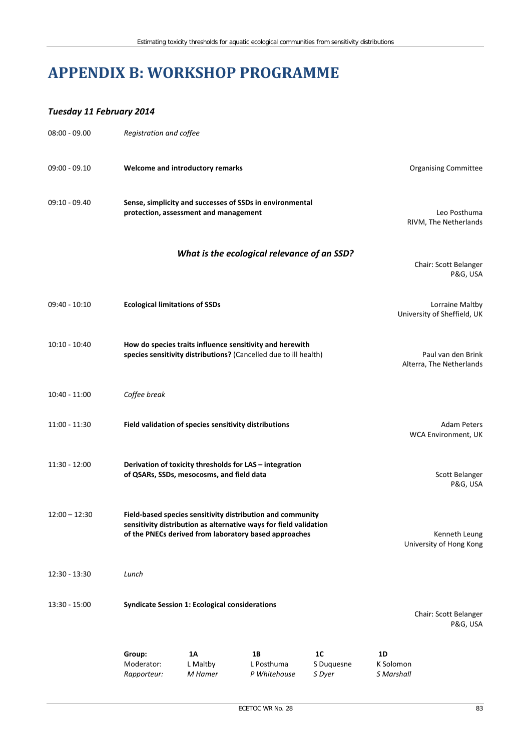# APPENDIX B: WORKSHOP PROGRAMME

### *Tuesday 11 February 2014*

08:00 - 09.00 *Registration and coffee*

09:00 - 09.10 **Welcome and introductory remarks** — Organising Committee

09:10 - 09.40 **Sense, simplicity and successes of SSDs in environmental protection, assessment and management** — Leo Posthuma, RIVM, The Netherlands

### *What is the ecological relevance of an SSD?*

Chair: Scott Belanger, P&G, USA

09:40 - 10:10 **Ecological limitations of SSDs** — Lorraine Maltby, University of Sheffield, UK

10:10 - 10:40 **How do species traits influence sensitivity and herewith species sensitivity distributions?** (Cancelled due to ill health) — Paul van den Brink, Alterra, The Netherlands

10:40 - 11:00 *Coffee break*

11:00 - 11:30 **Field validation of species sensitivity distributions** — Adam Peters, WCA Environment, UK

11:30 - 12:00 **Derivation of toxicity thresholds for LAS – integration of QSARs, SSDs, mesocosms, and field data** — Scott Belanger, P&G, USA

12:00 – 12:30 **Field-based species sensitivity distribution and community sensitivity distribution as alternative ways for field validation of the PNECs derived from laboratory based approaches** — Kenneth Leung, University of Hong Kong

12:30 - 13:30 *Lunch*

13:30 - 15:00 **Syndicate Session 1: Ecological considerations** — Chair: Scott Belanger, P&G, USA

| **Group:** | **1A** | **1B** | **1C** | **1D** |
|---|---|---|---|---|
| Moderator: | L Maltby | L Posthuma | S Duquesne | K Solomon |
| *Rapporteur:* | *M Hamer* | *P Whitehouse* | *S Dyer* | *S Marshall* |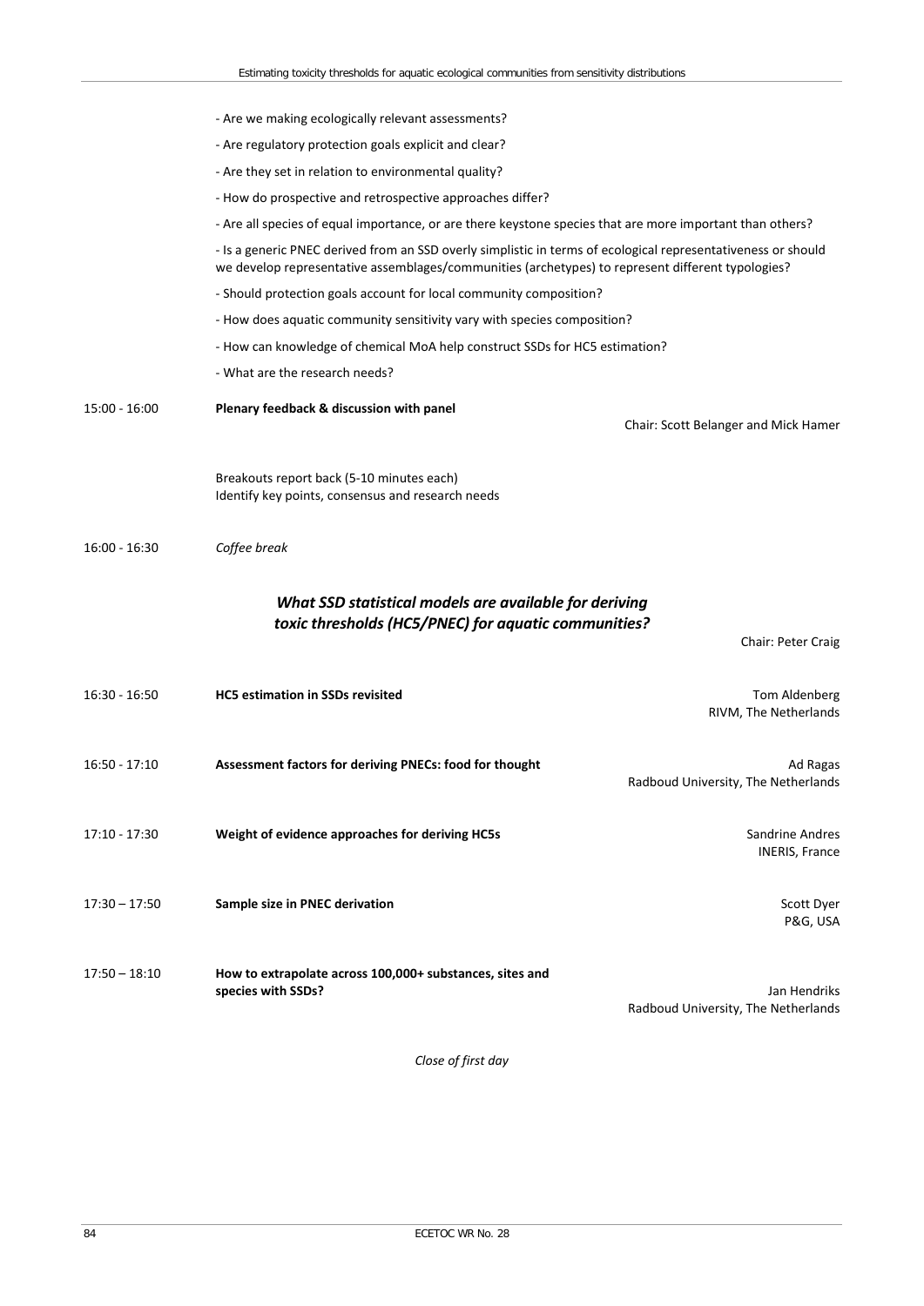- Are we making ecologically relevant assessments?

- Are regulatory protection goals explicit and clear?

- Are they set in relation to environmental quality?

- How do prospective and retrospective approaches differ?

- Are all species of equal importance, or are there keystone species that are more important than others?

- Is a generic PNEC derived from an SSD overly simplistic in terms of ecological representativeness or should we develop representative assemblages/communities (archetypes) to represent different typologies?

- Should protection goals account for local community composition?

- How does aquatic community sensitivity vary with species composition?

- How can knowledge of chemical MoA help construct SSDs for HC5 estimation?

- What are the research needs?

| | | |
|---|---|---|
| 15:00 - 16:00 | **Plenary feedback & discussion with panel** | Chair: Scott Belanger and Mick Hamer |
| | Breakouts report back (5-10 minutes each)<br>Identify key points, consensus and research needs | |
| 16:00 - 16:30 | *Coffee break* | |

### *What SSD statistical models are available for deriving toxic thresholds (HC5/PNEC) for aquatic communities?*

Chair: Peter Craig

| | | |
|---|---|---|
| 16:30 - 16:50 | **HC5 estimation in SSDs revisited** | Tom Aldenberg<br>RIVM, The Netherlands |
| 16:50 - 17:10 | **Assessment factors for deriving PNECs: food for thought** | Ad Ragas<br>Radboud University, The Netherlands |
| 17:10 - 17:30 | **Weight of evidence approaches for deriving HC5s** | Sandrine Andres<br>INERIS, France |
| 17:30 – 17:50 | **Sample size in PNEC derivation** | Scott Dyer<br>P&G, USA |
| 17:50 – 18:10 | **How to extrapolate across 100,000+ substances, sites and species with SSDs?** | Jan Hendriks<br>Radboud University, The Netherlands |

*Close of first day*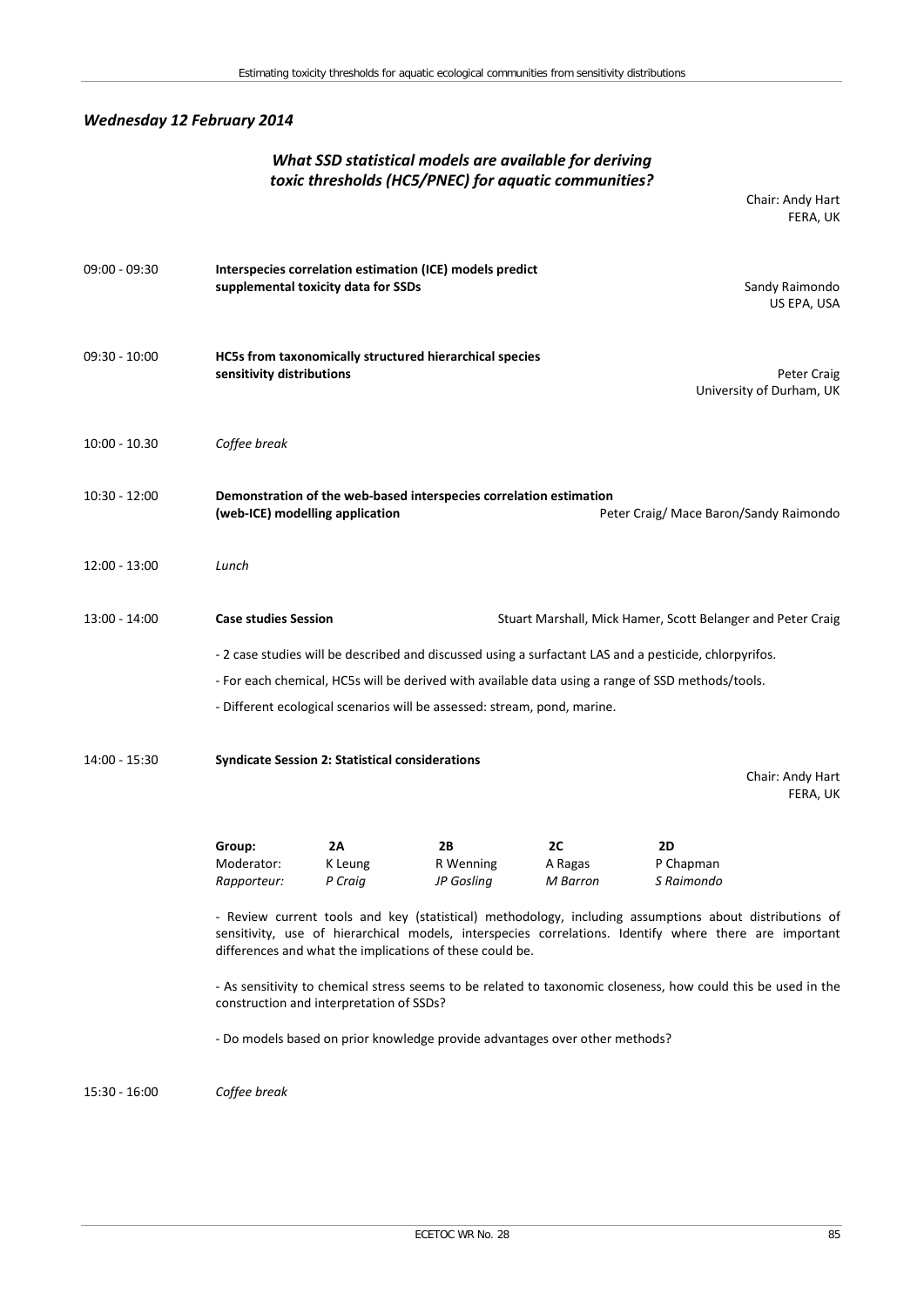## *Wednesday 12 February 2014*

### *What SSD statistical models are available for deriving toxic thresholds (HC5/PNEC) for aquatic communities?*

Chair: Andy Hart
FERA, UK

09:00 - 09:30 **Interspecies correlation estimation (ICE) models predict supplemental toxicity data for SSDs**
Sandy Raimondo
US EPA, USA

09:30 - 10:00 **HC5s from taxonomically structured hierarchical species sensitivity distributions**
Peter Craig
University of Durham, UK

10:00 - 10.30 *Coffee break*

10:30 - 12:00 **Demonstration of the web-based interspecies correlation estimation (web-ICE) modelling application**
Peter Craig/ Mace Baron/Sandy Raimondo

12:00 - 13:00 *Lunch*

13:00 - 14:00 **Case studies Session**
Stuart Marshall, Mick Hamer, Scott Belanger and Peter Craig

- 2 case studies will be described and discussed using a surfactant LAS and a pesticide, chlorpyrifos.
- For each chemical, HC5s will be derived with available data using a range of SSD methods/tools.
- Different ecological scenarios will be assessed: stream, pond, marine.

14:00 - 15:30 **Syndicate Session 2: Statistical considerations**
Chair: Andy Hart
FERA, UK

| Group: | 2A | 2B | 2C | 2D |
|---|---|---|---|---|
| Moderator: | K Leung | R Wenning | A Ragas | P Chapman |
| *Rapporteur:* | *P Craig* | *JP Gosling* | *M Barron* | *S Raimondo* |

- Review current tools and key (statistical) methodology, including assumptions about distributions of sensitivity, use of hierarchical models, interspecies correlations. Identify where there are important differences and what the implications of these could be.

- As sensitivity to chemical stress seems to be related to taxonomic closeness, how could this be used in the construction and interpretation of SSDs?

- Do models based on prior knowledge provide advantages over other methods?

15:30 - 16:00 *Coffee break*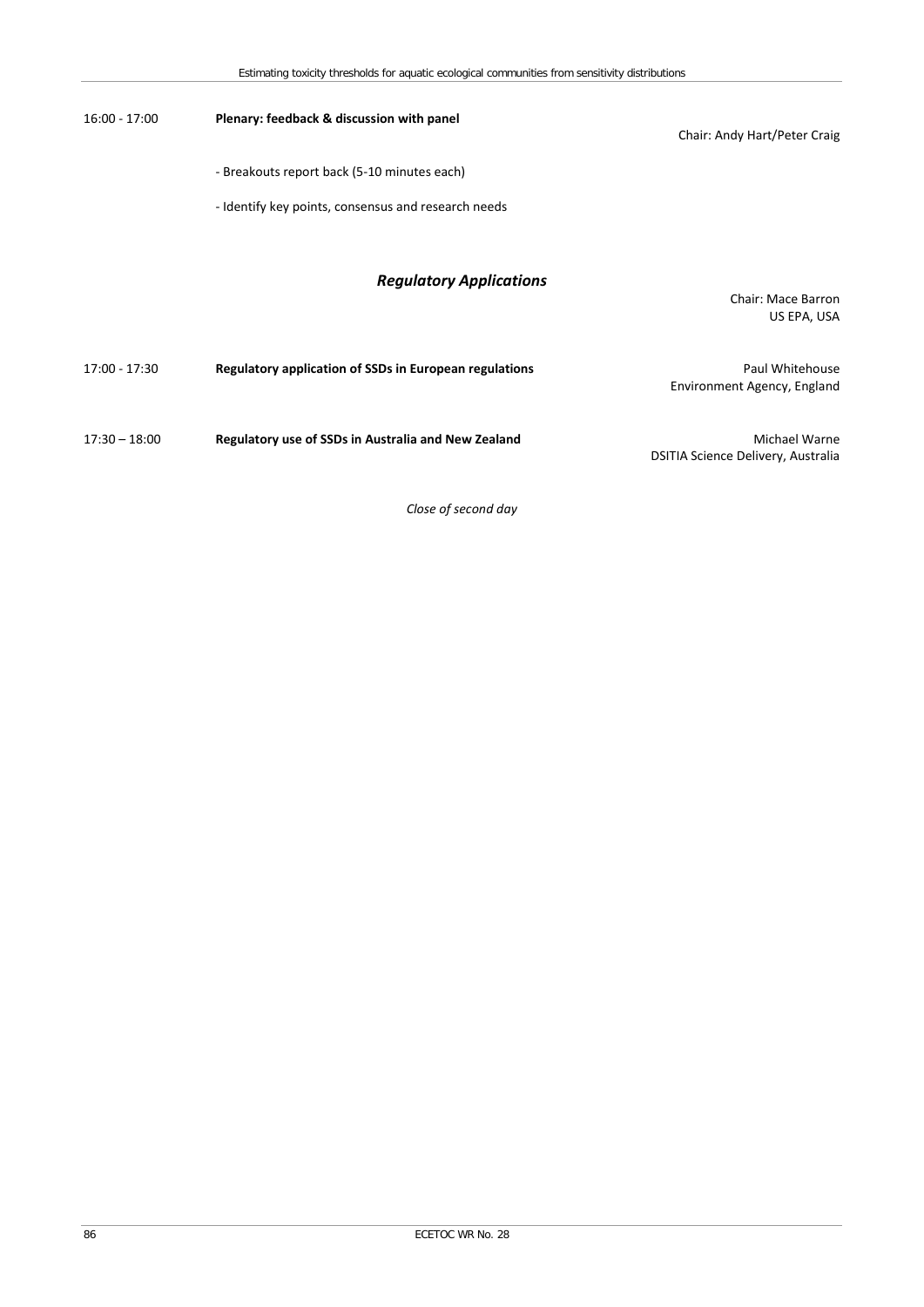| | | |
|---|---|---|
| 16:00 - 17:00 | **Plenary: feedback & discussion with panel** | Chair: Andy Hart/Peter Craig |
| | - Breakouts report back (5-10 minutes each) | |
| | - Identify key points, consensus and research needs | |

### *Regulatory Applications*

Chair: Mace Barron
US EPA, USA

| | | |
|---|---|---|
| 17:00 - 17:30 | **Regulatory application of SSDs in European regulations** | Paul Whitehouse<br>Environment Agency, England |
| 17:30 – 18:00 | **Regulatory use of SSDs in Australia and New Zealand** | Michael Warne<br>DSITIA Science Delivery, Australia |

*Close of second day*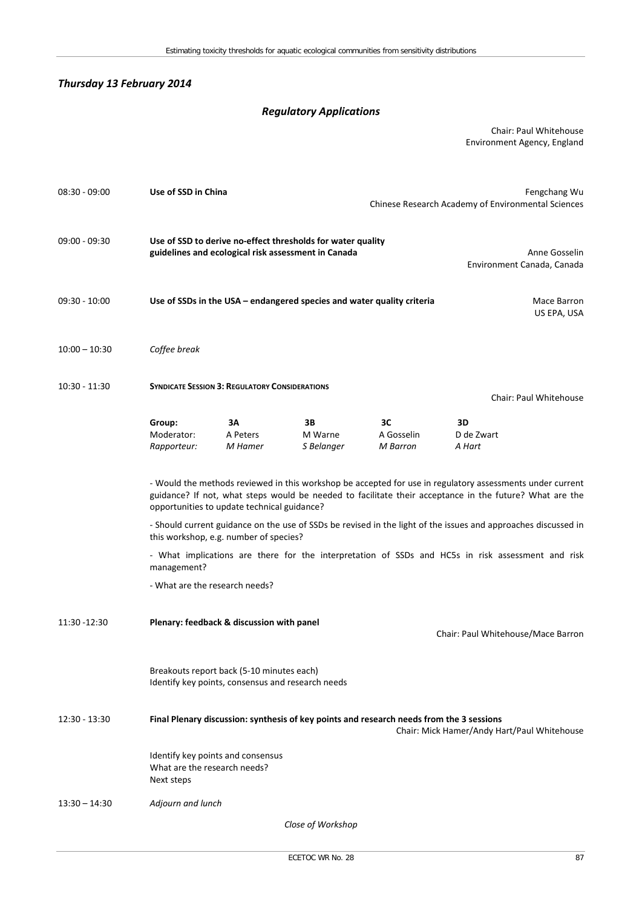## *Thursday 13 February 2014*

### *Regulatory Applications*

Chair: Paul Whitehouse
Environment Agency, England

08:30 - 09:00 **Use of SSD in China**
Fengchang Wu
Chinese Research Academy of Environmental Sciences

09:00 - 09:30 **Use of SSD to derive no-effect thresholds for water quality guidelines and ecological risk assessment in Canada**
Anne Gosselin
Environment Canada, Canada

09:30 - 10:00 **Use of SSDs in the USA – endangered species and water quality criteria**
Mace Barron
US EPA, USA

10:00 – 10:30 *Coffee break*

10:30 - 11:30 **SYNDICATE SESSION 3: REGULATORY CONSIDERATIONS**
Chair: Paul Whitehouse

| Group: | 3A | 3B | 3C | 3D |
|---|---|---|---|---|
| Moderator: | A Peters | M Warne | A Gosselin | D de Zwart |
| *Rapporteur:* | *M Hamer* | *S Belanger* | *M Barron* | *A Hart* |

- Would the methods reviewed in this workshop be accepted for use in regulatory assessments under current guidance? If not, what steps would be needed to facilitate their acceptance in the future? What are the opportunities to update technical guidance?

- Should current guidance on the use of SSDs be revised in the light of the issues and approaches discussed in this workshop, e.g. number of species?

- What implications are there for the interpretation of SSDs and HC5s in risk assessment and risk management?

- What are the research needs?

11:30 -12:30 **Plenary: feedback & discussion with panel**
Chair: Paul Whitehouse/Mace Barron

Breakouts report back (5-10 minutes each)
Identify key points, consensus and research needs

12:30 - 13:30 **Final Plenary discussion: synthesis of key points and research needs from the 3 sessions**
Chair: Mick Hamer/Andy Hart/Paul Whitehouse

Identify key points and consensus
What are the research needs?
Next steps

13:30 – 14:30 *Adjourn and lunch*

*Close of Workshop*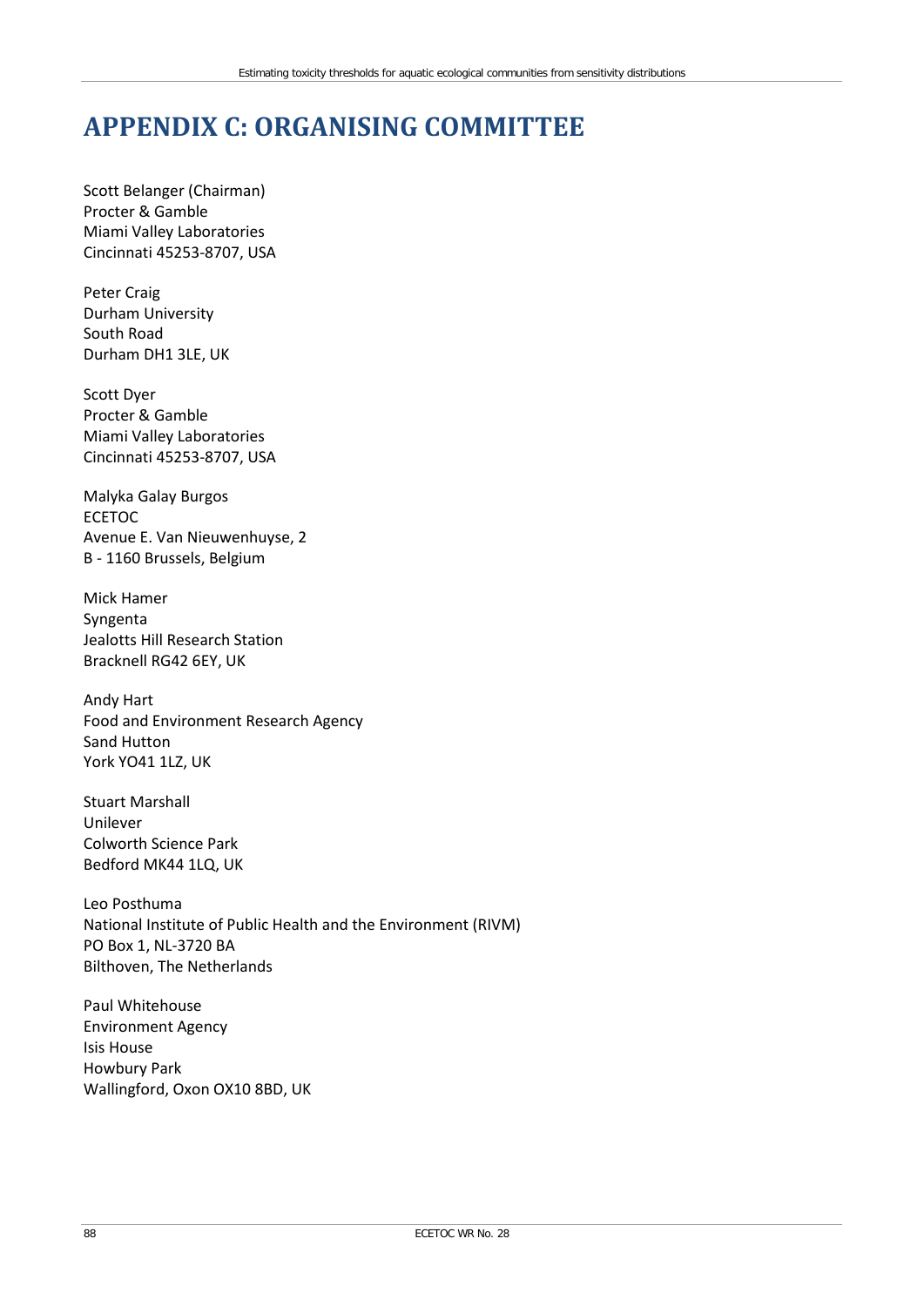# APPENDIX C: ORGANISING COMMITTEE

Scott Belanger (Chairman)
Procter & Gamble
Miami Valley Laboratories
Cincinnati 45253-8707, USA

Peter Craig
Durham University
South Road
Durham DH1 3LE, UK

Scott Dyer
Procter & Gamble
Miami Valley Laboratories
Cincinnati 45253-8707, USA

Malyka Galay Burgos
ECETOC
Avenue E. Van Nieuwenhuyse, 2
B - 1160 Brussels, Belgium

Mick Hamer
Syngenta
Jealotts Hill Research Station
Bracknell RG42 6EY, UK

Andy Hart
Food and Environment Research Agency
Sand Hutton
York YO41 1LZ, UK

Stuart Marshall
Unilever
Colworth Science Park
Bedford MK44 1LQ, UK

Leo Posthuma
National Institute of Public Health and the Environment (RIVM)
PO Box 1, NL-3720 BA
Bilthoven, The Netherlands

Paul Whitehouse
Environment Agency
Isis House
Howbury Park
Wallingford, Oxon OX10 8BD, UK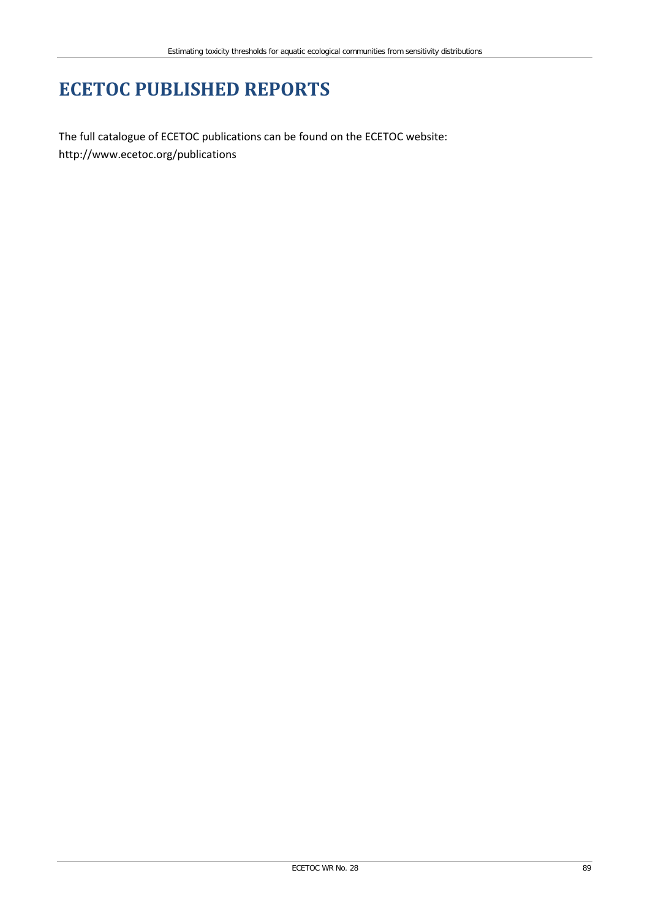# ECETOC PUBLISHED REPORTS

The full catalogue of ECETOC publications can be found on the ECETOC website:
http://www.ecetoc.org/publications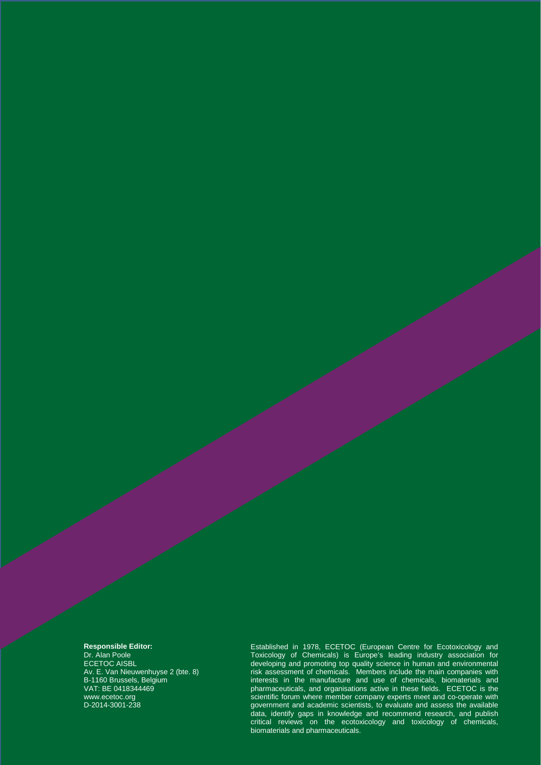**Responsible Editor:**
Dr. Alan Poole
ECETOC AISBL
Av. E. Van Nieuwenhuyse 2 (bte. 8)
B-1160 Brussels, Belgium
VAT: BE 0418344469
www.ecetoc.org
D-2014-3001-238

Established in 1978, ECETOC (European Centre for Ecotoxicology and Toxicology of Chemicals) is Europe's leading industry association for developing and promoting top quality science in human and environmental risk assessment of chemicals. Members include the main companies with interests in the manufacture and use of chemicals, biomaterials and pharmaceuticals, and organisations active in these fields. ECETOC is the scientific forum where member company experts meet and co-operate with government and academic scientists, to evaluate and assess the available data, identify gaps in knowledge and recommend research, and publish critical reviews on the ecotoxicology and toxicology of chemicals, biomaterials and pharmaceuticals.